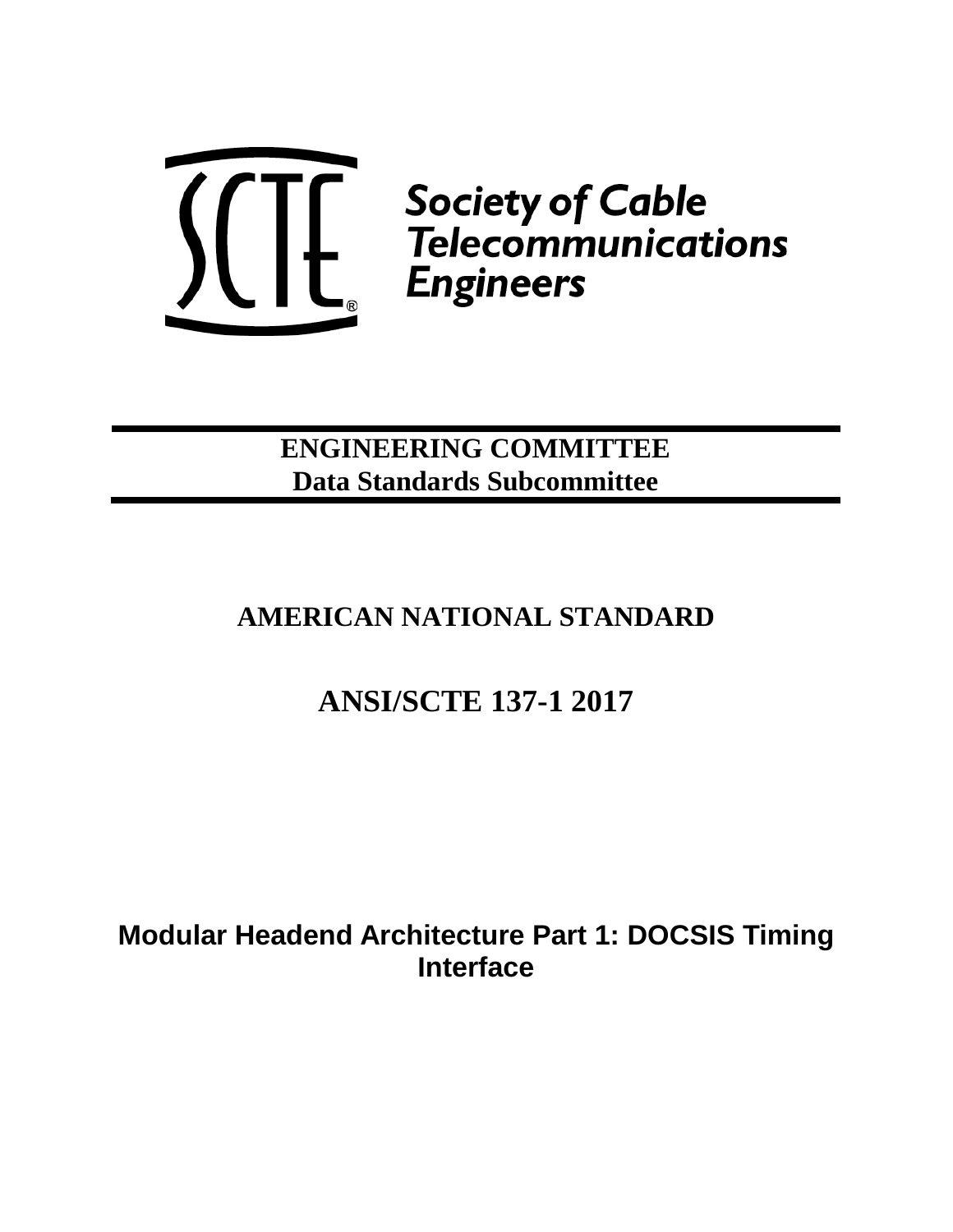SCTE®

**Society of Cable Telecommunications Engineers**

**ENGINEERING COMMITTEE**
**Data Standards Subcommittee**

## AMERICAN NATIONAL STANDARD

# ANSI/SCTE 137-1 2017

## Modular Headend Architecture Part 1: DOCSIS Timing Interface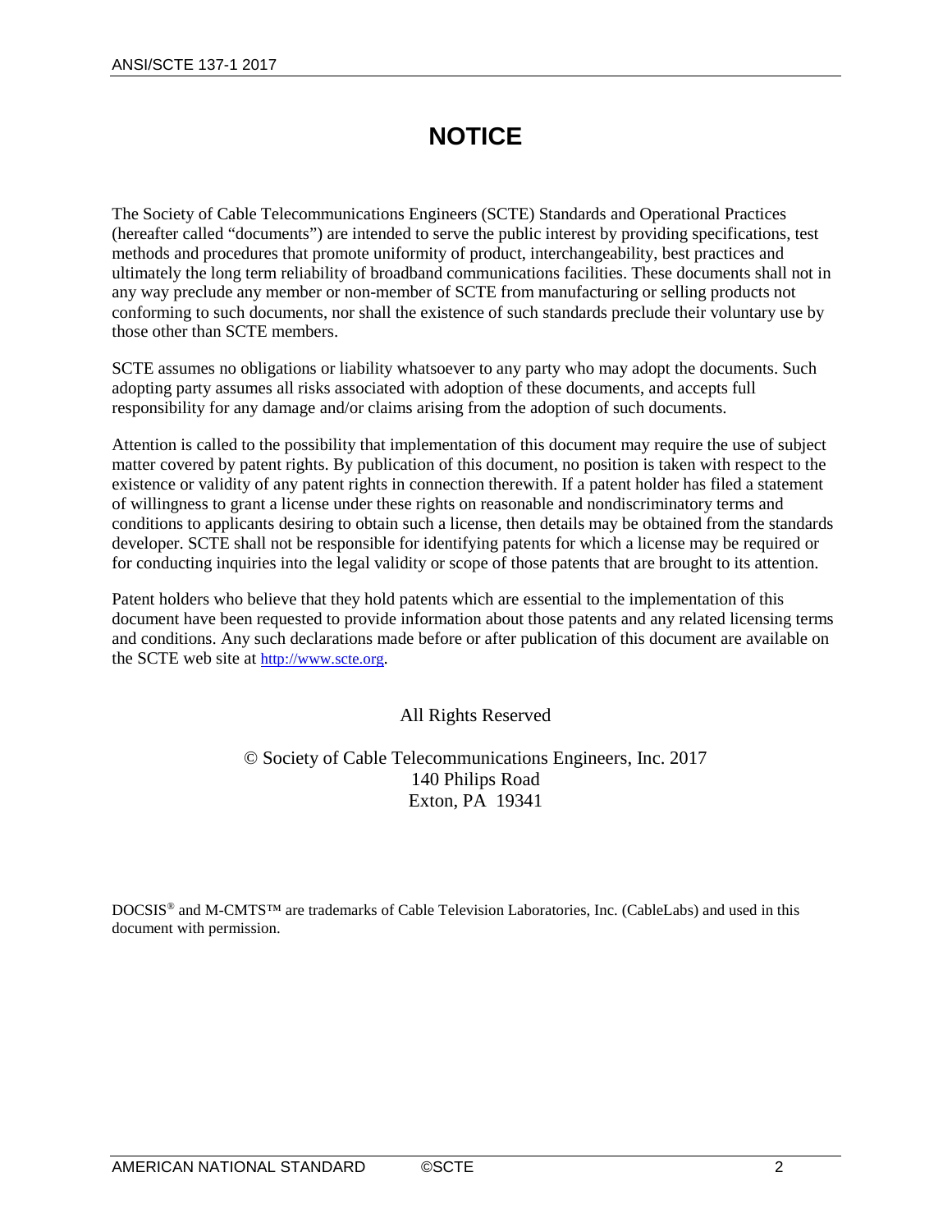# NOTICE

The Society of Cable Telecommunications Engineers (SCTE) Standards and Operational Practices (hereafter called "documents") are intended to serve the public interest by providing specifications, test methods and procedures that promote uniformity of product, interchangeability, best practices and ultimately the long term reliability of broadband communications facilities. These documents shall not in any way preclude any member or non-member of SCTE from manufacturing or selling products not conforming to such documents, nor shall the existence of such standards preclude their voluntary use by those other than SCTE members.

SCTE assumes no obligations or liability whatsoever to any party who may adopt the documents. Such adopting party assumes all risks associated with adoption of these documents, and accepts full responsibility for any damage and/or claims arising from the adoption of such documents.

Attention is called to the possibility that implementation of this document may require the use of subject matter covered by patent rights. By publication of this document, no position is taken with respect to the existence or validity of any patent rights in connection therewith. If a patent holder has filed a statement of willingness to grant a license under these rights on reasonable and nondiscriminatory terms and conditions to applicants desiring to obtain such a license, then details may be obtained from the standards developer. SCTE shall not be responsible for identifying patents for which a license may be required or for conducting inquiries into the legal validity or scope of those patents that are brought to its attention.

Patent holders who believe that they hold patents which are essential to the implementation of this document have been requested to provide information about those patents and any related licensing terms and conditions. Any such declarations made before or after publication of this document are available on the SCTE web site at http://www.scte.org.

All Rights Reserved

© Society of Cable Telecommunications Engineers, Inc. 2017
140 Philips Road
Exton, PA 19341

DOCSIS® and M-CMTS™ are trademarks of Cable Television Laboratories, Inc. (CableLabs) and used in this document with permission.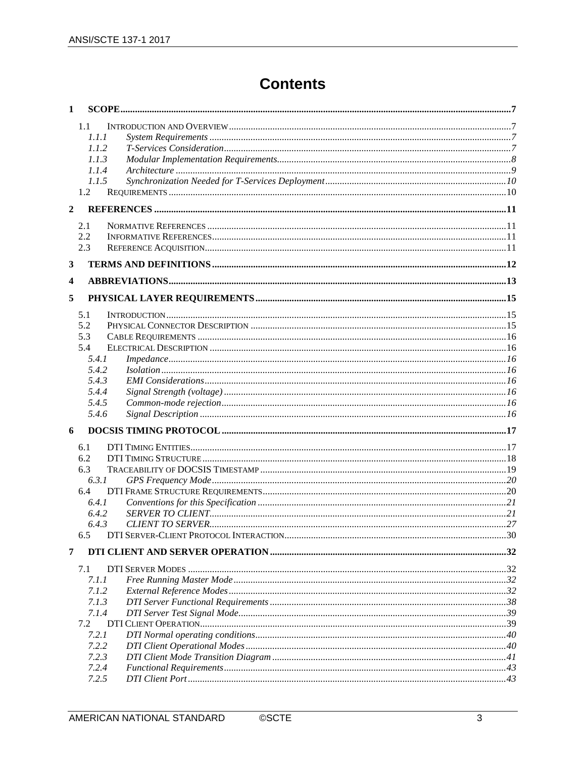# Contents

**1 SCOPE** ... 7

- 1.1 Introduction and Overview ... 7
  - *1.1.1 System Requirements* ... 7
  - *1.1.2 T-Services Consideration* ... 7
  - *1.1.3 Modular Implementation Requirements* ... 8
  - *1.1.4 Architecture* ... 9
  - *1.1.5 Synchronization Needed for T-Services Deployment* ... 10
- 1.2 Requirements ... 10

**2 REFERENCES** ... 11

- 2.1 Normative References ... 11
- 2.2 Informative References ... 11
- 2.3 Reference Acquisition ... 11

**3 TERMS AND DEFINITIONS** ... 12

**4 ABBREVIATIONS** ... 13

**5 PHYSICAL LAYER REQUIREMENTS** ... 15

- 5.1 Introduction ... 15
- 5.2 Physical Connector Description ... 15
- 5.3 Cable Requirements ... 16
- 5.4 Electrical Description ... 16
  - *5.4.1 Impedance* ... 16
  - *5.4.2 Isolation* ... 16
  - *5.4.3 EMI Considerations* ... 16
  - *5.4.4 Signal Strength (voltage)* ... 16
  - *5.4.5 Common-mode rejection* ... 16
  - *5.4.6 Signal Description* ... 16

**6 DOCSIS TIMING PROTOCOL** ... 17

- 6.1 DTI Timing Entities ... 17
- 6.2 DTI Timing Structure ... 18
- 6.3 Traceability of DOCSIS Timestamp ... 19
  - *6.3.1 GPS Frequency Mode* ... 20
- 6.4 DTI Frame Structure Requirements ... 20
  - *6.4.1 Conventions for this Specification* ... 21
  - *6.4.2 SERVER TO CLIENT* ... 21
  - *6.4.3 CLIENT TO SERVER* ... 27
- 6.5 DTI Server-Client Protocol Interaction ... 30

**7 DTI CLIENT AND SERVER OPERATION** ... 32

- 7.1 DTI Server Modes ... 32
  - *7.1.1 Free Running Master Mode* ... 32
  - *7.1.2 External Reference Modes* ... 32
  - *7.1.3 DTI Server Functional Requirements* ... 38
  - *7.1.4 DTI Server Test Signal Mode* ... 39
- 7.2 DTI Client Operation ... 39
  - *7.2.1 DTI Normal operating conditions* ... 40
  - *7.2.2 DTI Client Operational Modes* ... 40
  - *7.2.3 DTI Client Mode Transition Diagram* ... 41
  - *7.2.4 Functional Requirements* ... 43
  - *7.2.5 DTI Client Port* ... 43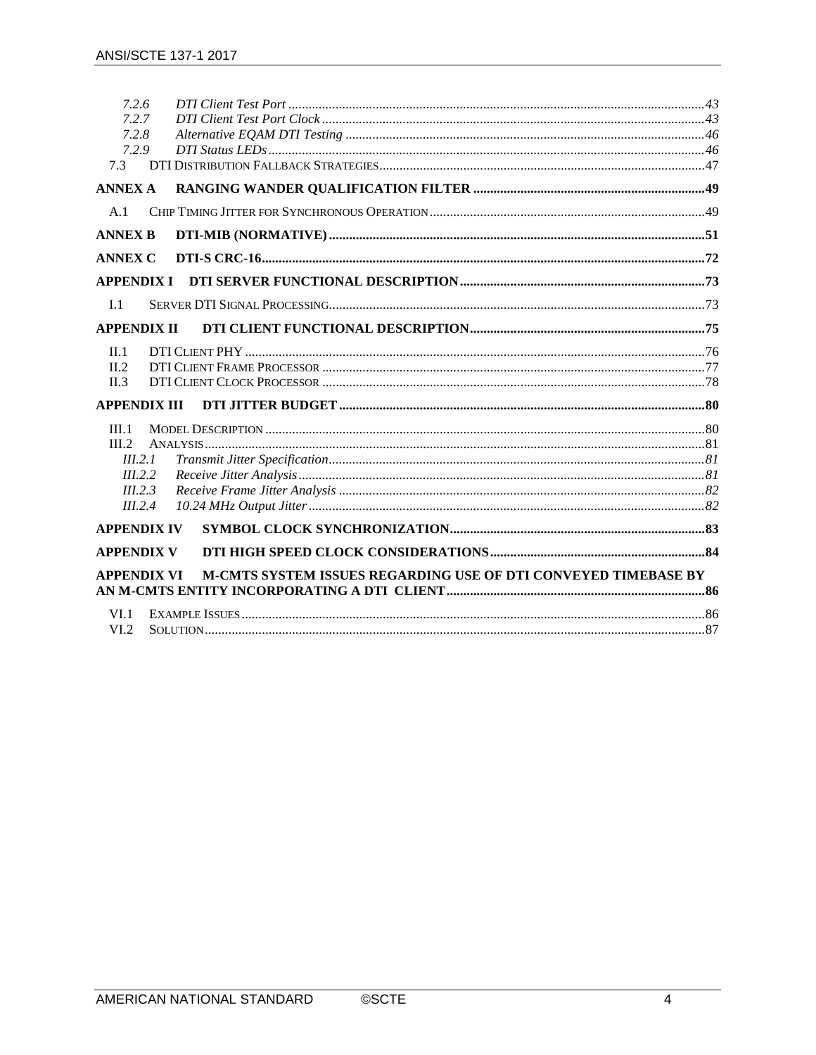7.2.6 *DTI Client Test Port* ...........................................................................................................43
7.2.7 *DTI Client Test Port Clock* .................................................................................................43
7.2.8 *Alternative EQAM DTI Testing* ..........................................................................................46
7.2.9 *DTI Status LEDs* .................................................................................................................46
7.3 DTI Distribution Fallback Strategies ................................................................................................47

**ANNEX A RANGING WANDER QUALIFICATION FILTER ....................................................................49**

A.1 Chip Timing Jitter for Synchronous Operation .................................................................................49

**ANNEX B DTI-MIB (NORMATIVE) ...............................................................................................51**

**ANNEX C DTI-S CRC-16....................................................................................................................72**

**APPENDIX I DTI SERVER FUNCTIONAL DESCRIPTION .........................................................................73**

I.1 Server DTI Signal Processing...............................................................................................73

**APPENDIX II DTI CLIENT FUNCTIONAL DESCRIPTION .....................................................................75**

II.1 DTI Client PHY ........................................................................................................................76
II.2 DTI Client Frame Processor .................................................................................................77
II.3 DTI Client Clock Processor .................................................................................................78

**APPENDIX III DTI JITTER BUDGET ............................................................................................80**

III.1 Model Description ..................................................................................................................80
III.2 Analysis....................................................................................................................................81
III.2.1 *Transmit Jitter Specification*...............................................................................................81
III.2.2 *Receive Jitter Analysis*........................................................................................................81
III.2.3 *Receive Frame Jitter Analysis* ............................................................................................82
III.2.4 *10.24 MHz Output Jitter* .....................................................................................................82

**APPENDIX IV SYMBOL CLOCK SYNCHRONIZATION...........................................................................83**

**APPENDIX V DTI HIGH SPEED CLOCK CONSIDERATIONS................................................................84**

**APPENDIX VI M-CMTS SYSTEM ISSUES REGARDING USE OF DTI CONVEYED TIMEBASE BY AN M-CMTS ENTITY INCORPORATING A DTI CLIENT............................................................................86**

VI.1 Example Issues .........................................................................................................................86
VI.2 Solution....................................................................................................................................87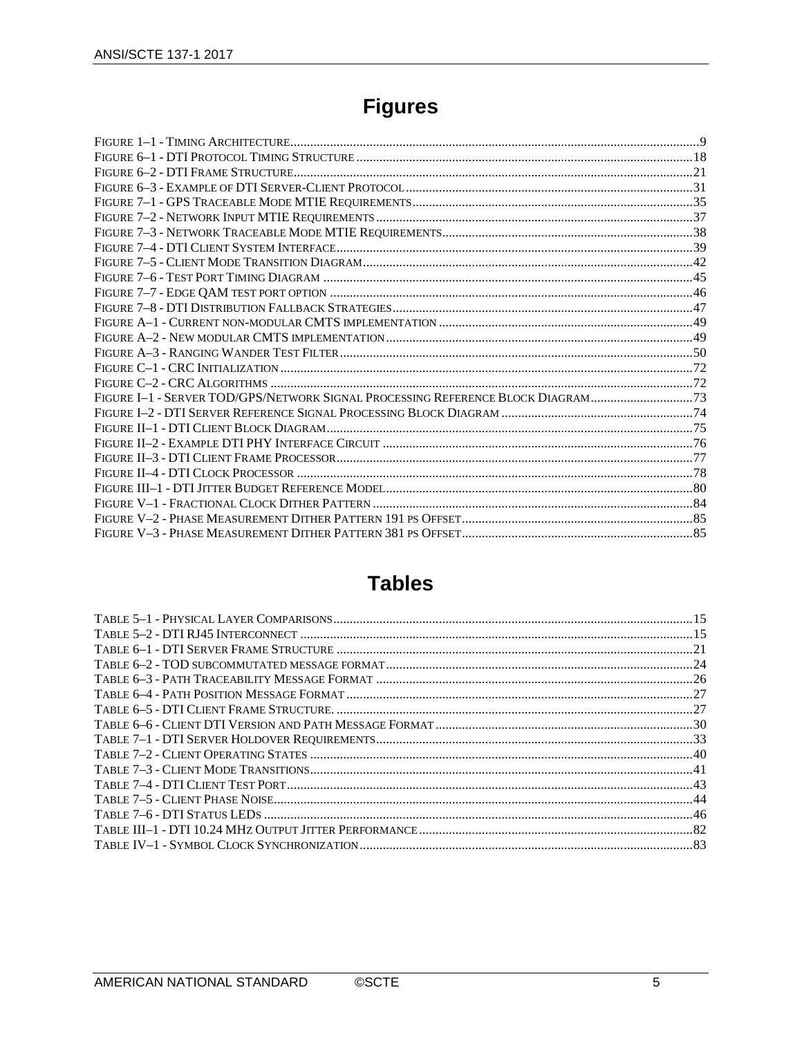# Figures

FIGURE 1–1 - TIMING ARCHITECTURE ........................................................................................................................ 9
FIGURE 6–1 - DTI PROTOCOL TIMING STRUCTURE ................................................................................................. 18
FIGURE 6–2 - DTI FRAME STRUCTURE ..................................................................................................................... 21
FIGURE 6–3 - EXAMPLE OF DTI SERVER-CLIENT PROTOCOL ................................................................................... 31
FIGURE 7–1 - GPS TRACEABLE MODE MTIE REQUIREMENTS ................................................................................... 35
FIGURE 7–2 - NETWORK INPUT MTIE REQUIREMENTS ............................................................................................. 37
FIGURE 7–3 - NETWORK TRACEABLE MODE MTIE REQUIREMENTS .......................................................................... 38
FIGURE 7–4 - DTI CLIENT SYSTEM INTERFACE ......................................................................................................... 39
FIGURE 7–5 - CLIENT MODE TRANSITION DIAGRAM ................................................................................................. 42
FIGURE 7–6 - TEST PORT TIMING DIAGRAM ............................................................................................................. 45
FIGURE 7–7 - EDGE QAM TEST PORT OPTION .......................................................................................................... 46
FIGURE 7–8 - DTI DISTRIBUTION FALLBACK STRATEGIES ......................................................................................... 47
FIGURE A–1 - CURRENT NON-MODULAR CMTS IMPLEMENTATION ............................................................................ 49
FIGURE A–2 - NEW MODULAR CMTS IMPLEMENTATION ........................................................................................... 49
FIGURE A–3 - RANGING WANDER TEST FILTER .......................................................................................................... 50
FIGURE C–1 - CRC INITIALIZATION ............................................................................................................................ 72
FIGURE C–2 - CRC ALGORITHMS ............................................................................................................................... 72
FIGURE I–1 - SERVER TOD/GPS/NETWORK SIGNAL PROCESSING REFERENCE BLOCK DIAGRAM ............................... 73
FIGURE I–2 - DTI SERVER REFERENCE SIGNAL PROCESSING BLOCK DIAGRAM ......................................................... 74
FIGURE II–1 - DTI CLIENT BLOCK DIAGRAM .............................................................................................................. 75
FIGURE II–2 - EXAMPLE DTI PHY INTERFACE CIRCUIT ............................................................................................. 76
FIGURE II–3 - DTI CLIENT FRAME PROCESSOR ........................................................................................................... 77
FIGURE II–4 - DTI CLOCK PROCESSOR ....................................................................................................................... 78
FIGURE III–1 - DTI JITTER BUDGET REFERENCE MODEL ............................................................................................ 80
FIGURE V–1 - FRACTIONAL CLOCK DITHER PATTERN ................................................................................................ 84
FIGURE V–2 - PHASE MEASUREMENT DITHER PATTERN 191 PS OFFSET ..................................................................... 85
FIGURE V–3 - PHASE MEASUREMENT DITHER PATTERN 381 PS OFFSET ..................................................................... 85

# Tables

TABLE 5–1 - PHYSICAL LAYER COMPARISONS ........................................................................................................... 15
TABLE 5–2 - DTI RJ45 INTERCONNECT ...................................................................................................................... 15
TABLE 6–1 - DTI SERVER FRAME STRUCTURE ........................................................................................................... 21
TABLE 6–2 - TOD SUBCOMMUTATED MESSAGE FORMAT ............................................................................................ 24
TABLE 6–3 - PATH TRACEABILITY MESSAGE FORMAT ............................................................................................... 26
TABLE 6–4 - PATH POSITION MESSAGE FORMAT ........................................................................................................ 27
TABLE 6–5 - DTI CLIENT FRAME STRUCTURE. ........................................................................................................... 27
TABLE 6–6 - CLIENT DTI VERSION AND PATH MESSAGE FORMAT ............................................................................. 30
TABLE 7–1 - DTI SERVER HOLDOVER REQUIREMENTS ............................................................................................... 33
TABLE 7–2 - CLIENT OPERATING STATES .................................................................................................................. 40
TABLE 7–3 - CLIENT MODE TRANSITIONS .................................................................................................................. 41
TABLE 7–4 - DTI CLIENT TEST PORT .......................................................................................................................... 43
TABLE 7–5 - CLIENT PHASE NOISE ............................................................................................................................. 44
TABLE 7–6 - DTI STATUS LEDS ................................................................................................................................. 46
TABLE III–1 - DTI 10.24 MHZ OUTPUT JITTER PERFORMANCE .................................................................................. 82
TABLE IV–1 - SYMBOL CLOCK SYNCHRONIZATION .................................................................................................... 83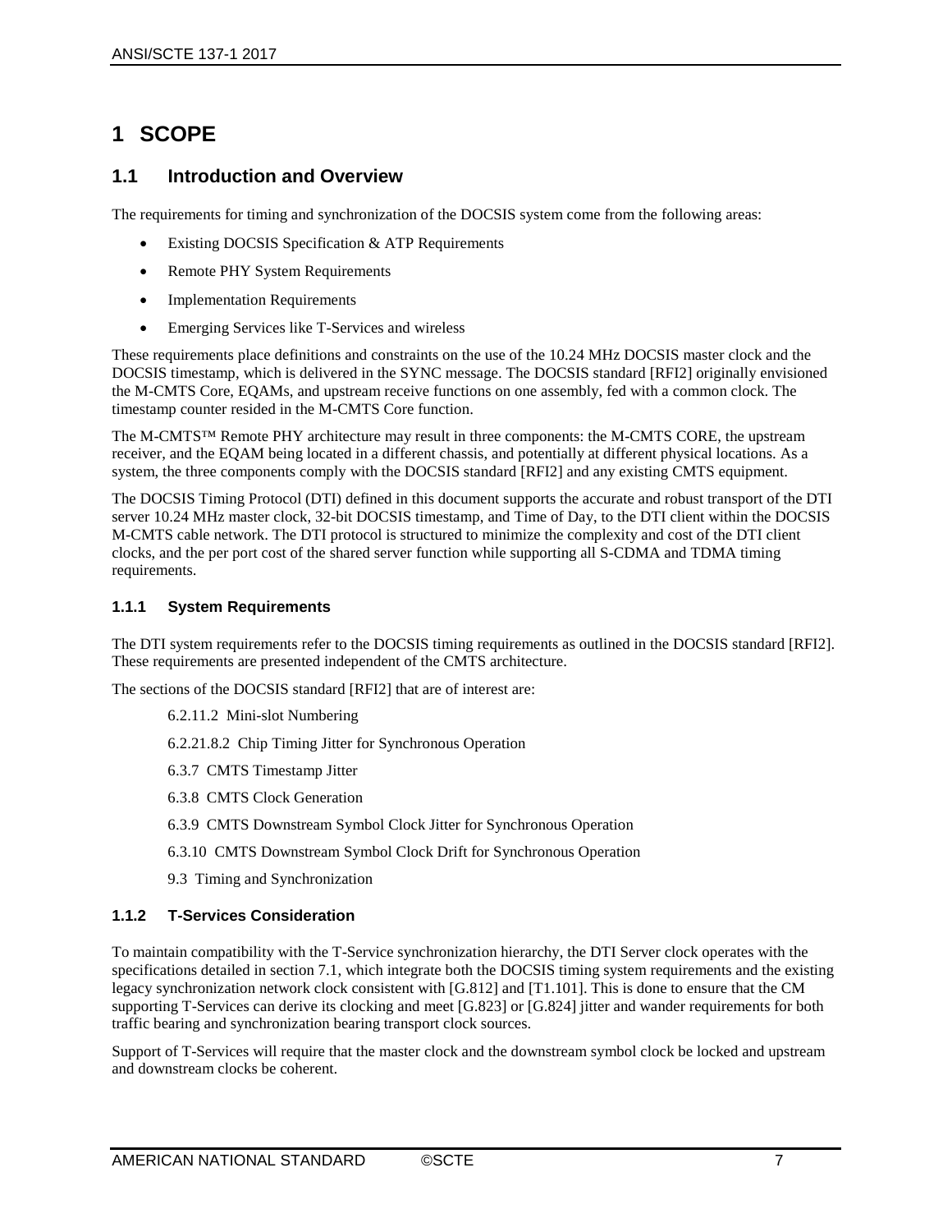# 1 SCOPE

## 1.1 Introduction and Overview

The requirements for timing and synchronization of the DOCSIS system come from the following areas:

- Existing DOCSIS Specification & ATP Requirements
- Remote PHY System Requirements
- Implementation Requirements
- Emerging Services like T-Services and wireless

These requirements place definitions and constraints on the use of the 10.24 MHz DOCSIS master clock and the DOCSIS timestamp, which is delivered in the SYNC message. The DOCSIS standard [RFI2] originally envisioned the M-CMTS Core, EQAMs, and upstream receive functions on one assembly, fed with a common clock. The timestamp counter resided in the M-CMTS Core function.

The M-CMTS™ Remote PHY architecture may result in three components: the M-CMTS CORE, the upstream receiver, and the EQAM being located in a different chassis, and potentially at different physical locations. As a system, the three components comply with the DOCSIS standard [RFI2] and any existing CMTS equipment.

The DOCSIS Timing Protocol (DTI) defined in this document supports the accurate and robust transport of the DTI server 10.24 MHz master clock, 32-bit DOCSIS timestamp, and Time of Day, to the DTI client within the DOCSIS M-CMTS cable network. The DTI protocol is structured to minimize the complexity and cost of the DTI client clocks, and the per port cost of the shared server function while supporting all S-CDMA and TDMA timing requirements.

### 1.1.1 System Requirements

The DTI system requirements refer to the DOCSIS timing requirements as outlined in the DOCSIS standard [RFI2]. These requirements are presented independent of the CMTS architecture.

The sections of the DOCSIS standard [RFI2] that are of interest are:

6.2.11.2 Mini-slot Numbering

6.2.21.8.2 Chip Timing Jitter for Synchronous Operation

6.3.7 CMTS Timestamp Jitter

6.3.8 CMTS Clock Generation

6.3.9 CMTS Downstream Symbol Clock Jitter for Synchronous Operation

6.3.10 CMTS Downstream Symbol Clock Drift for Synchronous Operation

9.3 Timing and Synchronization

### 1.1.2 T-Services Consideration

To maintain compatibility with the T-Service synchronization hierarchy, the DTI Server clock operates with the specifications detailed in section 7.1, which integrate both the DOCSIS timing system requirements and the existing legacy synchronization network clock consistent with [G.812] and [T1.101]. This is done to ensure that the CM supporting T-Services can derive its clocking and meet [G.823] or [G.824] jitter and wander requirements for both traffic bearing and synchronization bearing transport clock sources.

Support of T-Services will require that the master clock and the downstream symbol clock be locked and upstream and downstream clocks be coherent.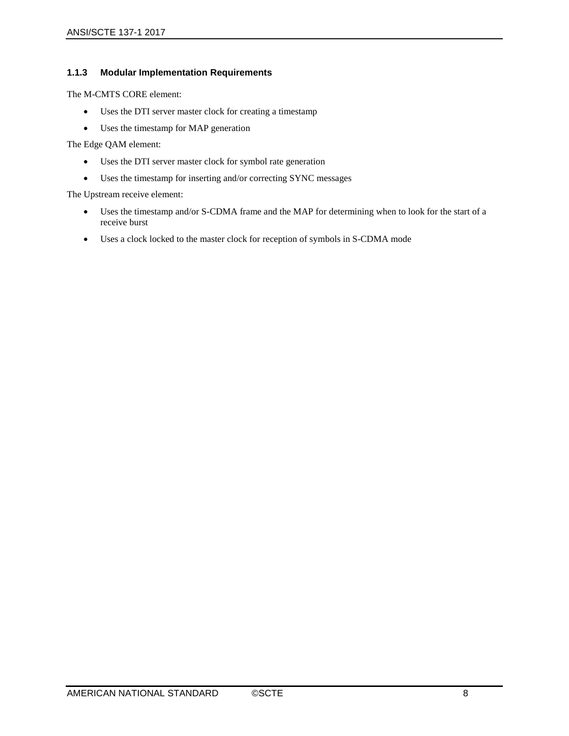### 1.1.3 Modular Implementation Requirements

The M-CMTS CORE element:

- Uses the DTI server master clock for creating a timestamp
- Uses the timestamp for MAP generation

The Edge QAM element:

- Uses the DTI server master clock for symbol rate generation
- Uses the timestamp for inserting and/or correcting SYNC messages

The Upstream receive element:

- Uses the timestamp and/or S-CDMA frame and the MAP for determining when to look for the start of a receive burst
- Uses a clock locked to the master clock for reception of symbols in S-CDMA mode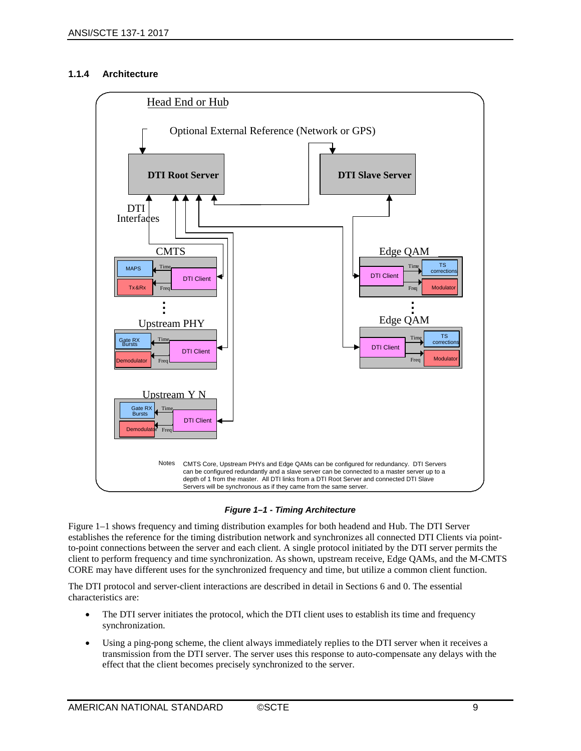### 1.1.4 Architecture

Notes CMTS Core, Upstream PHYs and Edge QAMs can be configured for redundancy. DTI Servers can be configured redundantly and a slave server can be connected to a master server up to a depth of 1 from the master. All DTI links from a DTI Root Server and connected DTI Slave Servers will be synchronous as if they came from the same server.

***Figure 1–1 - Timing Architecture***

Figure 1–1 shows frequency and timing distribution examples for both headend and Hub. The DTI Server establishes the reference for the timing distribution network and synchronizes all connected DTI Clients via point-to-point connections between the server and each client. A single protocol initiated by the DTI server permits the client to perform frequency and time synchronization. As shown, upstream receive, Edge QAMs, and the M-CMTS CORE may have different uses for the synchronized frequency and time, but utilize a common client function.

The DTI protocol and server-client interactions are described in detail in Sections 6 and 0. The essential characteristics are:

- The DTI server initiates the protocol, which the DTI client uses to establish its time and frequency synchronization.
- Using a ping-pong scheme, the client always immediately replies to the DTI server when it receives a transmission from the DTI server. The server uses this response to auto-compensate any delays with the effect that the client becomes precisely synchronized to the server.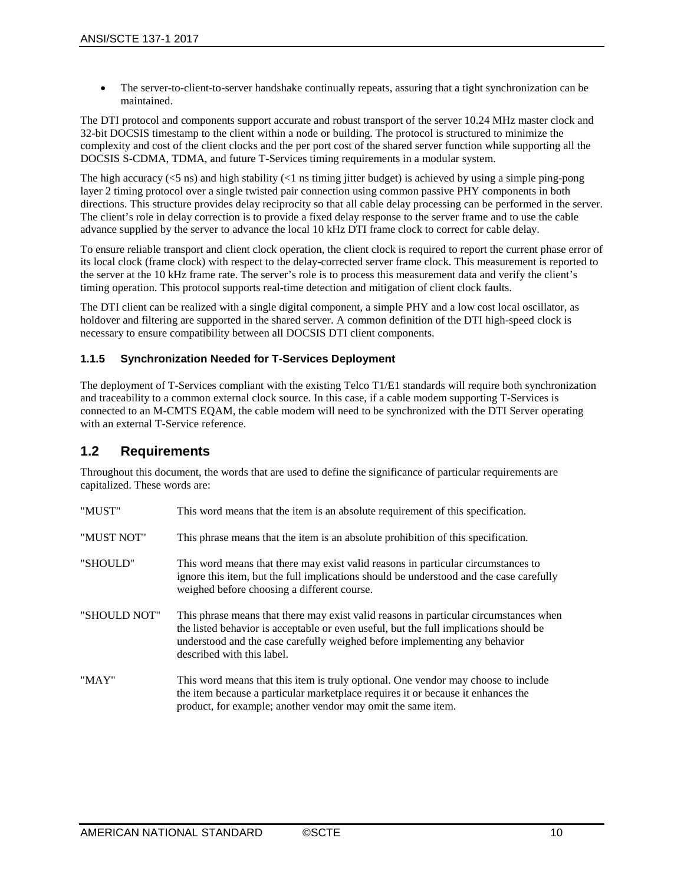- The server-to-client-to-server handshake continually repeats, assuring that a tight synchronization can be maintained.

The DTI protocol and components support accurate and robust transport of the server 10.24 MHz master clock and 32-bit DOCSIS timestamp to the client within a node or building. The protocol is structured to minimize the complexity and cost of the client clocks and the per port cost of the shared server function while supporting all the DOCSIS S-CDMA, TDMA, and future T-Services timing requirements in a modular system.

The high accuracy (<5 ns) and high stability (<1 ns timing jitter budget) is achieved by using a simple ping-pong layer 2 timing protocol over a single twisted pair connection using common passive PHY components in both directions. This structure provides delay reciprocity so that all cable delay processing can be performed in the server. The client's role in delay correction is to provide a fixed delay response to the server frame and to use the cable advance supplied by the server to advance the local 10 kHz DTI frame clock to correct for cable delay.

To ensure reliable transport and client clock operation, the client clock is required to report the current phase error of its local clock (frame clock) with respect to the delay-corrected server frame clock. This measurement is reported to the server at the 10 kHz frame rate. The server's role is to process this measurement data and verify the client's timing operation. This protocol supports real-time detection and mitigation of client clock faults.

The DTI client can be realized with a single digital component, a simple PHY and a low cost local oscillator, as holdover and filtering are supported in the shared server. A common definition of the DTI high-speed clock is necessary to ensure compatibility between all DOCSIS DTI client components.

### 1.1.5 Synchronization Needed for T-Services Deployment

The deployment of T-Services compliant with the existing Telco T1/E1 standards will require both synchronization and traceability to a common external clock source. In this case, if a cable modem supporting T-Services is connected to an M-CMTS EQAM, the cable modem will need to be synchronized with the DTI Server operating with an external T-Service reference.

## 1.2 Requirements

Throughout this document, the words that are used to define the significance of particular requirements are capitalized. These words are:

| | |
|---|---|
| "MUST" | This word means that the item is an absolute requirement of this specification. |
| "MUST NOT" | This phrase means that the item is an absolute prohibition of this specification. |
| "SHOULD" | This word means that there may exist valid reasons in particular circumstances to ignore this item, but the full implications should be understood and the case carefully weighed before choosing a different course. |
| "SHOULD NOT" | This phrase means that there may exist valid reasons in particular circumstances when the listed behavior is acceptable or even useful, but the full implications should be understood and the case carefully weighed before implementing any behavior described with this label. |
| "MAY" | This word means that this item is truly optional. One vendor may choose to include the item because a particular marketplace requires it or because it enhances the product, for example; another vendor may omit the same item. |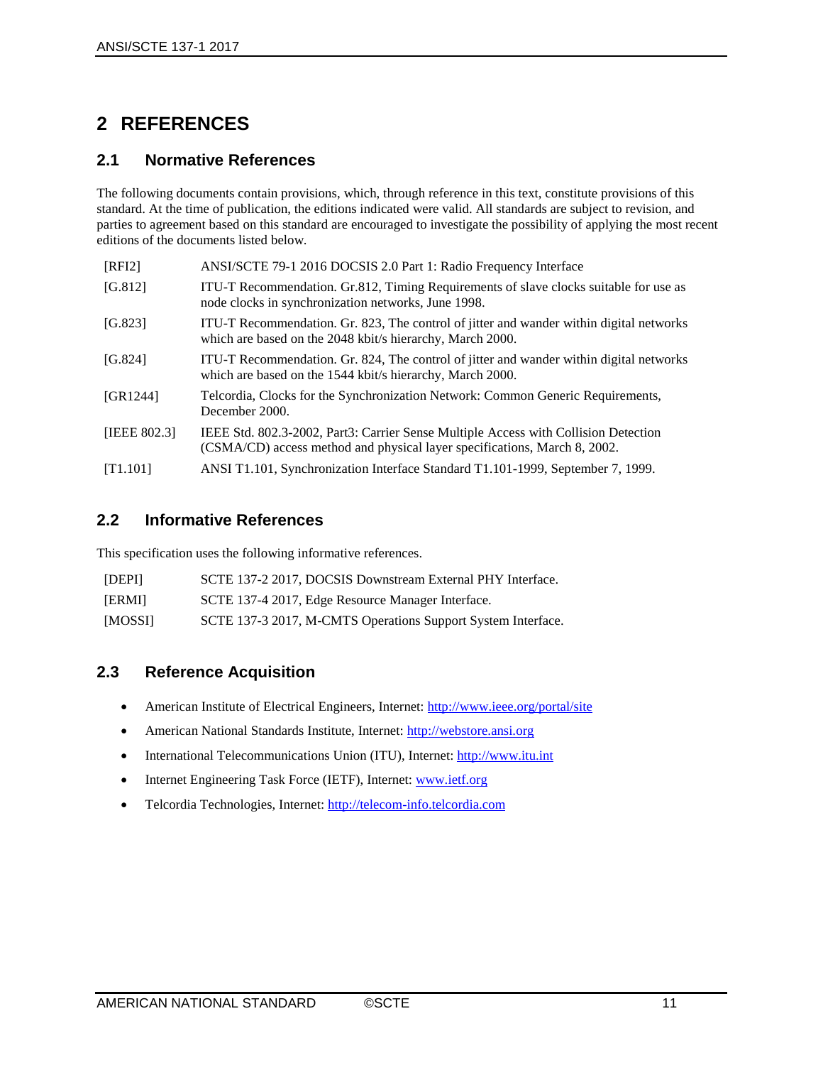# 2 REFERENCES

## 2.1 Normative References

The following documents contain provisions, which, through reference in this text, constitute provisions of this standard. At the time of publication, the editions indicated were valid. All standards are subject to revision, and parties to agreement based on this standard are encouraged to investigate the possibility of applying the most recent editions of the documents listed below.

| | |
|---|---|
| [RFI2] | ANSI/SCTE 79-1 2016 DOCSIS 2.0 Part 1: Radio Frequency Interface |
| [G.812] | ITU-T Recommendation. Gr.812, Timing Requirements of slave clocks suitable for use as node clocks in synchronization networks, June 1998. |
| [G.823] | ITU-T Recommendation. Gr. 823, The control of jitter and wander within digital networks which are based on the 2048 kbit/s hierarchy, March 2000. |
| [G.824] | ITU-T Recommendation. Gr. 824, The control of jitter and wander within digital networks which are based on the 1544 kbit/s hierarchy, March 2000. |
| [GR1244] | Telcordia, Clocks for the Synchronization Network: Common Generic Requirements, December 2000. |
| [IEEE 802.3] | IEEE Std. 802.3-2002, Part3: Carrier Sense Multiple Access with Collision Detection (CSMA/CD) access method and physical layer specifications, March 8, 2002. |
| [T1.101] | ANSI T1.101, Synchronization Interface Standard T1.101-1999, September 7, 1999. |

## 2.2 Informative References

This specification uses the following informative references.

| | |
|---|---|
| [DEPI] | SCTE 137-2 2017, DOCSIS Downstream External PHY Interface. |
| [ERMI] | SCTE 137-4 2017, Edge Resource Manager Interface. |
| [MOSSI] | SCTE 137-3 2017, M-CMTS Operations Support System Interface. |

## 2.3 Reference Acquisition

- American Institute of Electrical Engineers, Internet: http://www.ieee.org/portal/site
- American National Standards Institute, Internet: http://webstore.ansi.org
- International Telecommunications Union (ITU), Internet: http://www.itu.int
- Internet Engineering Task Force (IETF), Internet: www.ietf.org
- Telcordia Technologies, Internet: http://telecom-info.telcordia.com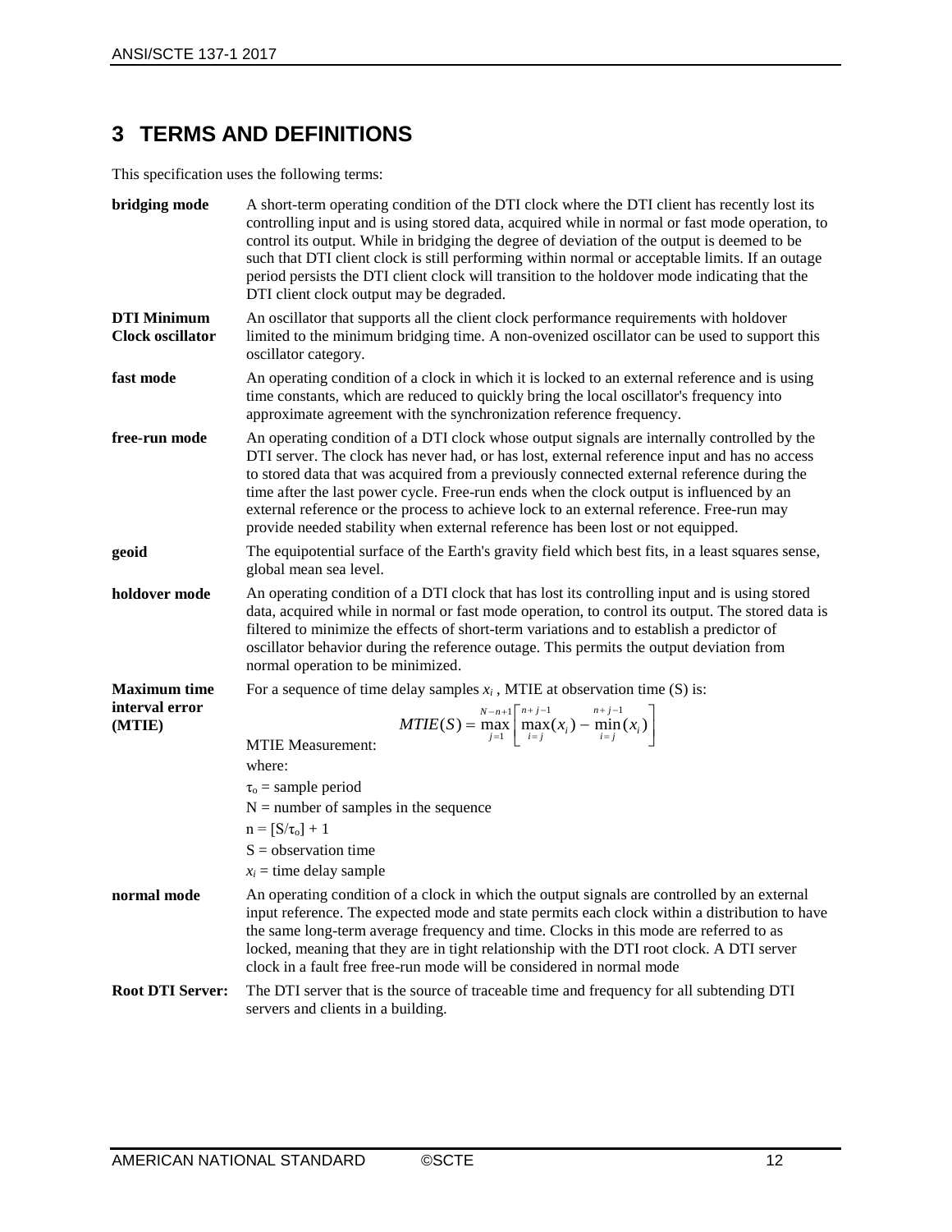# 3 TERMS AND DEFINITIONS

This specification uses the following terms:

**bridging mode** A short-term operating condition of the DTI clock where the DTI client has recently lost its controlling input and is using stored data, acquired while in normal or fast mode operation, to control its output. While in bridging the degree of deviation of the output is deemed to be such that DTI client clock is still performing within normal or acceptable limits. If an outage period persists the DTI client clock will transition to the holdover mode indicating that the DTI client clock output may be degraded.

**DTI Minimum Clock oscillator** An oscillator that supports all the client clock performance requirements with holdover limited to the minimum bridging time. A non-ovenized oscillator can be used to support this oscillator category.

**fast mode** An operating condition of a clock in which it is locked to an external reference and is using time constants, which are reduced to quickly bring the local oscillator's frequency into approximate agreement with the synchronization reference frequency.

**free-run mode** An operating condition of a DTI clock whose output signals are internally controlled by the DTI server. The clock has never had, or has lost, external reference input and has no access to stored data that was acquired from a previously connected external reference during the time after the last power cycle. Free-run ends when the clock output is influenced by an external reference or the process to achieve lock to an external reference. Free-run may provide needed stability when external reference has been lost or not equipped.

**geoid** The equipotential surface of the Earth's gravity field which best fits, in a least squares sense, global mean sea level.

**holdover mode** An operating condition of a DTI clock that has lost its controlling input and is using stored data, acquired while in normal or fast mode operation, to control its output. The stored data is filtered to minimize the effects of short-term variations and to establish a predictor of oscillator behavior during the reference outage. This permits the output deviation from normal operation to be minimized.

**Maximum time interval error (MTIE)** For a sequence of time delay samples $x_i$ , MTIE at observation time (S) is:

MTIE Measurement:

$$MTIE(S) = \max_{j=1}^{N-n+1}\left[\max_{i=j}^{n+j-1}(x_i) - \min_{i=j}^{n+j-1}(x_i)\right]$$

where:

$\tau_o$ = sample period

N = number of samples in the sequence

n = $[S/\tau_o] + 1$

S = observation time

$x_i$ = time delay sample

**normal mode** An operating condition of a clock in which the output signals are controlled by an external input reference. The expected mode and state permits each clock within a distribution to have the same long-term average frequency and time. Clocks in this mode are referred to as locked, meaning that they are in tight relationship with the DTI root clock. A DTI server clock in a fault free free-run mode will be considered in normal mode

**Root DTI Server:** The DTI server that is the source of traceable time and frequency for all subtending DTI servers and clients in a building.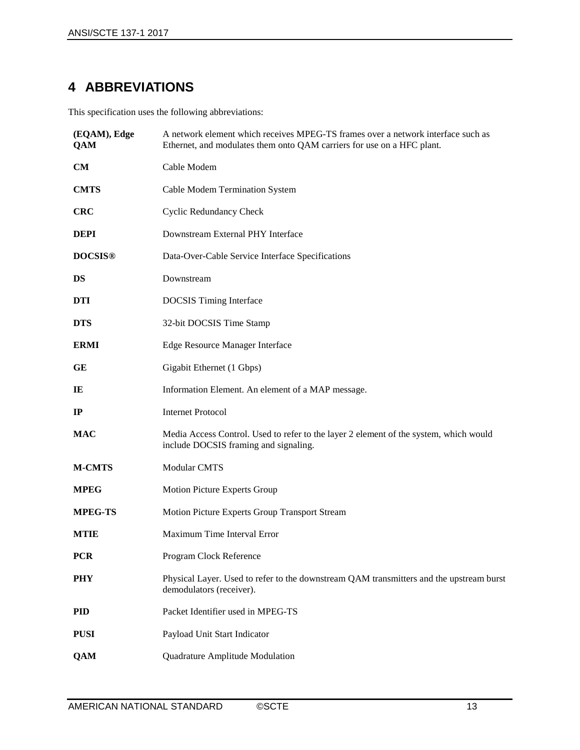# 4 ABBREVIATIONS

This specification uses the following abbreviations:

| | |
|---|---|
| **(EQAM), Edge QAM** | A network element which receives MPEG-TS frames over a network interface such as Ethernet, and modulates them onto QAM carriers for use on a HFC plant. |
| **CM** | Cable Modem |
| **CMTS** | Cable Modem Termination System |
| **CRC** | Cyclic Redundancy Check |
| **DEPI** | Downstream External PHY Interface |
| **DOCSIS®** | Data-Over-Cable Service Interface Specifications |
| **DS** | Downstream |
| **DTI** | DOCSIS Timing Interface |
| **DTS** | 32-bit DOCSIS Time Stamp |
| **ERMI** | Edge Resource Manager Interface |
| **GE** | Gigabit Ethernet (1 Gbps) |
| **IE** | Information Element. An element of a MAP message. |
| **IP** | Internet Protocol |
| **MAC** | Media Access Control. Used to refer to the layer 2 element of the system, which would include DOCSIS framing and signaling. |
| **M-CMTS** | Modular CMTS |
| **MPEG** | Motion Picture Experts Group |
| **MPEG-TS** | Motion Picture Experts Group Transport Stream |
| **MTIE** | Maximum Time Interval Error |
| **PCR** | Program Clock Reference |
| **PHY** | Physical Layer. Used to refer to the downstream QAM transmitters and the upstream burst demodulators (receiver). |
| **PID** | Packet Identifier used in MPEG-TS |
| **PUSI** | Payload Unit Start Indicator |
| **QAM** | Quadrature Amplitude Modulation |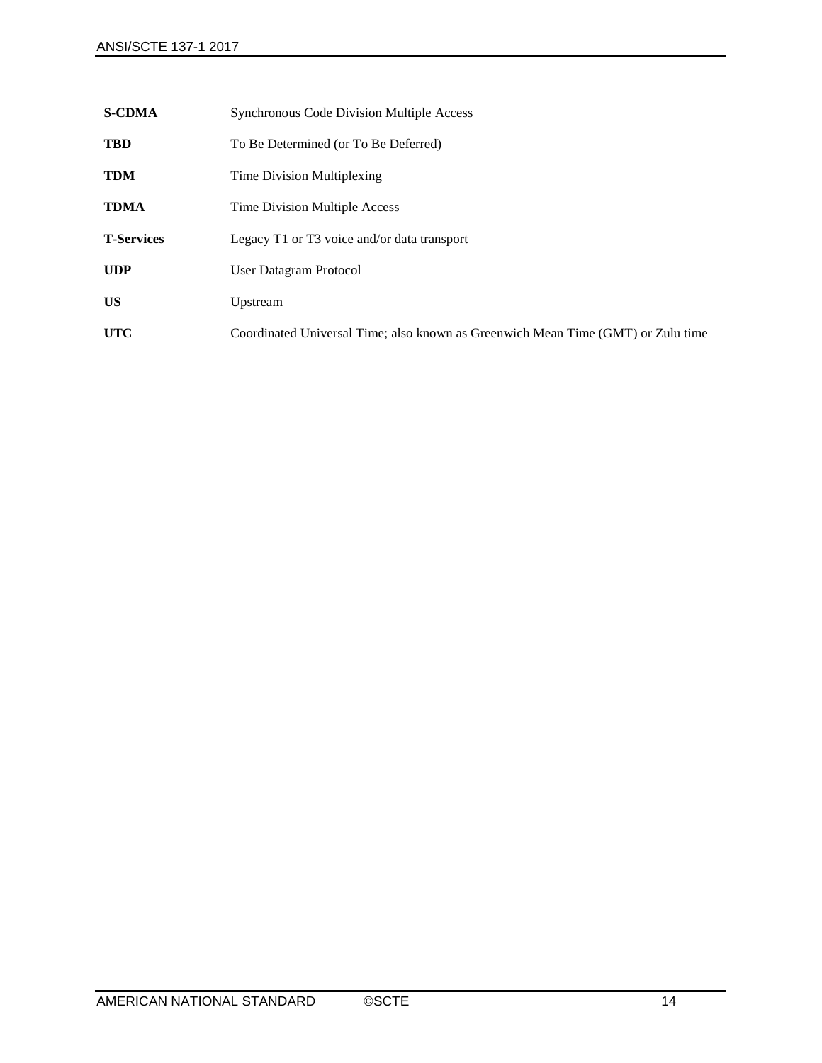| | |
|---|---|
| **S-CDMA** | Synchronous Code Division Multiple Access |
| **TBD** | To Be Determined (or To Be Deferred) |
| **TDM** | Time Division Multiplexing |
| **TDMA** | Time Division Multiple Access |
| **T-Services** | Legacy T1 or T3 voice and/or data transport |
| **UDP** | User Datagram Protocol |
| **US** | Upstream |
| **UTC** | Coordinated Universal Time; also known as Greenwich Mean Time (GMT) or Zulu time |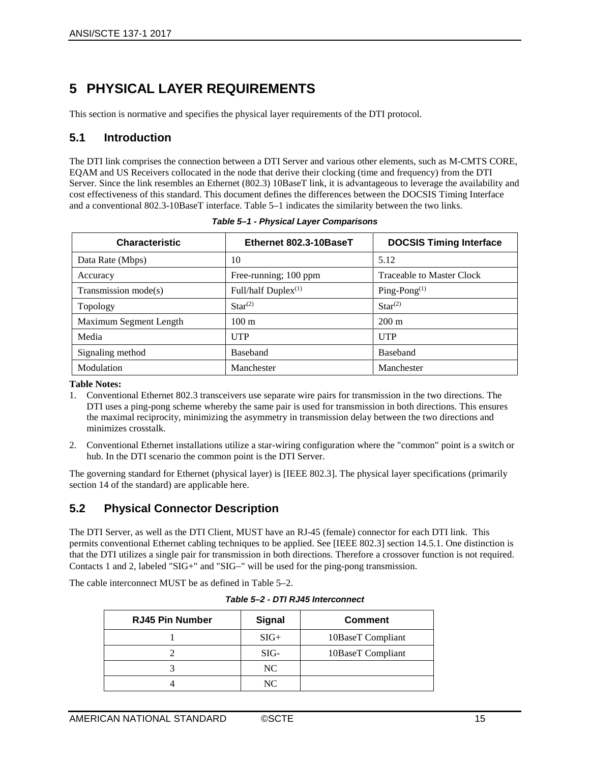# 5 PHYSICAL LAYER REQUIREMENTS

This section is normative and specifies the physical layer requirements of the DTI protocol.

## 5.1 Introduction

The DTI link comprises the connection between a DTI Server and various other elements, such as M-CMTS CORE, EQAM and US Receivers collocated in the node that derive their clocking (time and frequency) from the DTI Server. Since the link resembles an Ethernet (802.3) 10BaseT link, it is advantageous to leverage the availability and cost effectiveness of this standard. This document defines the differences between the DOCSIS Timing Interface and a conventional 802.3-10BaseT interface. Table 5–1 indicates the similarity between the two links.

*Table 5–1 - Physical Layer Comparisons*

| Characteristic | Ethernet 802.3-10BaseT | DOCSIS Timing Interface |
|---|---|---|
| Data Rate (Mbps) | 10 | 5.12 |
| Accuracy | Free-running; 100 ppm | Traceable to Master Clock |
| Transmission mode(s) | Full/half Duplex(1) | Ping-Pong(1) |
| Topology | Star(2) | Star(2) |
| Maximum Segment Length | 100 m | 200 m |
| Media | UTP | UTP |
| Signaling method | Baseband | Baseband |
| Modulation | Manchester | Manchester |

**Table Notes:**

1. Conventional Ethernet 802.3 transceivers use separate wire pairs for transmission in the two directions. The DTI uses a ping-pong scheme whereby the same pair is used for transmission in both directions. This ensures the maximal reciprocity, minimizing the asymmetry in transmission delay between the two directions and minimizes crosstalk.
2. Conventional Ethernet installations utilize a star-wiring configuration where the "common" point is a switch or hub. In the DTI scenario the common point is the DTI Server.

The governing standard for Ethernet (physical layer) is [IEEE 802.3]. The physical layer specifications (primarily section 14 of the standard) are applicable here.

## 5.2 Physical Connector Description

The DTI Server, as well as the DTI Client, MUST have an RJ-45 (female) connector for each DTI link. This permits conventional Ethernet cabling techniques to be applied. See [IEEE 802.3] section 14.5.1. One distinction is that the DTI utilizes a single pair for transmission in both directions. Therefore a crossover function is not required. Contacts 1 and 2, labeled "SIG+" and "SIG–" will be used for the ping-pong transmission.

The cable interconnect MUST be as defined in Table 5–2.

*Table 5–2 - DTI RJ45 Interconnect*

| RJ45 Pin Number | Signal | Comment |
|---|---|---|
| 1 | SIG+ | 10BaseT Compliant |
| 2 | SIG- | 10BaseT Compliant |
| 3 | NC | |
| 4 | NC | |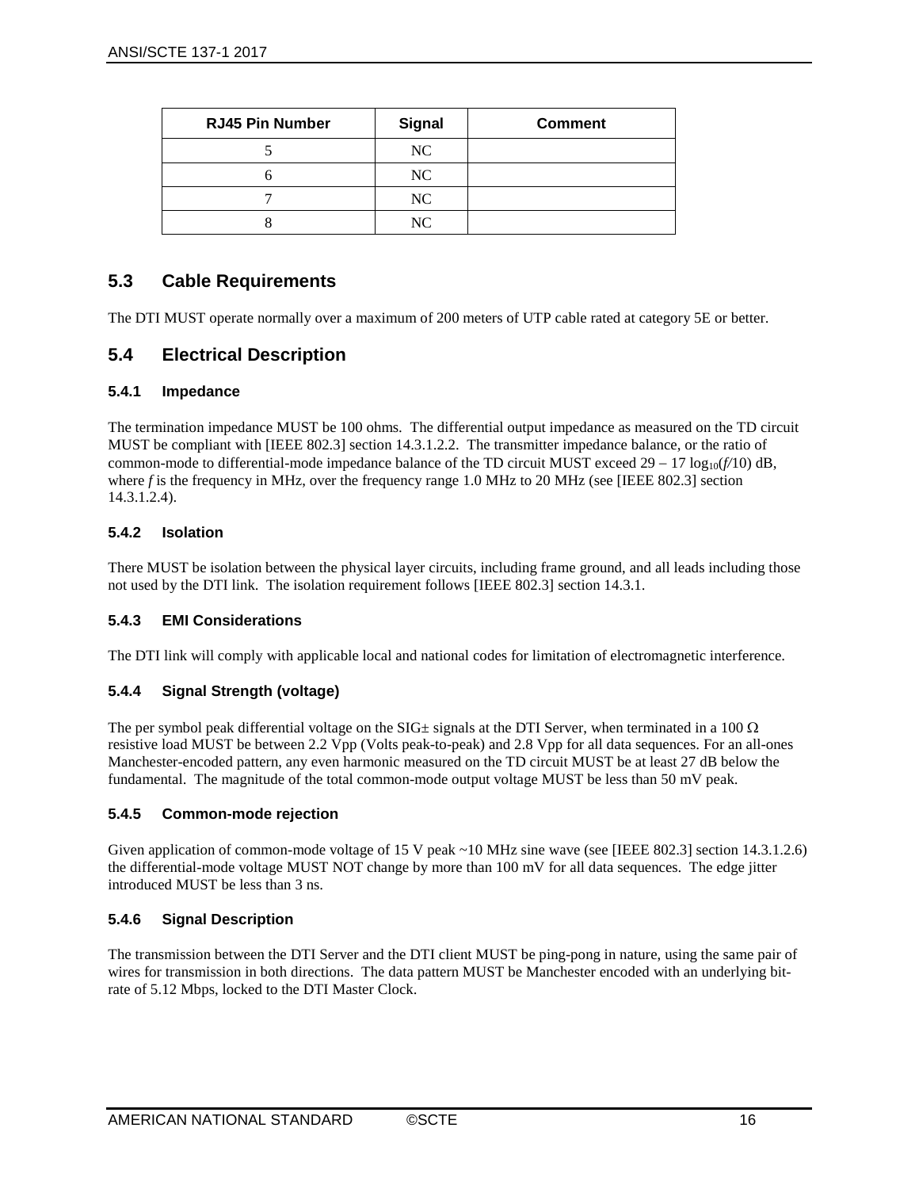| RJ45 Pin Number | Signal | Comment |
|---|---|---|
| 5 | NC | |
| 6 | NC | |
| 7 | NC | |
| 8 | NC | |

## 5.3 Cable Requirements

The DTI MUST operate normally over a maximum of 200 meters of UTP cable rated at category 5E or better.

## 5.4 Electrical Description

### 5.4.1 Impedance

The termination impedance MUST be 100 ohms. The differential output impedance as measured on the TD circuit MUST be compliant with [IEEE 802.3] section 14.3.1.2.2. The transmitter impedance balance, or the ratio of common-mode to differential-mode impedance balance of the TD circuit MUST exceed $29 - 17 \log_{10}(f/10)$ dB, where $f$ is the frequency in MHz, over the frequency range 1.0 MHz to 20 MHz (see [IEEE 802.3] section 14.3.1.2.4).

### 5.4.2 Isolation

There MUST be isolation between the physical layer circuits, including frame ground, and all leads including those not used by the DTI link. The isolation requirement follows [IEEE 802.3] section 14.3.1.

### 5.4.3 EMI Considerations

The DTI link will comply with applicable local and national codes for limitation of electromagnetic interference.

### 5.4.4 Signal Strength (voltage)

The per symbol peak differential voltage on the SIG± signals at the DTI Server, when terminated in a 100 Ω resistive load MUST be between 2.2 Vpp (Volts peak-to-peak) and 2.8 Vpp for all data sequences. For an all-ones Manchester-encoded pattern, any even harmonic measured on the TD circuit MUST be at least 27 dB below the fundamental. The magnitude of the total common-mode output voltage MUST be less than 50 mV peak.

### 5.4.5 Common-mode rejection

Given application of common-mode voltage of 15 V peak ~10 MHz sine wave (see [IEEE 802.3] section 14.3.1.2.6) the differential-mode voltage MUST NOT change by more than 100 mV for all data sequences. The edge jitter introduced MUST be less than 3 ns.

### 5.4.6 Signal Description

The transmission between the DTI Server and the DTI client MUST be ping-pong in nature, using the same pair of wires for transmission in both directions. The data pattern MUST be Manchester encoded with an underlying bit-rate of 5.12 Mbps, locked to the DTI Master Clock.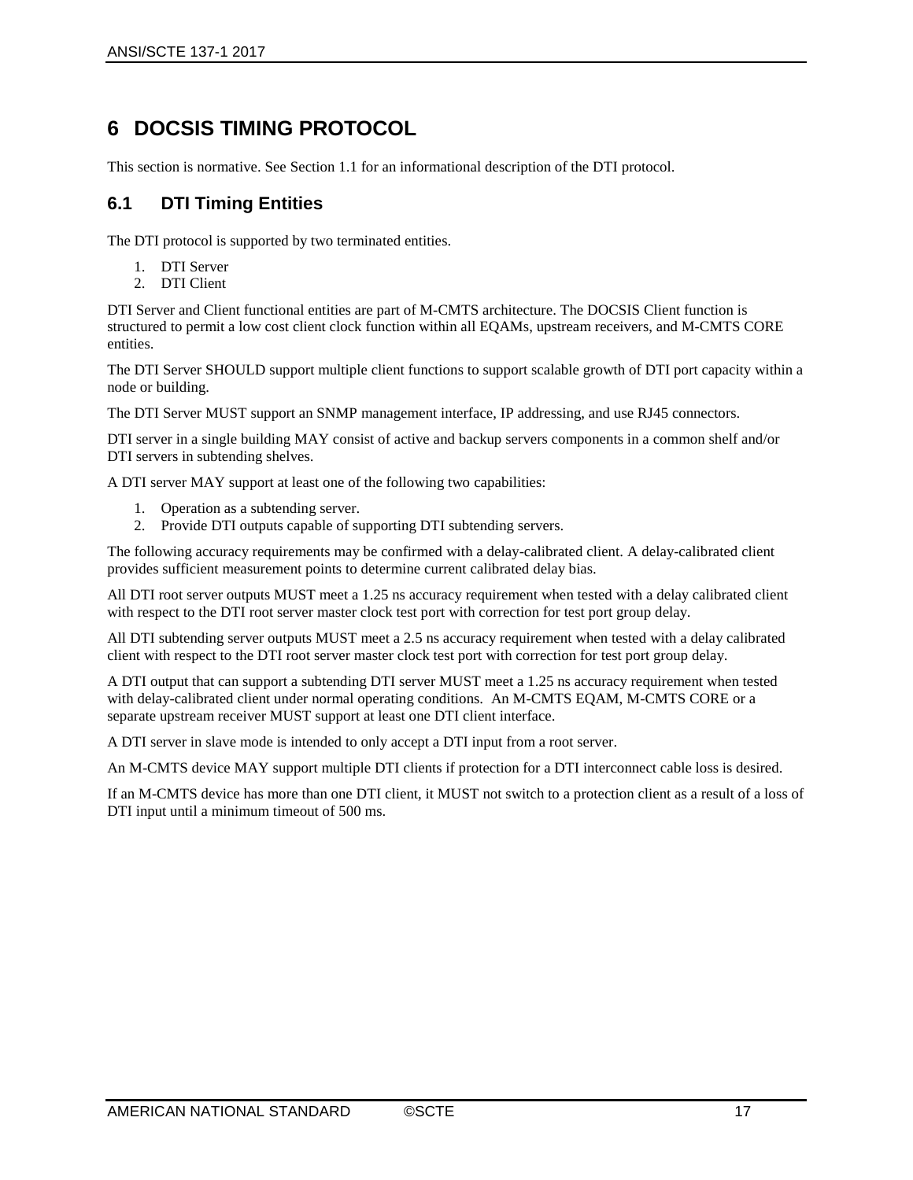# 6 DOCSIS TIMING PROTOCOL

This section is normative. See Section 1.1 for an informational description of the DTI protocol.

## 6.1 DTI Timing Entities

The DTI protocol is supported by two terminated entities.

1. DTI Server
2. DTI Client

DTI Server and Client functional entities are part of M-CMTS architecture. The DOCSIS Client function is structured to permit a low cost client clock function within all EQAMs, upstream receivers, and M-CMTS CORE entities.

The DTI Server SHOULD support multiple client functions to support scalable growth of DTI port capacity within a node or building.

The DTI Server MUST support an SNMP management interface, IP addressing, and use RJ45 connectors.

DTI server in a single building MAY consist of active and backup servers components in a common shelf and/or DTI servers in subtending shelves.

A DTI server MAY support at least one of the following two capabilities:

1. Operation as a subtending server.
2. Provide DTI outputs capable of supporting DTI subtending servers.

The following accuracy requirements may be confirmed with a delay-calibrated client. A delay-calibrated client provides sufficient measurement points to determine current calibrated delay bias.

All DTI root server outputs MUST meet a 1.25 ns accuracy requirement when tested with a delay calibrated client with respect to the DTI root server master clock test port with correction for test port group delay.

All DTI subtending server outputs MUST meet a 2.5 ns accuracy requirement when tested with a delay calibrated client with respect to the DTI root server master clock test port with correction for test port group delay.

A DTI output that can support a subtending DTI server MUST meet a 1.25 ns accuracy requirement when tested with delay-calibrated client under normal operating conditions. An M-CMTS EQAM, M-CMTS CORE or a separate upstream receiver MUST support at least one DTI client interface.

A DTI server in slave mode is intended to only accept a DTI input from a root server.

An M-CMTS device MAY support multiple DTI clients if protection for a DTI interconnect cable loss is desired.

If an M-CMTS device has more than one DTI client, it MUST not switch to a protection client as a result of a loss of DTI input until a minimum timeout of 500 ms.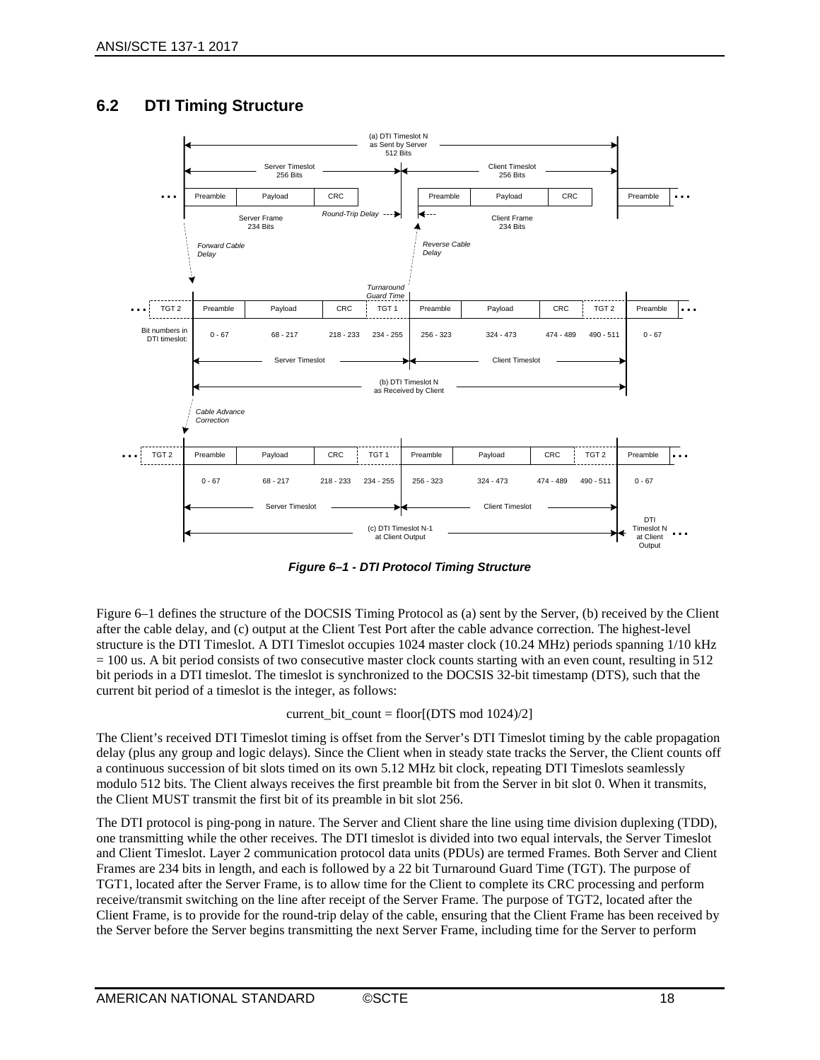## 6.2 DTI Timing Structure

*Figure 6–1 - DTI Protocol Timing Structure*

Figure 6–1 defines the structure of the DOCSIS Timing Protocol as (a) sent by the Server, (b) received by the Client after the cable delay, and (c) output at the Client Test Port after the cable advance correction. The highest-level structure is the DTI Timeslot. A DTI Timeslot occupies 1024 master clock (10.24 MHz) periods spanning 1/10 kHz = 100 us. A bit period consists of two consecutive master clock counts starting with an even count, resulting in 512 bit periods in a DTI timeslot. The timeslot is synchronized to the DOCSIS 32-bit timestamp (DTS), such that the current bit period of a timeslot is the integer, as follows:

current_bit_count = floor[(DTS mod 1024)/2]

The Client's received DTI Timeslot timing is offset from the Server's DTI Timeslot timing by the cable propagation delay (plus any group and logic delays). Since the Client when in steady state tracks the Server, the Client counts off a continuous succession of bit slots timed on its own 5.12 MHz bit clock, repeating DTI Timeslots seamlessly modulo 512 bits. The Client always receives the first preamble bit from the Server in bit slot 0. When it transmits, the Client MUST transmit the first bit of its preamble in bit slot 256.

The DTI protocol is ping-pong in nature. The Server and Client share the line using time division duplexing (TDD), one transmitting while the other receives. The DTI timeslot is divided into two equal intervals, the Server Timeslot and Client Timeslot. Layer 2 communication protocol data units (PDUs) are termed Frames. Both Server and Client Frames are 234 bits in length, and each is followed by a 22 bit Turnaround Guard Time (TGT). The purpose of TGT1, located after the Server Frame, is to allow time for the Client to complete its CRC processing and perform receive/transmit switching on the line after receipt of the Server Frame. The purpose of TGT2, located after the Client Frame, is to provide for the round-trip delay of the cable, ensuring that the Client Frame has been received by the Server before the Server begins transmitting the next Server Frame, including time for the Server to perform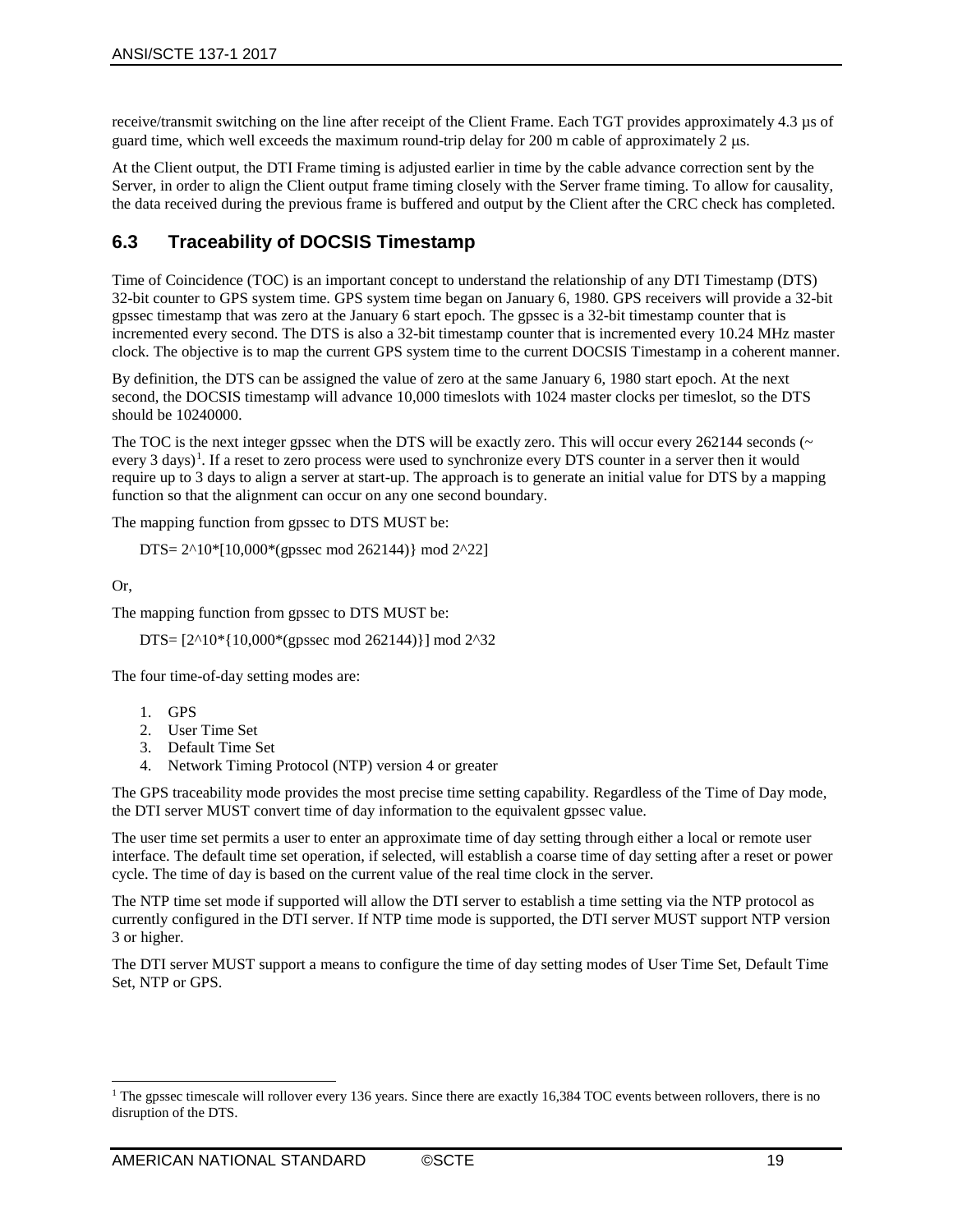receive/transmit switching on the line after receipt of the Client Frame. Each TGT provides approximately 4.3 µs of guard time, which well exceeds the maximum round-trip delay for 200 m cable of approximately 2 µs.

At the Client output, the DTI Frame timing is adjusted earlier in time by the cable advance correction sent by the Server, in order to align the Client output frame timing closely with the Server frame timing. To allow for causality, the data received during the previous frame is buffered and output by the Client after the CRC check has completed.

## 6.3 Traceability of DOCSIS Timestamp

Time of Coincidence (TOC) is an important concept to understand the relationship of any DTI Timestamp (DTS) 32-bit counter to GPS system time. GPS system time began on January 6, 1980. GPS receivers will provide a 32-bit gpssec timestamp that was zero at the January 6 start epoch. The gpssec is a 32-bit timestamp counter that is incremented every second. The DTS is also a 32-bit timestamp counter that is incremented every 10.24 MHz master clock. The objective is to map the current GPS system time to the current DOCSIS Timestamp in a coherent manner.

By definition, the DTS can be assigned the value of zero at the same January 6, 1980 start epoch. At the next second, the DOCSIS timestamp will advance 10,000 timeslots with 1024 master clocks per timeslot, so the DTS should be 10240000.

The TOC is the next integer gpssec when the DTS will be exactly zero. This will occur every 262144 seconds (~ every 3 days)[1]. If a reset to zero process were used to synchronize every DTS counter in a server then it would require up to 3 days to align a server at start-up. The approach is to generate an initial value for DTS by a mapping function so that the alignment can occur on any one second boundary.

The mapping function from gpssec to DTS MUST be:

DTS= 2^10*[10,000*(gpssec mod 262144)} mod 2^22]

Or,

The mapping function from gpssec to DTS MUST be:

DTS= [2^10*{10,000*(gpssec mod 262144)}] mod 2^32

The four time-of-day setting modes are:

1. GPS
2. User Time Set
3. Default Time Set
4. Network Timing Protocol (NTP) version 4 or greater

The GPS traceability mode provides the most precise time setting capability. Regardless of the Time of Day mode, the DTI server MUST convert time of day information to the equivalent gpssec value.

The user time set permits a user to enter an approximate time of day setting through either a local or remote user interface. The default time set operation, if selected, will establish a coarse time of day setting after a reset or power cycle. The time of day is based on the current value of the real time clock in the server.

The NTP time set mode if supported will allow the DTI server to establish a time setting via the NTP protocol as currently configured in the DTI server. If NTP time mode is supported, the DTI server MUST support NTP version 3 or higher.

The DTI server MUST support a means to configure the time of day setting modes of User Time Set, Default Time Set, NTP or GPS.

---

[1] The gpssec timescale will rollover every 136 years. Since there are exactly 16,384 TOC events between rollovers, there is no disruption of the DTS.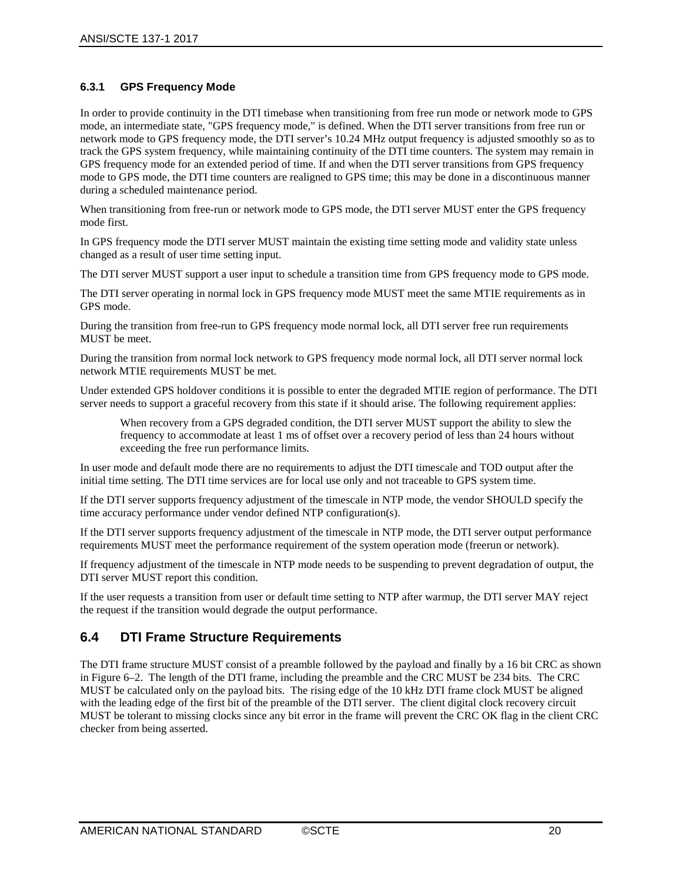### 6.3.1 GPS Frequency Mode

In order to provide continuity in the DTI timebase when transitioning from free run mode or network mode to GPS mode, an intermediate state, "GPS frequency mode," is defined. When the DTI server transitions from free run or network mode to GPS frequency mode, the DTI server's 10.24 MHz output frequency is adjusted smoothly so as to track the GPS system frequency, while maintaining continuity of the DTI time counters. The system may remain in GPS frequency mode for an extended period of time. If and when the DTI server transitions from GPS frequency mode to GPS mode, the DTI time counters are realigned to GPS time; this may be done in a discontinuous manner during a scheduled maintenance period.

When transitioning from free-run or network mode to GPS mode, the DTI server MUST enter the GPS frequency mode first.

In GPS frequency mode the DTI server MUST maintain the existing time setting mode and validity state unless changed as a result of user time setting input.

The DTI server MUST support a user input to schedule a transition time from GPS frequency mode to GPS mode.

The DTI server operating in normal lock in GPS frequency mode MUST meet the same MTIE requirements as in GPS mode.

During the transition from free-run to GPS frequency mode normal lock, all DTI server free run requirements MUST be meet.

During the transition from normal lock network to GPS frequency mode normal lock, all DTI server normal lock network MTIE requirements MUST be met.

Under extended GPS holdover conditions it is possible to enter the degraded MTIE region of performance. The DTI server needs to support a graceful recovery from this state if it should arise. The following requirement applies:

> When recovery from a GPS degraded condition, the DTI server MUST support the ability to slew the frequency to accommodate at least 1 ms of offset over a recovery period of less than 24 hours without exceeding the free run performance limits.

In user mode and default mode there are no requirements to adjust the DTI timescale and TOD output after the initial time setting. The DTI time services are for local use only and not traceable to GPS system time.

If the DTI server supports frequency adjustment of the timescale in NTP mode, the vendor SHOULD specify the time accuracy performance under vendor defined NTP configuration(s).

If the DTI server supports frequency adjustment of the timescale in NTP mode, the DTI server output performance requirements MUST meet the performance requirement of the system operation mode (freerun or network).

If frequency adjustment of the timescale in NTP mode needs to be suspending to prevent degradation of output, the DTI server MUST report this condition.

If the user requests a transition from user or default time setting to NTP after warmup, the DTI server MAY reject the request if the transition would degrade the output performance.

## 6.4 DTI Frame Structure Requirements

The DTI frame structure MUST consist of a preamble followed by the payload and finally by a 16 bit CRC as shown in Figure 6–2. The length of the DTI frame, including the preamble and the CRC MUST be 234 bits. The CRC MUST be calculated only on the payload bits. The rising edge of the 10 kHz DTI frame clock MUST be aligned with the leading edge of the first bit of the preamble of the DTI server. The client digital clock recovery circuit MUST be tolerant to missing clocks since any bit error in the frame will prevent the CRC OK flag in the client CRC checker from being asserted.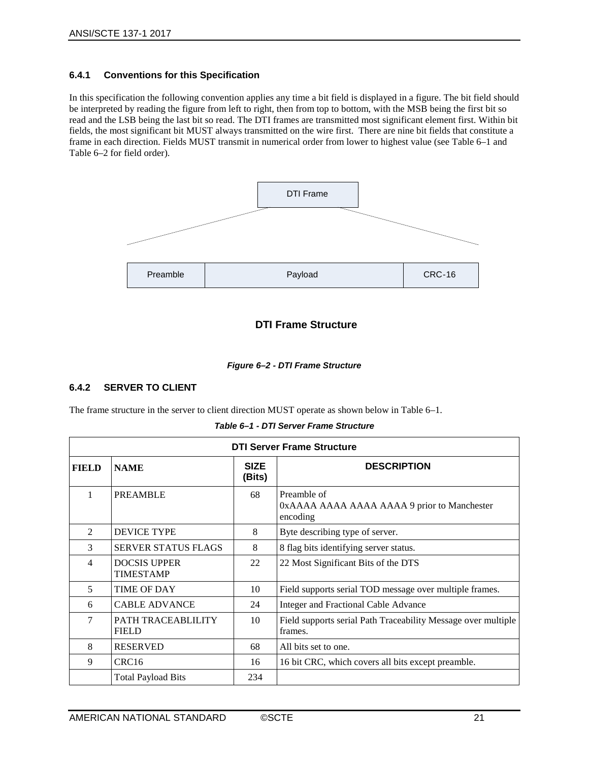### 6.4.1 Conventions for this Specification

In this specification the following convention applies any time a bit field is displayed in a figure. The bit field should be interpreted by reading the figure from left to right, then from top to bottom, with the MSB being the first bit so read and the LSB being the last bit so read. The DTI frames are transmitted most significant element first. Within bit fields, the most significant bit MUST always transmitted on the wire first. There are nine bit fields that constitute a frame in each direction. Fields MUST transmit in numerical order from lower to highest value (see Table 6–1 and Table 6–2 for field order).

DTI Frame

| Preamble | Payload | CRC-16 |
|---|---|---|

**DTI Frame Structure**

*Figure 6–2 - DTI Frame Structure*

### 6.4.2 SERVER TO CLIENT

The frame structure in the server to client direction MUST operate as shown below in Table 6–1.

*Table 6–1 - DTI Server Frame Structure*

| DTI Server Frame Structure | | | |
|---|---|---|---|
| **FIELD** | **NAME** | **SIZE (Bits)** | **DESCRIPTION** |
| 1 | PREAMBLE | 68 | Preamble of 0xAAAA AAAA AAAA AAAA 9 prior to Manchester encoding |
| 2 | DEVICE TYPE | 8 | Byte describing type of server. |
| 3 | SERVER STATUS FLAGS | 8 | 8 flag bits identifying server status. |
| 4 | DOCSIS UPPER TIMESTAMP | 22 | 22 Most Significant Bits of the DTS |
| 5 | TIME OF DAY | 10 | Field supports serial TOD message over multiple frames. |
| 6 | CABLE ADVANCE | 24 | Integer and Fractional Cable Advance |
| 7 | PATH TRACEABLILITY FIELD | 10 | Field supports serial Path Traceability Message over multiple frames. |
| 8 | RESERVED | 68 | All bits set to one. |
| 9 | CRC16 | 16 | 16 bit CRC, which covers all bits except preamble. |
| | Total Payload Bits | 234 | |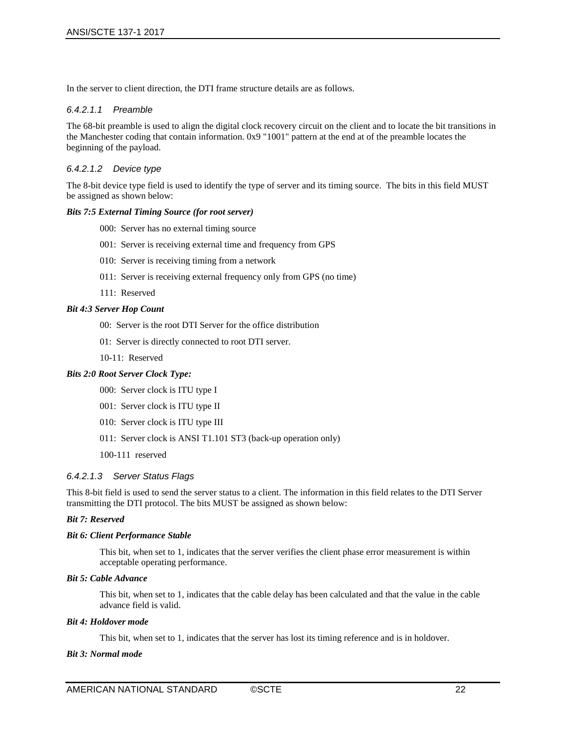In the server to client direction, the DTI frame structure details are as follows.

###### 6.4.2.1.1 Preamble

The 68-bit preamble is used to align the digital clock recovery circuit on the client and to locate the bit transitions in the Manchester coding that contain information. 0x9 "1001" pattern at the end at of the preamble locates the beginning of the payload.

###### 6.4.2.1.2 Device type

The 8-bit device type field is used to identify the type of server and its timing source. The bits in this field MUST be assigned as shown below:

***Bits 7:5 External Timing Source (for root server)***

000: Server has no external timing source

001: Server is receiving external time and frequency from GPS

010: Server is receiving timing from a network

011: Server is receiving external frequency only from GPS (no time)

111: Reserved

***Bit 4:3 Server Hop Count***

00: Server is the root DTI Server for the office distribution

01: Server is directly connected to root DTI server.

10-11: Reserved

***Bits 2:0 Root Server Clock Type:***

000: Server clock is ITU type I

001: Server clock is ITU type II

010: Server clock is ITU type III

011: Server clock is ANSI T1.101 ST3 (back-up operation only)

100-111 reserved

###### 6.4.2.1.3 Server Status Flags

This 8-bit field is used to send the server status to a client. The information in this field relates to the DTI Server transmitting the DTI protocol. The bits MUST be assigned as shown below:

***Bit 7: Reserved***

***Bit 6: Client Performance Stable***

This bit, when set to 1, indicates that the server verifies the client phase error measurement is within acceptable operating performance.

***Bit 5: Cable Advance***

This bit, when set to 1, indicates that the cable delay has been calculated and that the value in the cable advance field is valid.

***Bit 4: Holdover mode***

This bit, when set to 1, indicates that the server has lost its timing reference and is in holdover.

***Bit 3: Normal mode***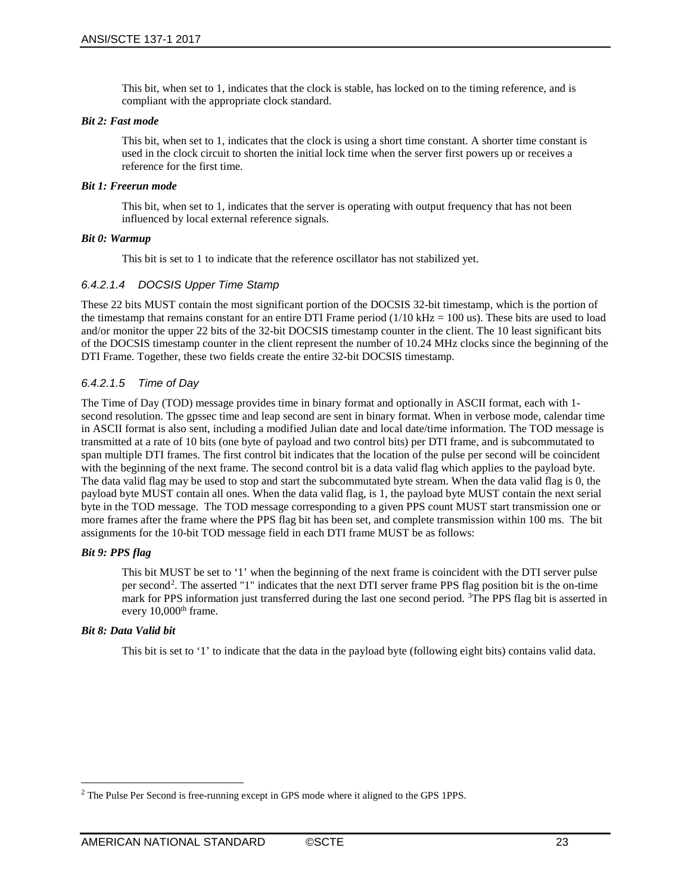This bit, when set to 1, indicates that the clock is stable, has locked on to the timing reference, and is compliant with the appropriate clock standard.

***Bit 2: Fast mode***

This bit, when set to 1, indicates that the clock is using a short time constant. A shorter time constant is used in the clock circuit to shorten the initial lock time when the server first powers up or receives a reference for the first time.

***Bit 1: Freerun mode***

This bit, when set to 1, indicates that the server is operating with output frequency that has not been influenced by local external reference signals.

***Bit 0: Warmup***

This bit is set to 1 to indicate that the reference oscillator has not stabilized yet.

##### *6.4.2.1.4 DOCSIS Upper Time Stamp*

These 22 bits MUST contain the most significant portion of the DOCSIS 32-bit timestamp, which is the portion of the timestamp that remains constant for an entire DTI Frame period (1/10 kHz = 100 us). These bits are used to load and/or monitor the upper 22 bits of the 32-bit DOCSIS timestamp counter in the client. The 10 least significant bits of the DOCSIS timestamp counter in the client represent the number of 10.24 MHz clocks since the beginning of the DTI Frame. Together, these two fields create the entire 32-bit DOCSIS timestamp.

##### *6.4.2.1.5 Time of Day*

The Time of Day (TOD) message provides time in binary format and optionally in ASCII format, each with 1-second resolution. The gpssec time and leap second are sent in binary format. When in verbose mode, calendar time in ASCII format is also sent, including a modified Julian date and local date/time information. The TOD message is transmitted at a rate of 10 bits (one byte of payload and two control bits) per DTI frame, and is subcommutated to span multiple DTI frames. The first control bit indicates that the location of the pulse per second will be coincident with the beginning of the next frame. The second control bit is a data valid flag which applies to the payload byte. The data valid flag may be used to stop and start the subcommutated byte stream. When the data valid flag is 0, the payload byte MUST contain all ones. When the data valid flag, is 1, the payload byte MUST contain the next serial byte in the TOD message. The TOD message corresponding to a given PPS count MUST start transmission one or more frames after the frame where the PPS flag bit has been set, and complete transmission within 100 ms. The bit assignments for the 10-bit TOD message field in each DTI frame MUST be as follows:

***Bit 9: PPS flag***

This bit MUST be set to '1' when the beginning of the next frame is coincident with the DTI server pulse per second[2]. The asserted "1" indicates that the next DTI server frame PPS flag position bit is the on-time mark for PPS information just transferred during the last one second period. [3]The PPS flag bit is asserted in every 10,000th frame.

***Bit 8: Data Valid bit***

This bit is set to '1' to indicate that the data in the payload byte (following eight bits) contains valid data.

---

[2] The Pulse Per Second is free-running except in GPS mode where it aligned to the GPS 1PPS.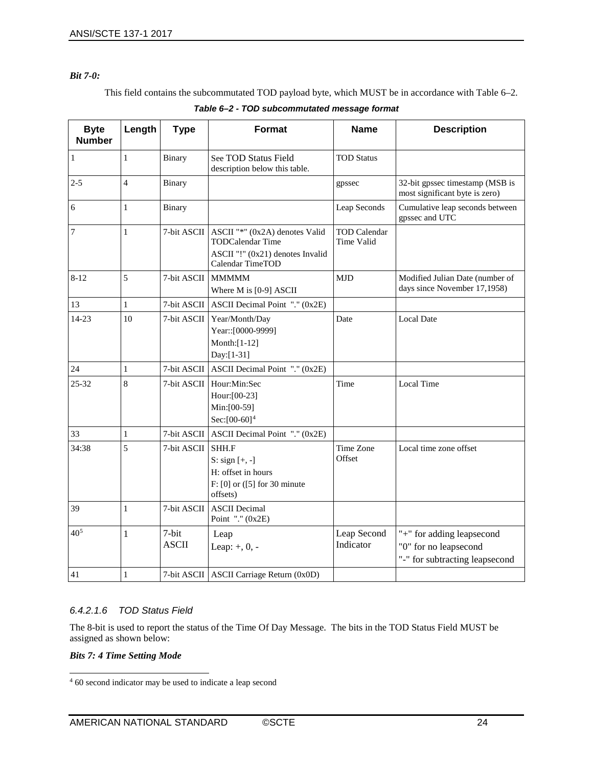*Bit 7-0:*

This field contains the subcommutated TOD payload byte, which MUST be in accordance with Table 6–2.

***Table 6–2 - TOD subcommutated message format***

| Byte Number | Length | Type | Format | Name | Description |
|---|---|---|---|---|---|
| 1 | 1 | Binary | See TOD Status Field description below this table. | TOD Status | |
| 2-5 | 4 | Binary | | gpssec | 32-bit gpssec timestamp (MSB is most significant byte is zero) |
| 6 | 1 | Binary | | Leap Seconds | Cumulative leap seconds between gpssec and UTC |
| 7 | 1 | 7-bit ASCII | ASCII "*" (0x2A) denotes Valid TODCalendar Time<br>ASCII "!" (0x21) denotes Invalid Calendar TimeTOD | TOD Calendar Time Valid | |
| 8-12 | 5 | 7-bit ASCII | MMMMM<br>Where M is [0-9] ASCII | MJD | Modified Julian Date (number of days since November 17,1958) |
| 13 | 1 | 7-bit ASCII | ASCII Decimal Point "." (0x2E) | | |
| 14-23 | 10 | 7-bit ASCII | Year/Month/Day<br>Year::[0000-9999]<br>Month:[1-12]<br>Day:[1-31] | Date | Local Date |
| 24 | 1 | 7-bit ASCII | ASCII Decimal Point "." (0x2E) | | |
| 25-32 | 8 | 7-bit ASCII | Hour:Min:Sec<br>Hour:[00-23]<br>Min:[00-59]<br>Sec:[00-60][4] | Time | Local Time |
| 33 | 1 | 7-bit ASCII | ASCII Decimal Point "." (0x2E) | | |
| 34:38 | 5 | 7-bit ASCII | SHH.F<br>S: sign [+, -]<br>H: offset in hours<br>F: [0] or ([5] for 30 minute offsets) | Time Zone Offset | Local time zone offset |
| 39 | 1 | 7-bit ASCII | ASCII Decimal Point "." (0x2E) | | |
| 40[5] | 1 | 7-bit ASCII | Leap<br>Leap: +, 0, - | Leap Second Indicator | "+" for adding leapsecond<br>"0" for no leapsecond<br>"-" for subtracting leapsecond |
| 41 | 1 | 7-bit ASCII | ASCII Carriage Return (0x0D) | | |

#### *6.4.2.1.6 TOD Status Field*

The 8-bit is used to report the status of the Time Of Day Message. The bits in the TOD Status Field MUST be assigned as shown below:

***Bits 7: 4 Time Setting Mode***

[4] 60 second indicator may be used to indicate a leap second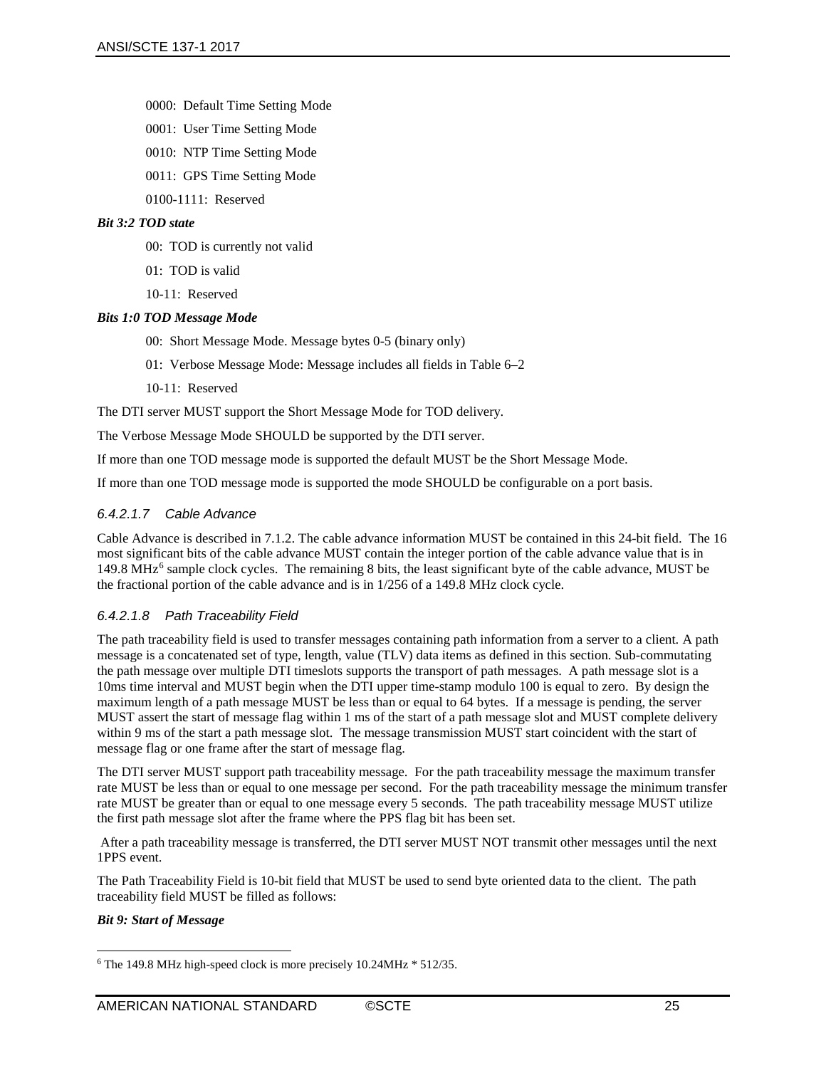0000: Default Time Setting Mode

0001: User Time Setting Mode

0010: NTP Time Setting Mode

0011: GPS Time Setting Mode

0100-1111: Reserved

***Bit 3:2 TOD state***

00: TOD is currently not valid

01: TOD is valid

10-11: Reserved

***Bits 1:0 TOD Message Mode***

00: Short Message Mode. Message bytes 0-5 (binary only)

01: Verbose Message Mode: Message includes all fields in Table 6–2

10-11: Reserved

The DTI server MUST support the Short Message Mode for TOD delivery.

The Verbose Message Mode SHOULD be supported by the DTI server.

If more than one TOD message mode is supported the default MUST be the Short Message Mode.

If more than one TOD message mode is supported the mode SHOULD be configurable on a port basis.

#### *6.4.2.1.7 Cable Advance*

Cable Advance is described in 7.1.2. The cable advance information MUST be contained in this 24-bit field. The 16 most significant bits of the cable advance MUST contain the integer portion of the cable advance value that is in 149.8 MHz[6] sample clock cycles. The remaining 8 bits, the least significant byte of the cable advance, MUST be the fractional portion of the cable advance and is in 1/256 of a 149.8 MHz clock cycle.

#### *6.4.2.1.8 Path Traceability Field*

The path traceability field is used to transfer messages containing path information from a server to a client. A path message is a concatenated set of type, length, value (TLV) data items as defined in this section. Sub-commutating the path message over multiple DTI timeslots supports the transport of path messages. A path message slot is a 10ms time interval and MUST begin when the DTI upper time-stamp modulo 100 is equal to zero. By design the maximum length of a path message MUST be less than or equal to 64 bytes. If a message is pending, the server MUST assert the start of message flag within 1 ms of the start of a path message slot and MUST complete delivery within 9 ms of the start a path message slot. The message transmission MUST start coincident with the start of message flag or one frame after the start of message flag.

The DTI server MUST support path traceability message. For the path traceability message the maximum transfer rate MUST be less than or equal to one message per second. For the path traceability message the minimum transfer rate MUST be greater than or equal to one message every 5 seconds. The path traceability message MUST utilize the first path message slot after the frame where the PPS flag bit has been set.

After a path traceability message is transferred, the DTI server MUST NOT transmit other messages until the next 1PPS event.

The Path Traceability Field is 10-bit field that MUST be used to send byte oriented data to the client. The path traceability field MUST be filled as follows:

***Bit 9: Start of Message***

---

[6] The 149.8 MHz high-speed clock is more precisely 10.24MHz * 512/35.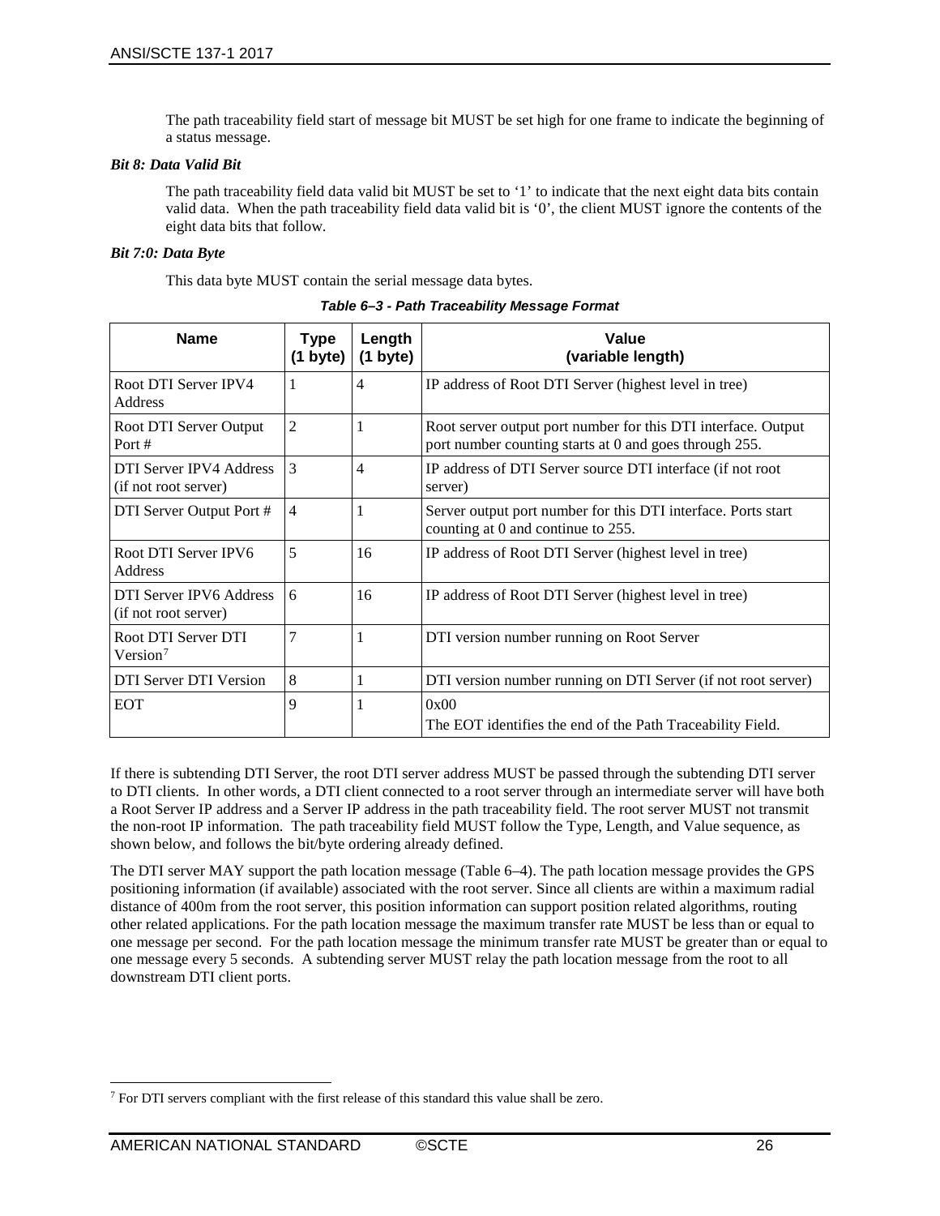The path traceability field start of message bit MUST be set high for one frame to indicate the beginning of a status message.

***Bit 8: Data Valid Bit***

The path traceability field data valid bit MUST be set to '1' to indicate that the next eight data bits contain valid data. When the path traceability field data valid bit is '0', the client MUST ignore the contents of the eight data bits that follow.

***Bit 7:0: Data Byte***

This data byte MUST contain the serial message data bytes.

***Table 6–3 - Path Traceability Message Format***

| Name | Type (1 byte) | Length (1 byte) | Value (variable length) |
|---|---|---|---|
| Root DTI Server IPV4 Address | 1 | 4 | IP address of Root DTI Server (highest level in tree) |
| Root DTI Server Output Port # | 2 | 1 | Root server output port number for this DTI interface. Output port number counting starts at 0 and goes through 255. |
| DTI Server IPV4 Address (if not root server) | 3 | 4 | IP address of DTI Server source DTI interface (if not root server) |
| DTI Server Output Port # | 4 | 1 | Server output port number for this DTI interface. Ports start counting at 0 and continue to 255. |
| Root DTI Server IPV6 Address | 5 | 16 | IP address of Root DTI Server (highest level in tree) |
| DTI Server IPV6 Address (if not root server) | 6 | 16 | IP address of Root DTI Server (highest level in tree) |
| Root DTI Server DTI Version[7] | 7 | 1 | DTI version number running on Root Server |
| DTI Server DTI Version | 8 | 1 | DTI version number running on DTI Server (if not root server) |
| EOT | 9 | 1 | 0x00<br>The EOT identifies the end of the Path Traceability Field. |

If there is subtending DTI Server, the root DTI server address MUST be passed through the subtending DTI server to DTI clients. In other words, a DTI client connected to a root server through an intermediate server will have both a Root Server IP address and a Server IP address in the path traceability field. The root server MUST not transmit the non-root IP information. The path traceability field MUST follow the Type, Length, and Value sequence, as shown below, and follows the bit/byte ordering already defined.

The DTI server MAY support the path location message (Table 6–4). The path location message provides the GPS positioning information (if available) associated with the root server. Since all clients are within a maximum radial distance of 400m from the root server, this position information can support position related algorithms, routing other related applications. For the path location message the maximum transfer rate MUST be less than or equal to one message per second. For the path location message the minimum transfer rate MUST be greater than or equal to one message every 5 seconds. A subtending server MUST relay the path location message from the root to all downstream DTI client ports.

[7] For DTI servers compliant with the first release of this standard this value shall be zero.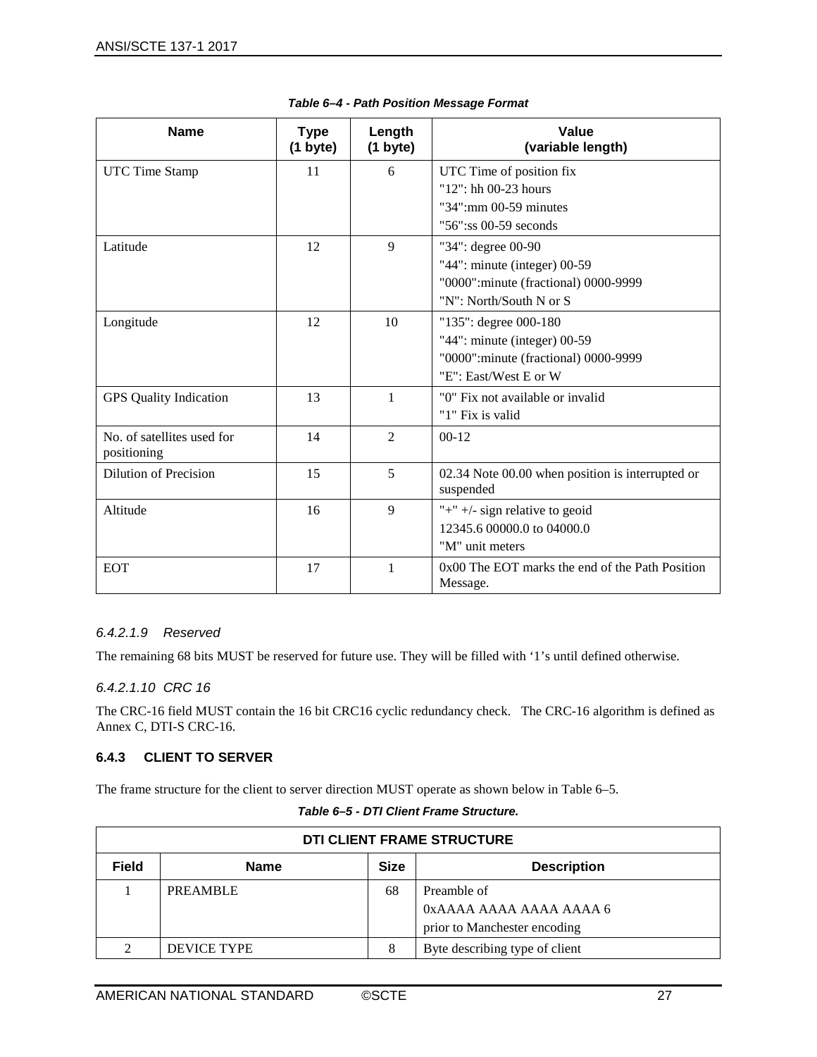**Table 6–4 - Path Position Message Format**

| Name | Type (1 byte) | Length (1 byte) | Value (variable length) |
|---|---|---|---|
| UTC Time Stamp | 11 | 6 | UTC Time of position fix<br>"12": hh 00-23 hours<br>"34":mm 00-59 minutes<br>"56":ss 00-59 seconds |
| Latitude | 12 | 9 | "34": degree 00-90<br>"44": minute (integer) 00-59<br>"0000":minute (fractional) 0000-9999<br>"N": North/South N or S |
| Longitude | 12 | 10 | "135": degree 000-180<br>"44": minute (integer) 00-59<br>"0000":minute (fractional) 0000-9999<br>"E": East/West E or W |
| GPS Quality Indication | 13 | 1 | "0" Fix not available or invalid<br>"1" Fix is valid |
| No. of satellites used for positioning | 14 | 2 | 00-12 |
| Dilution of Precision | 15 | 5 | 02.34 Note 00.00 when position is interrupted or suspended |
| Altitude | 16 | 9 | "+" +/- sign relative to geoid<br>12345.6 00000.0 to 04000.0<br>"M" unit meters |
| EOT | 17 | 1 | 0x00 The EOT marks the end of the Path Position Message. |

###### *6.4.2.1.9 Reserved*

The remaining 68 bits MUST be reserved for future use. They will be filled with '1's until defined otherwise.

###### *6.4.2.1.10 CRC 16*

The CRC-16 field MUST contain the 16 bit CRC16 cyclic redundancy check. The CRC-16 algorithm is defined as Annex C, DTI-S CRC-16.

### 6.4.3 CLIENT TO SERVER

The frame structure for the client to server direction MUST operate as shown below in Table 6–5.

**Table 6–5 - DTI Client Frame Structure.**

| DTI CLIENT FRAME STRUCTURE | | | |
|---|---|---|---|
| **Field** | **Name** | **Size** | **Description** |
| 1 | PREAMBLE | 68 | Preamble of<br>0xAAAA AAAA AAAA AAAA 6<br>prior to Manchester encoding |
| 2 | DEVICE TYPE | 8 | Byte describing type of client |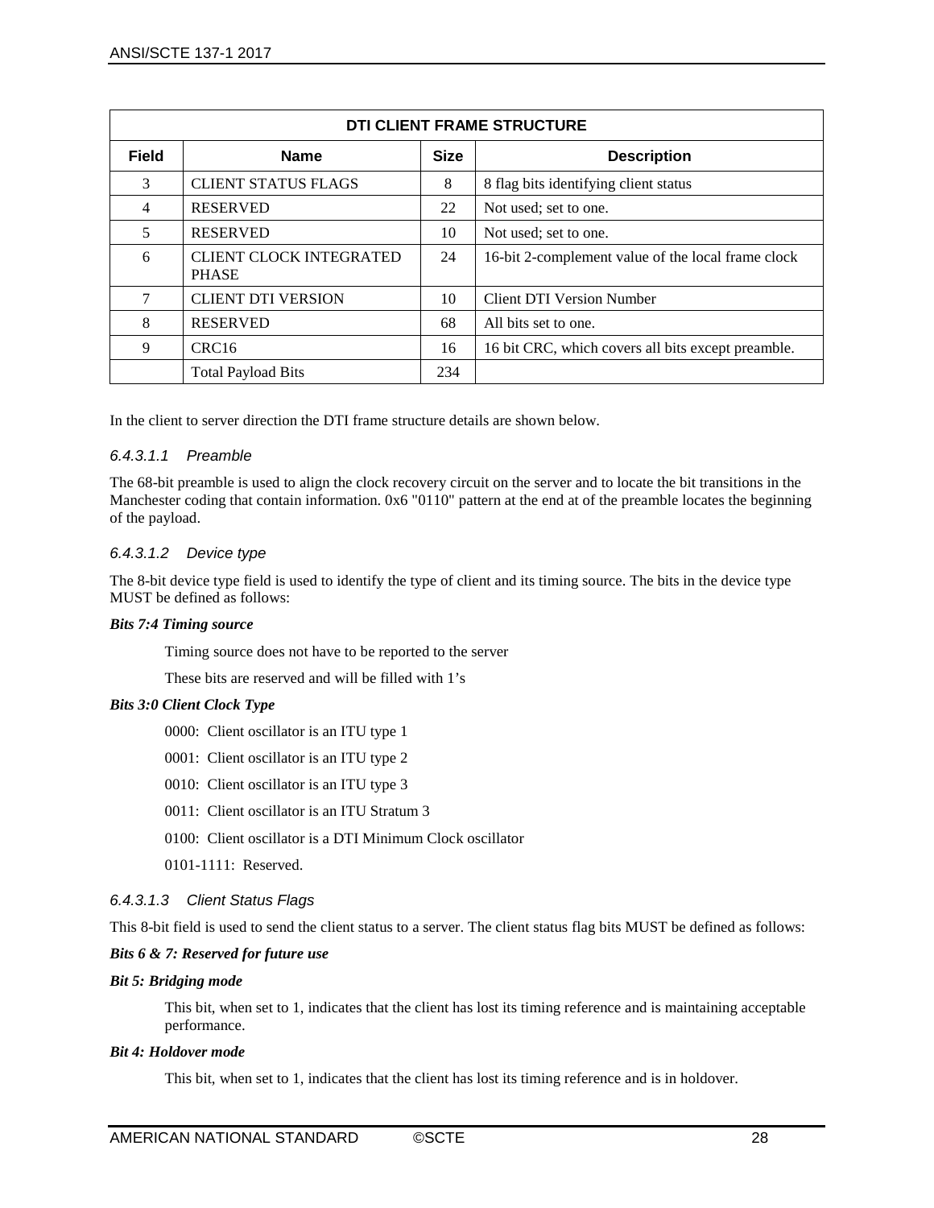| DTI CLIENT FRAME STRUCTURE | | | |
|---|---|---|---|
| **Field** | **Name** | **Size** | **Description** |
| 3 | CLIENT STATUS FLAGS | 8 | 8 flag bits identifying client status |
| 4 | RESERVED | 22 | Not used; set to one. |
| 5 | RESERVED | 10 | Not used; set to one. |
| 6 | CLIENT CLOCK INTEGRATED PHASE | 24 | 16-bit 2-complement value of the local frame clock |
| 7 | CLIENT DTI VERSION | 10 | Client DTI Version Number |
| 8 | RESERVED | 68 | All bits set to one. |
| 9 | CRC16 | 16 | 16 bit CRC, which covers all bits except preamble. |
| | Total Payload Bits | 234 | |

In the client to server direction the DTI frame structure details are shown below.

##### *6.4.3.1.1 Preamble*

The 68-bit preamble is used to align the clock recovery circuit on the server and to locate the bit transitions in the Manchester coding that contain information. 0x6 "0110" pattern at the end at of the preamble locates the beginning of the payload.

##### *6.4.3.1.2 Device type*

The 8-bit device type field is used to identify the type of client and its timing source. The bits in the device type MUST be defined as follows:

***Bits 7:4 Timing source***

Timing source does not have to be reported to the server

These bits are reserved and will be filled with 1's

***Bits 3:0 Client Clock Type***

0000: Client oscillator is an ITU type 1

0001: Client oscillator is an ITU type 2

0010: Client oscillator is an ITU type 3

0011: Client oscillator is an ITU Stratum 3

0100: Client oscillator is a DTI Minimum Clock oscillator

0101-1111: Reserved.

##### *6.4.3.1.3 Client Status Flags*

This 8-bit field is used to send the client status to a server. The client status flag bits MUST be defined as follows:

***Bits 6 & 7: Reserved for future use***

***Bit 5: Bridging mode***

This bit, when set to 1, indicates that the client has lost its timing reference and is maintaining acceptable performance.

***Bit 4: Holdover mode***

This bit, when set to 1, indicates that the client has lost its timing reference and is in holdover.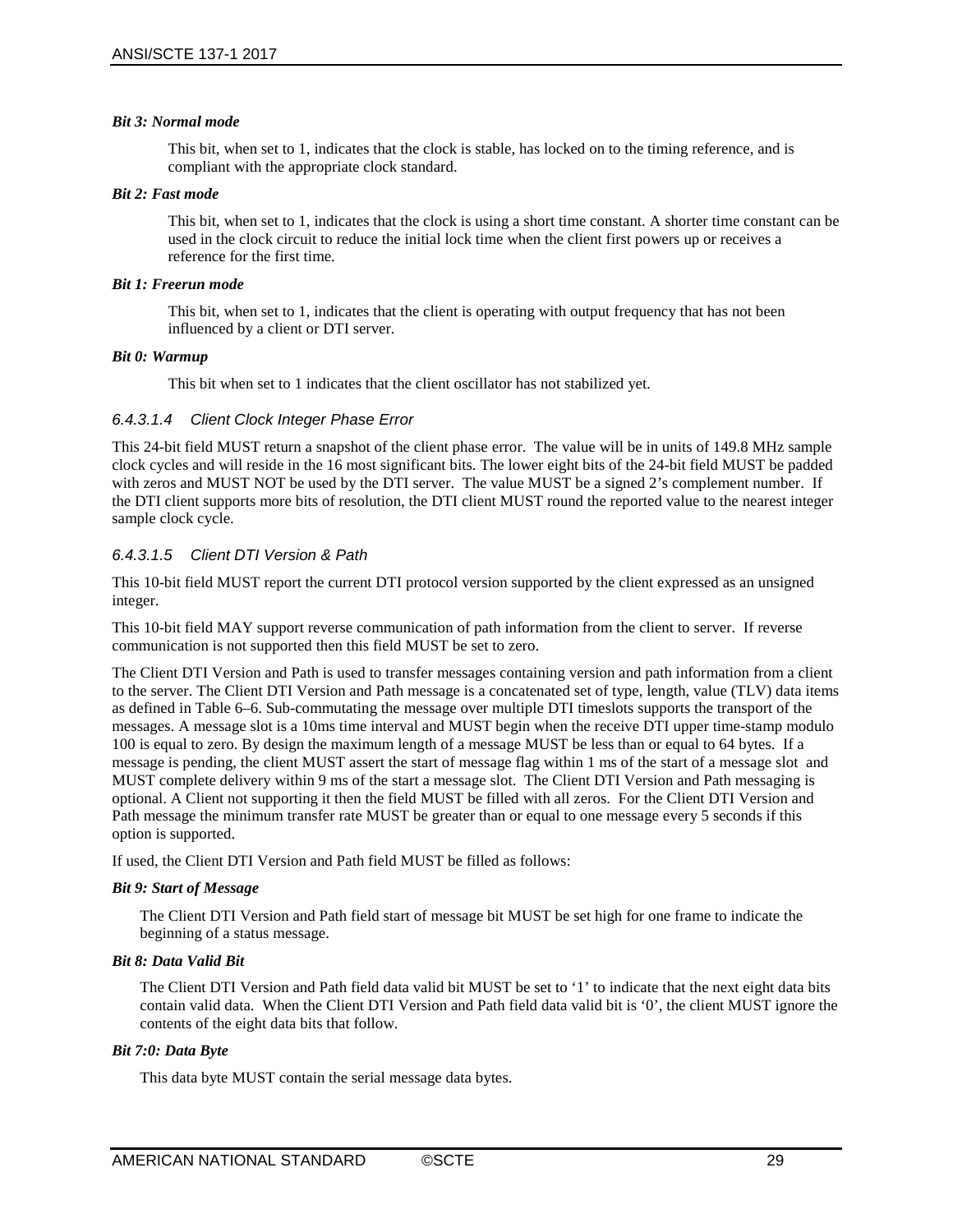***Bit 3: Normal mode***

This bit, when set to 1, indicates that the clock is stable, has locked on to the timing reference, and is compliant with the appropriate clock standard.

***Bit 2: Fast mode***

This bit, when set to 1, indicates that the clock is using a short time constant. A shorter time constant can be used in the clock circuit to reduce the initial lock time when the client first powers up or receives a reference for the first time.

***Bit 1: Freerun mode***

This bit, when set to 1, indicates that the client is operating with output frequency that has not been influenced by a client or DTI server.

***Bit 0: Warmup***

This bit when set to 1 indicates that the client oscillator has not stabilized yet.

#### *6.4.3.1.4 Client Clock Integer Phase Error*

This 24-bit field MUST return a snapshot of the client phase error. The value will be in units of 149.8 MHz sample clock cycles and will reside in the 16 most significant bits. The lower eight bits of the 24-bit field MUST be padded with zeros and MUST NOT be used by the DTI server. The value MUST be a signed 2's complement number. If the DTI client supports more bits of resolution, the DTI client MUST round the reported value to the nearest integer sample clock cycle.

#### *6.4.3.1.5 Client DTI Version & Path*

This 10-bit field MUST report the current DTI protocol version supported by the client expressed as an unsigned integer.

This 10-bit field MAY support reverse communication of path information from the client to server. If reverse communication is not supported then this field MUST be set to zero.

The Client DTI Version and Path is used to transfer messages containing version and path information from a client to the server. The Client DTI Version and Path message is a concatenated set of type, length, value (TLV) data items as defined in Table 6–6. Sub-commutating the message over multiple DTI timeslots supports the transport of the messages. A message slot is a 10ms time interval and MUST begin when the receive DTI upper time-stamp modulo 100 is equal to zero. By design the maximum length of a message MUST be less than or equal to 64 bytes. If a message is pending, the client MUST assert the start of message flag within 1 ms of the start of a message slot and MUST complete delivery within 9 ms of the start a message slot. The Client DTI Version and Path messaging is optional. A Client not supporting it then the field MUST be filled with all zeros. For the Client DTI Version and Path message the minimum transfer rate MUST be greater than or equal to one message every 5 seconds if this option is supported.

If used, the Client DTI Version and Path field MUST be filled as follows:

***Bit 9: Start of Message***

The Client DTI Version and Path field start of message bit MUST be set high for one frame to indicate the beginning of a status message.

***Bit 8: Data Valid Bit***

The Client DTI Version and Path field data valid bit MUST be set to '1' to indicate that the next eight data bits contain valid data. When the Client DTI Version and Path field data valid bit is '0', the client MUST ignore the contents of the eight data bits that follow.

***Bit 7:0: Data Byte***

This data byte MUST contain the serial message data bytes.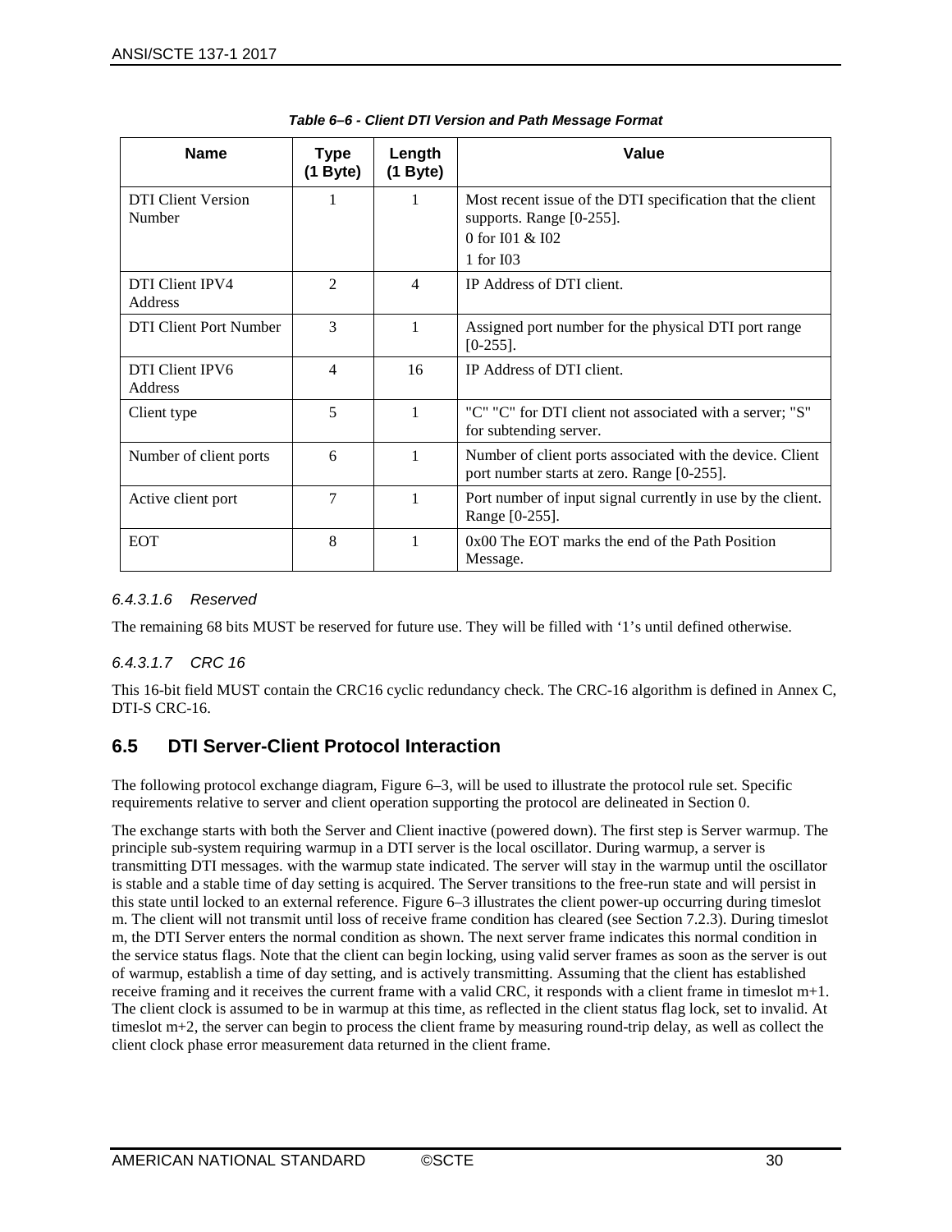**Table 6–6 - Client DTI Version and Path Message Format**

| Name | Type (1 Byte) | Length (1 Byte) | Value |
|---|---|---|---|
| DTI Client Version Number | 1 | 1 | Most recent issue of the DTI specification that the client supports. Range [0-255].<br>0 for I01 & I02<br>1 for I03 |
| DTI Client IPV4 Address | 2 | 4 | IP Address of DTI client. |
| DTI Client Port Number | 3 | 1 | Assigned port number for the physical DTI port range [0-255]. |
| DTI Client IPV6 Address | 4 | 16 | IP Address of DTI client. |
| Client type | 5 | 1 | "C" "C" for DTI client not associated with a server; "S" for subtending server. |
| Number of client ports | 6 | 1 | Number of client ports associated with the device. Client port number starts at zero. Range [0-255]. |
| Active client port | 7 | 1 | Port number of input signal currently in use by the client. Range [0-255]. |
| EOT | 8 | 1 | 0x00 The EOT marks the end of the Path Position Message. |

#### *6.4.3.1.6 Reserved*

The remaining 68 bits MUST be reserved for future use. They will be filled with '1's until defined otherwise.

#### *6.4.3.1.7 CRC 16*

This 16-bit field MUST contain the CRC16 cyclic redundancy check. The CRC-16 algorithm is defined in Annex C, DTI-S CRC-16.

## 6.5 DTI Server-Client Protocol Interaction

The following protocol exchange diagram, Figure 6–3, will be used to illustrate the protocol rule set. Specific requirements relative to server and client operation supporting the protocol are delineated in Section 0.

The exchange starts with both the Server and Client inactive (powered down). The first step is Server warmup. The principle sub-system requiring warmup in a DTI server is the local oscillator. During warmup, a server is transmitting DTI messages. with the warmup state indicated. The server will stay in the warmup until the oscillator is stable and a stable time of day setting is acquired. The Server transitions to the free-run state and will persist in this state until locked to an external reference. Figure 6–3 illustrates the client power-up occurring during timeslot m. The client will not transmit until loss of receive frame condition has cleared (see Section 7.2.3). During timeslot m, the DTI Server enters the normal condition as shown. The next server frame indicates this normal condition in the service status flags. Note that the client can begin locking, using valid server frames as soon as the server is out of warmup, establish a time of day setting, and is actively transmitting. Assuming that the client has established receive framing and it receives the current frame with a valid CRC, it responds with a client frame in timeslot m+1. The client clock is assumed to be in warmup at this time, as reflected in the client status flag lock, set to invalid. At timeslot m+2, the server can begin to process the client frame by measuring round-trip delay, as well as collect the client clock phase error measurement data returned in the client frame.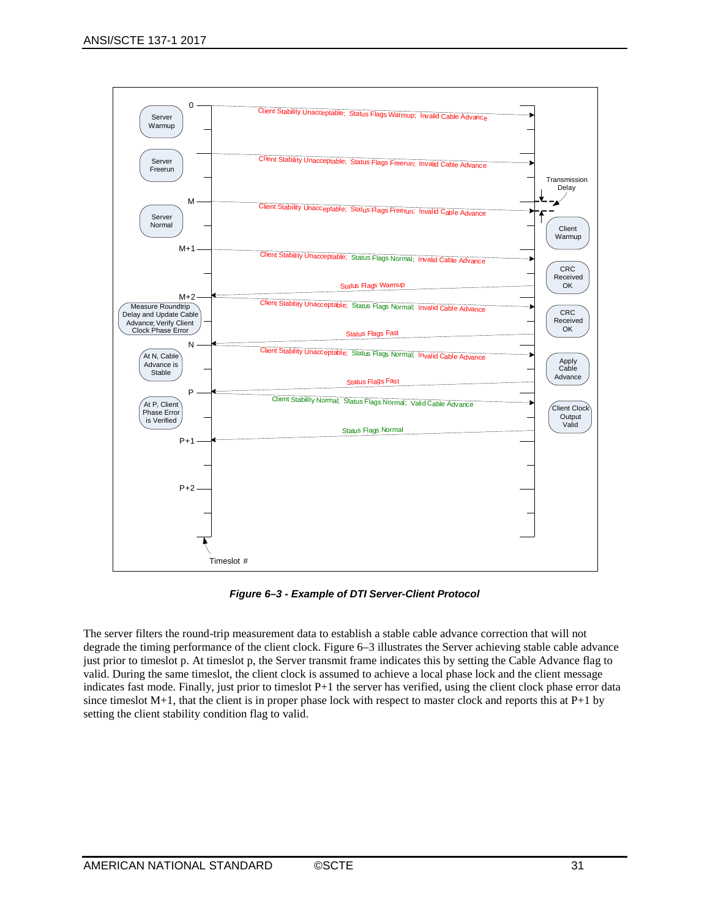Figure 6–3 - Example of DTI Server-Client Protocol

The server filters the round-trip measurement data to establish a stable cable advance correction that will not degrade the timing performance of the client clock. Figure 6–3 illustrates the Server achieving stable cable advance just prior to timeslot p. At timeslot p, the Server transmit frame indicates this by setting the Cable Advance flag to valid. During the same timeslot, the client clock is assumed to achieve a local phase lock and the client message indicates fast mode. Finally, just prior to timeslot P+1 the server has verified, using the client clock phase error data since timeslot M+1, that the client is in proper phase lock with respect to master clock and reports this at P+1 by setting the client stability condition flag to valid.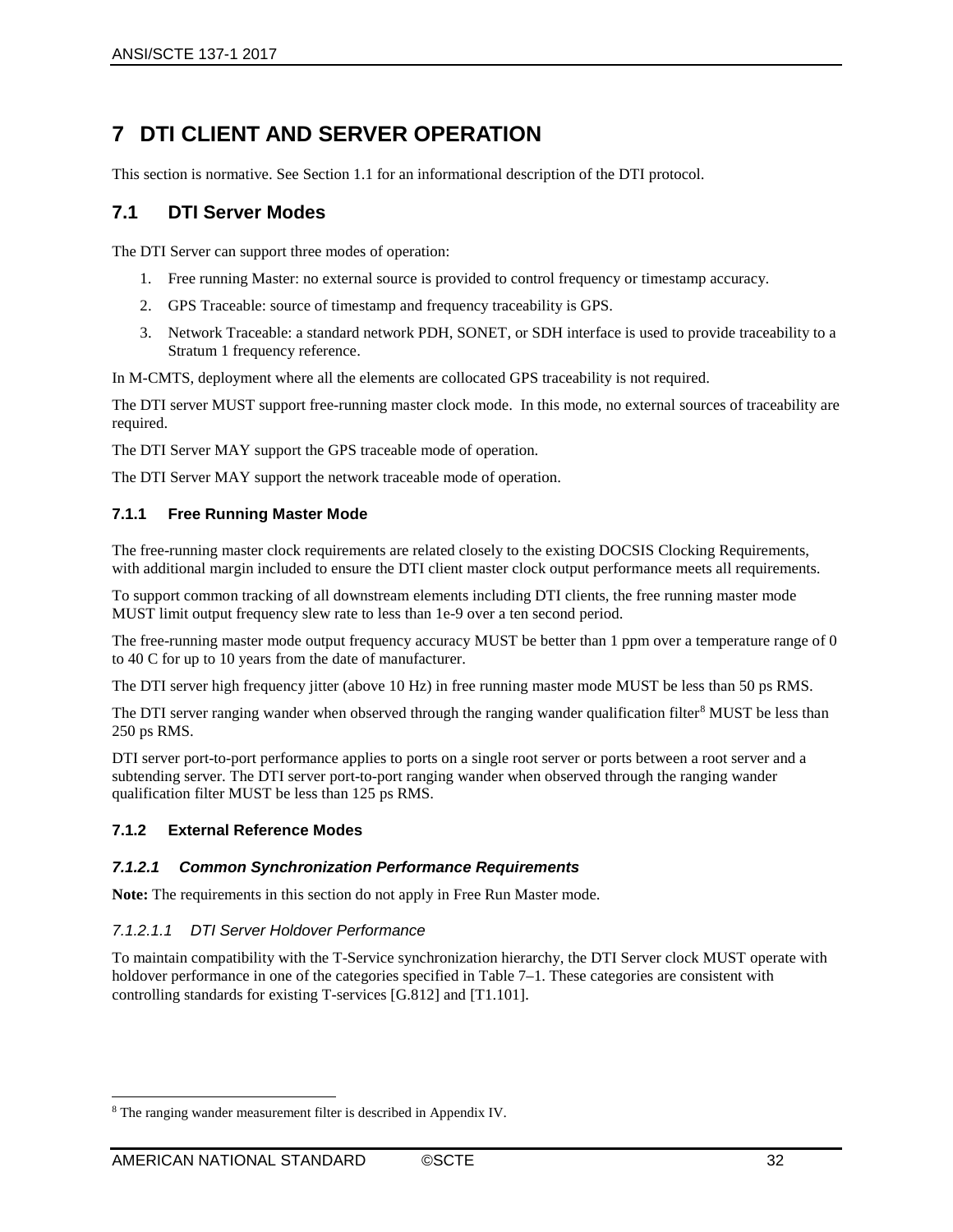# 7 DTI CLIENT AND SERVER OPERATION

This section is normative. See Section 1.1 for an informational description of the DTI protocol.

## 7.1 DTI Server Modes

The DTI Server can support three modes of operation:

1. Free running Master: no external source is provided to control frequency or timestamp accuracy.
2. GPS Traceable: source of timestamp and frequency traceability is GPS.
3. Network Traceable: a standard network PDH, SONET, or SDH interface is used to provide traceability to a Stratum 1 frequency reference.

In M-CMTS, deployment where all the elements are collocated GPS traceability is not required.

The DTI server MUST support free-running master clock mode. In this mode, no external sources of traceability are required.

The DTI Server MAY support the GPS traceable mode of operation.

The DTI Server MAY support the network traceable mode of operation.

### 7.1.1 Free Running Master Mode

The free-running master clock requirements are related closely to the existing DOCSIS Clocking Requirements, with additional margin included to ensure the DTI client master clock output performance meets all requirements.

To support common tracking of all downstream elements including DTI clients, the free running master mode MUST limit output frequency slew rate to less than 1e-9 over a ten second period.

The free-running master mode output frequency accuracy MUST be better than 1 ppm over a temperature range of 0 to 40 C for up to 10 years from the date of manufacturer.

The DTI server high frequency jitter (above 10 Hz) in free running master mode MUST be less than 50 ps RMS.

The DTI server ranging wander when observed through the ranging wander qualification filter[8] MUST be less than 250 ps RMS.

DTI server port-to-port performance applies to ports on a single root server or ports between a root server and a subtending server. The DTI server port-to-port ranging wander when observed through the ranging wander qualification filter MUST be less than 125 ps RMS.

### 7.1.2 External Reference Modes

#### *7.1.2.1 Common Synchronization Performance Requirements*

**Note:** The requirements in this section do not apply in Free Run Master mode.

##### *7.1.2.1.1 DTI Server Holdover Performance*

To maintain compatibility with the T-Service synchronization hierarchy, the DTI Server clock MUST operate with holdover performance in one of the categories specified in Table 7–1. These categories are consistent with controlling standards for existing T-services [G.812] and [T1.101].

---

[8] The ranging wander measurement filter is described in Appendix IV.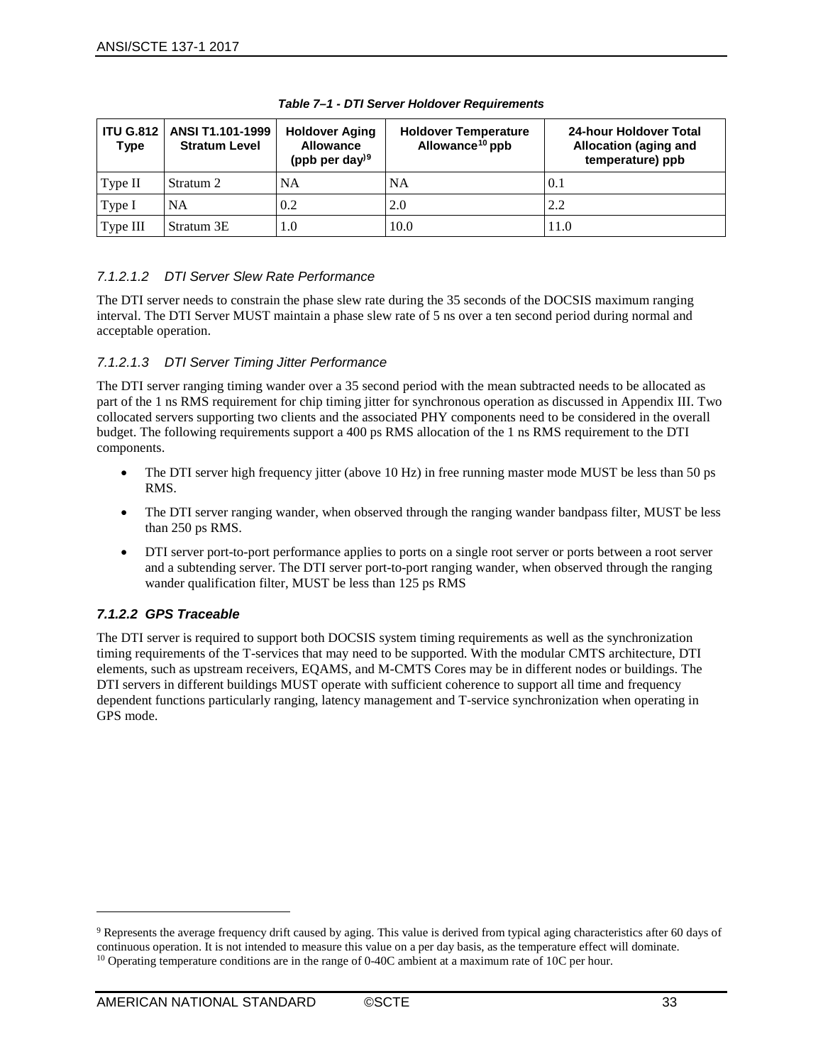**Table 7–1 - DTI Server Holdover Requirements**

| ITU G.812 Type | ANSI T1.101-1999 Stratum Level | Holdover Aging Allowance (ppb per day)[9] | Holdover Temperature Allowance[10] ppb | 24-hour Holdover Total Allocation (aging and temperature) ppb |
|---|---|---|---|---|
| Type II | Stratum 2 | NA | NA | 0.1 |
| Type I | NA | 0.2 | 2.0 | 2.2 |
| Type III | Stratum 3E | 1.0 | 10.0 | 11.0 |

##### *7.1.2.1.2 DTI Server Slew Rate Performance*

The DTI server needs to constrain the phase slew rate during the 35 seconds of the DOCSIS maximum ranging interval. The DTI Server MUST maintain a phase slew rate of 5 ns over a ten second period during normal and acceptable operation.

##### *7.1.2.1.3 DTI Server Timing Jitter Performance*

The DTI server ranging timing wander over a 35 second period with the mean subtracted needs to be allocated as part of the 1 ns RMS requirement for chip timing jitter for synchronous operation as discussed in Appendix III. Two collocated servers supporting two clients and the associated PHY components need to be considered in the overall budget. The following requirements support a 400 ps RMS allocation of the 1 ns RMS requirement to the DTI components.

- The DTI server high frequency jitter (above 10 Hz) in free running master mode MUST be less than 50 ps RMS.
- The DTI server ranging wander, when observed through the ranging wander bandpass filter, MUST be less than 250 ps RMS.
- DTI server port-to-port performance applies to ports on a single root server or ports between a root server and a subtending server. The DTI server port-to-port ranging wander, when observed through the ranging wander qualification filter, MUST be less than 125 ps RMS

#### *7.1.2.2 GPS Traceable*

The DTI server is required to support both DOCSIS system timing requirements as well as the synchronization timing requirements of the T-services that may need to be supported. With the modular CMTS architecture, DTI elements, such as upstream receivers, EQAMS, and M-CMTS Cores may be in different nodes or buildings. The DTI servers in different buildings MUST operate with sufficient coherence to support all time and frequency dependent functions particularly ranging, latency management and T-service synchronization when operating in GPS mode.

---

[9] Represents the average frequency drift caused by aging. This value is derived from typical aging characteristics after 60 days of continuous operation. It is not intended to measure this value on a per day basis, as the temperature effect will dominate.

[10] Operating temperature conditions are in the range of 0-40C ambient at a maximum rate of 10C per hour.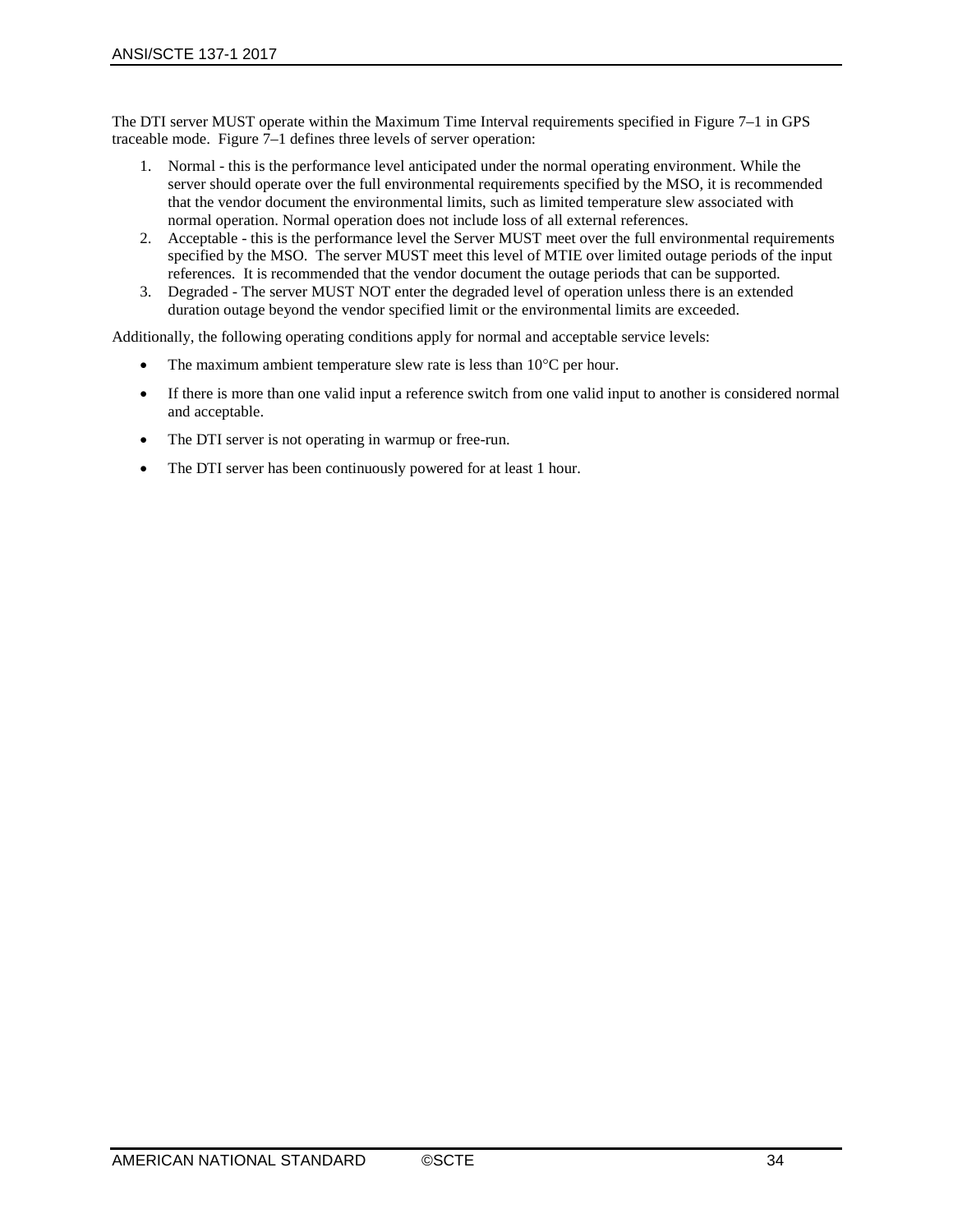The DTI server MUST operate within the Maximum Time Interval requirements specified in Figure 7–1 in GPS traceable mode. Figure 7–1 defines three levels of server operation:

1. Normal - this is the performance level anticipated under the normal operating environment. While the server should operate over the full environmental requirements specified by the MSO, it is recommended that the vendor document the environmental limits, such as limited temperature slew associated with normal operation. Normal operation does not include loss of all external references.
2. Acceptable - this is the performance level the Server MUST meet over the full environmental requirements specified by the MSO. The server MUST meet this level of MTIE over limited outage periods of the input references. It is recommended that the vendor document the outage periods that can be supported.
3. Degraded - The server MUST NOT enter the degraded level of operation unless there is an extended duration outage beyond the vendor specified limit or the environmental limits are exceeded.

Additionally, the following operating conditions apply for normal and acceptable service levels:

- The maximum ambient temperature slew rate is less than 10°C per hour.
- If there is more than one valid input a reference switch from one valid input to another is considered normal and acceptable.
- The DTI server is not operating in warmup or free-run.
- The DTI server has been continuously powered for at least 1 hour.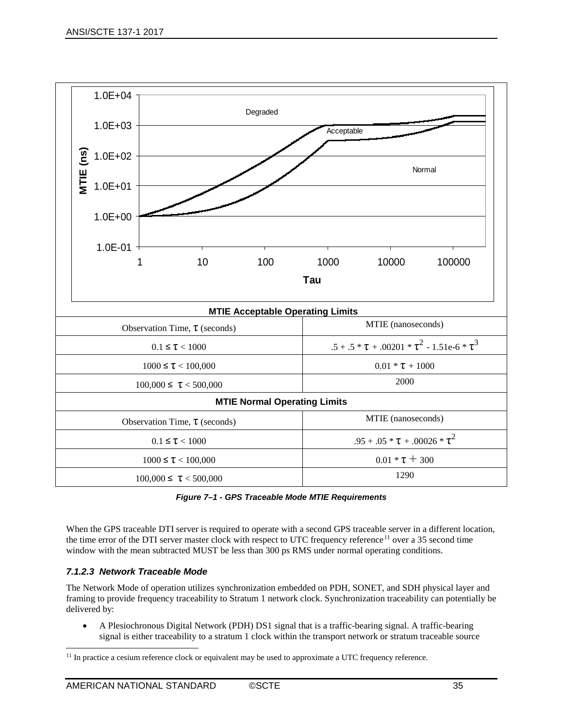**MTIE Acceptable Operating Limits**

| Observation Time, $\tau$ (seconds) | MTIE (nanoseconds) |
|---|---|
| $0.1 \le \tau < 1000$ | $.5 + .5 * \tau + .00201 * \tau^2 - 1.51\text{e-}6 * \tau^3$ |
| $1000 \le \tau < 100{,}000$ | $0.01 * \tau + 1000$ |
| $100{,}000 \le \tau < 500{,}000$ | 2000 |

**MTIE Normal Operating Limits**

| Observation Time, $\tau$ (seconds) | MTIE (nanoseconds) |
|---|---|
| $0.1 \le \tau < 1000$ | $.95 + .05 * \tau + .00026 * \tau^2$ |
| $1000 \le \tau < 100{,}000$ | $0.01 * \tau + 300$ |
| $100{,}000 \le \tau < 500{,}000$ | 1290 |

*Figure 7–1 - GPS Traceable Mode MTIE Requirements*

When the GPS traceable DTI server is required to operate with a second GPS traceable server in a different location, the time error of the DTI server master clock with respect to UTC frequency reference[11] over a 35 second time window with the mean subtracted MUST be less than 300 ps RMS under normal operating conditions.

#### *7.1.2.3 Network Traceable Mode*

The Network Mode of operation utilizes synchronization embedded on PDH, SONET, and SDH physical layer and framing to provide frequency traceability to Stratum 1 network clock. Synchronization traceability can potentially be delivered by:

- A Plesiochronous Digital Network (PDH) DS1 signal that is a traffic-bearing signal. A traffic-bearing signal is either traceability to a stratum 1 clock within the transport network or stratum traceable source

[11] In practice a cesium reference clock or equivalent may be used to approximate a UTC frequency reference.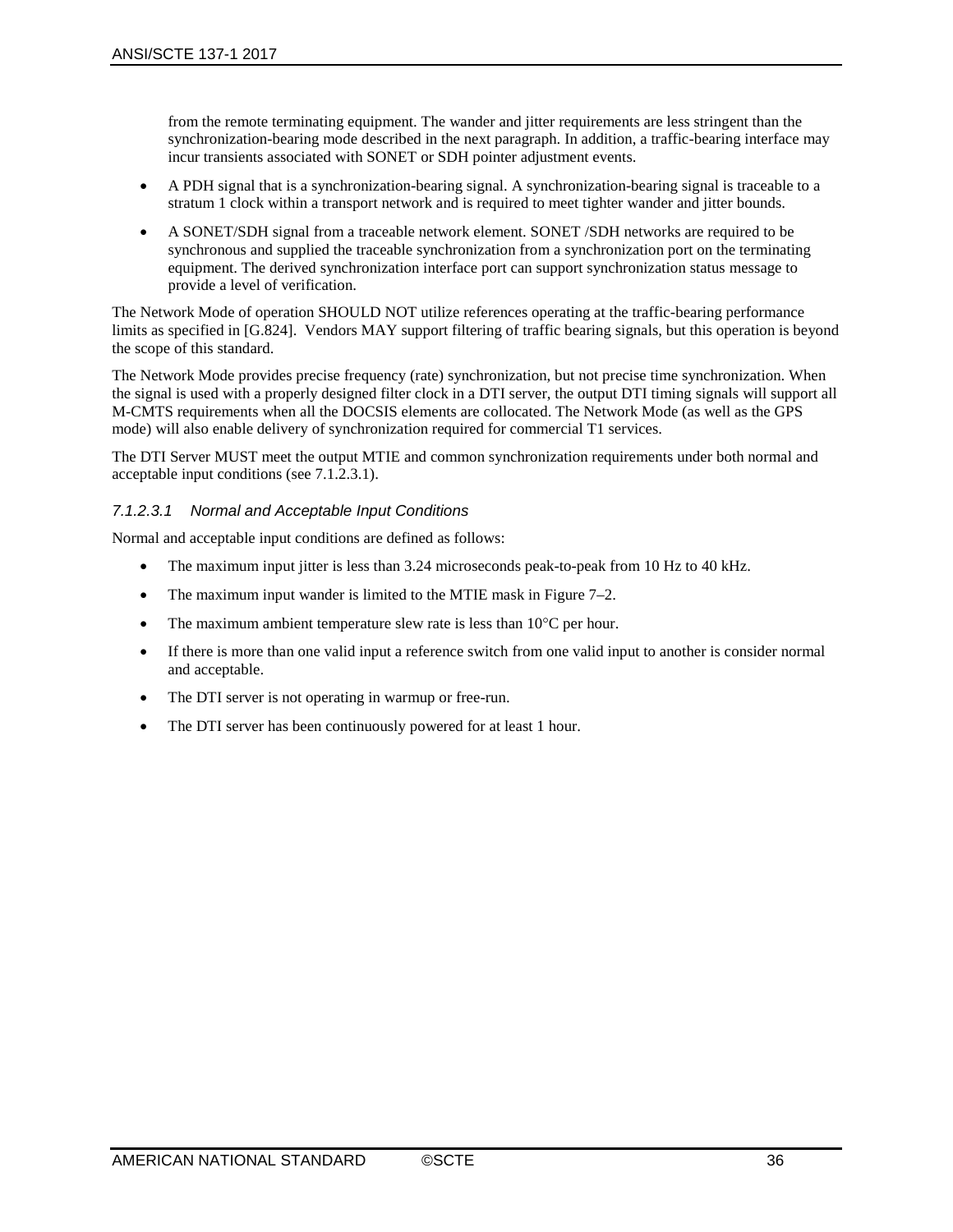from the remote terminating equipment. The wander and jitter requirements are less stringent than the synchronization-bearing mode described in the next paragraph. In addition, a traffic-bearing interface may incur transients associated with SONET or SDH pointer adjustment events.

- A PDH signal that is a synchronization-bearing signal. A synchronization-bearing signal is traceable to a stratum 1 clock within a transport network and is required to meet tighter wander and jitter bounds.
- A SONET/SDH signal from a traceable network element. SONET /SDH networks are required to be synchronous and supplied the traceable synchronization from a synchronization port on the terminating equipment. The derived synchronization interface port can support synchronization status message to provide a level of verification.

The Network Mode of operation SHOULD NOT utilize references operating at the traffic-bearing performance limits as specified in [G.824]. Vendors MAY support filtering of traffic bearing signals, but this operation is beyond the scope of this standard.

The Network Mode provides precise frequency (rate) synchronization, but not precise time synchronization. When the signal is used with a properly designed filter clock in a DTI server, the output DTI timing signals will support all M-CMTS requirements when all the DOCSIS elements are collocated. The Network Mode (as well as the GPS mode) will also enable delivery of synchronization required for commercial T1 services.

The DTI Server MUST meet the output MTIE and common synchronization requirements under both normal and acceptable input conditions (see 7.1.2.3.1).

##### *7.1.2.3.1 Normal and Acceptable Input Conditions*

Normal and acceptable input conditions are defined as follows:

- The maximum input jitter is less than 3.24 microseconds peak-to-peak from 10 Hz to 40 kHz.
- The maximum input wander is limited to the MTIE mask in Figure 7–2.
- The maximum ambient temperature slew rate is less than 10°C per hour.
- If there is more than one valid input a reference switch from one valid input to another is consider normal and acceptable.
- The DTI server is not operating in warmup or free-run.
- The DTI server has been continuously powered for at least 1 hour.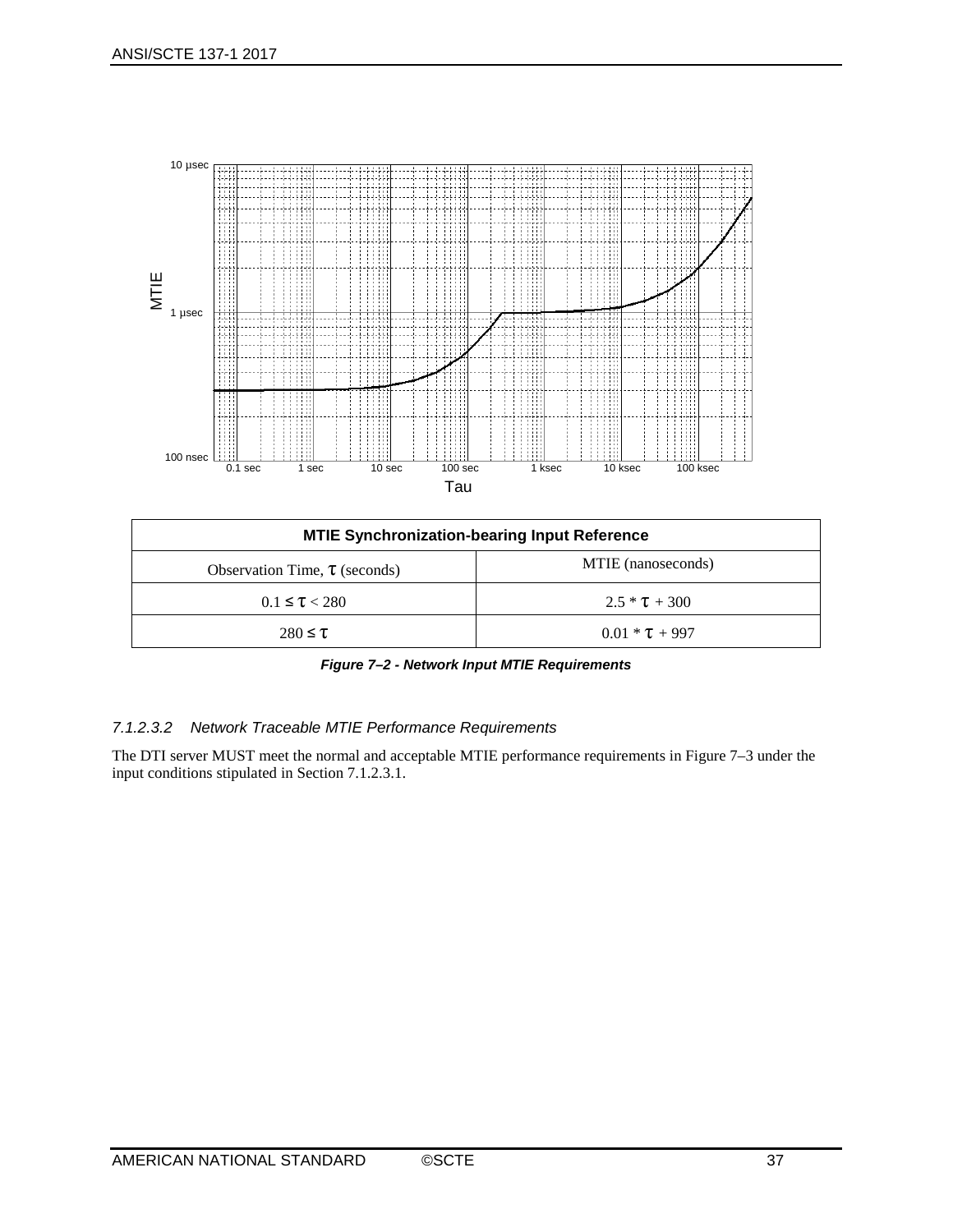| MTIE Synchronization-bearing Input Reference | |
|---|---|
| Observation Time, $\tau$ (seconds) | MTIE (nanoseconds) |
| $0.1 \le \tau < 280$ | $2.5 * \tau + 300$ |
| $280 \le \tau$ | $0.01 * \tau + 997$ |

***Figure 7–2 - Network Input MTIE Requirements***

#### *7.1.2.3.2 Network Traceable MTIE Performance Requirements*

The DTI server MUST meet the normal and acceptable MTIE performance requirements in Figure 7–3 under the input conditions stipulated in Section 7.1.2.3.1.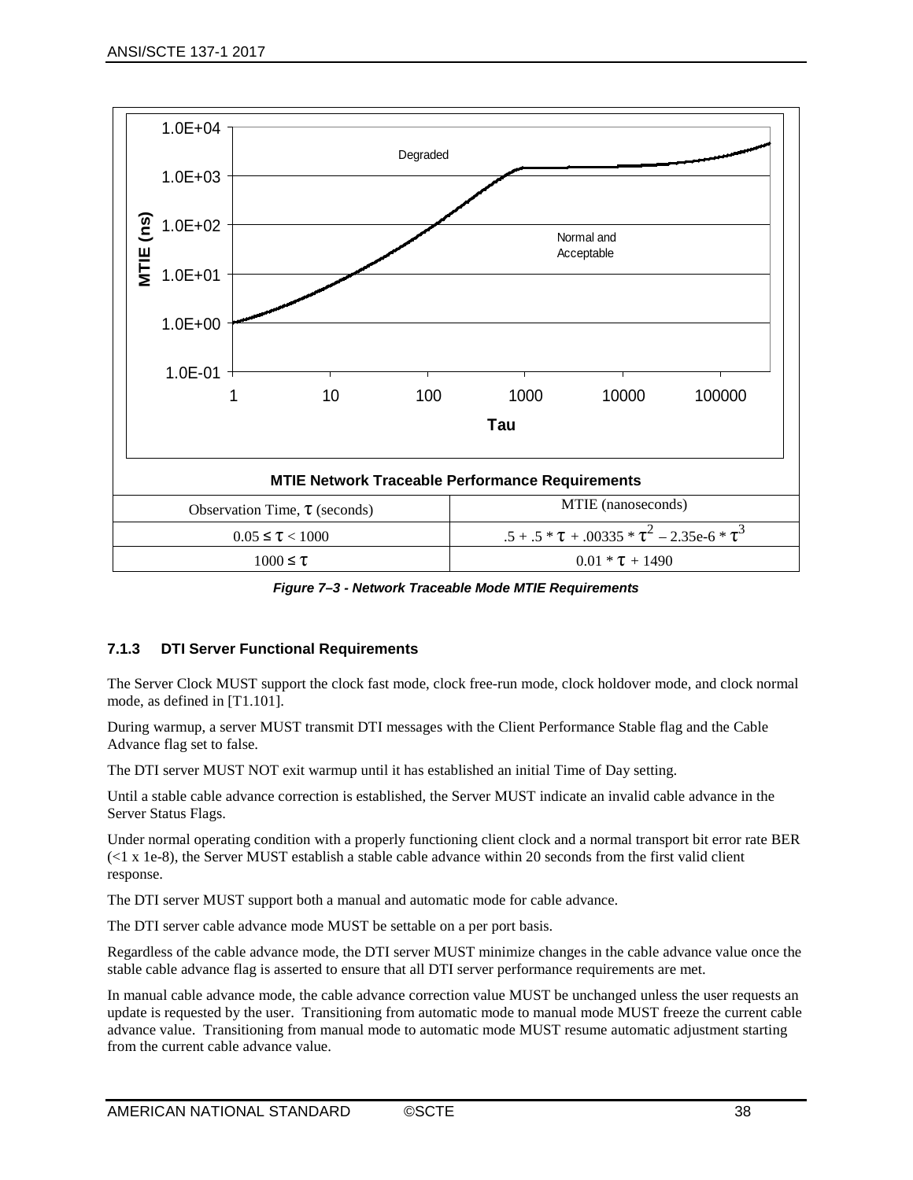**MTIE Network Traceable Performance Requirements**

| Observation Time, τ (seconds) | MTIE (nanoseconds) |
|---|---|
| $0.05 \le \tau < 1000$ | $.5 + .5 * \tau + .00335 * \tau^2 - 2.35e\text{-}6 * \tau^3$ |
| $1000 \le \tau$ | $0.01 * \tau + 1490$ |

*Figure 7–3 - Network Traceable Mode MTIE Requirements*

### 7.1.3 DTI Server Functional Requirements

The Server Clock MUST support the clock fast mode, clock free-run mode, clock holdover mode, and clock normal mode, as defined in [T1.101].

During warmup, a server MUST transmit DTI messages with the Client Performance Stable flag and the Cable Advance flag set to false.

The DTI server MUST NOT exit warmup until it has established an initial Time of Day setting.

Until a stable cable advance correction is established, the Server MUST indicate an invalid cable advance in the Server Status Flags.

Under normal operating condition with a properly functioning client clock and a normal transport bit error rate BER (<1 x 1e-8), the Server MUST establish a stable cable advance within 20 seconds from the first valid client response.

The DTI server MUST support both a manual and automatic mode for cable advance.

The DTI server cable advance mode MUST be settable on a per port basis.

Regardless of the cable advance mode, the DTI server MUST minimize changes in the cable advance value once the stable cable advance flag is asserted to ensure that all DTI server performance requirements are met.

In manual cable advance mode, the cable advance correction value MUST be unchanged unless the user requests an update is requested by the user. Transitioning from automatic mode to manual mode MUST freeze the current cable advance value. Transitioning from manual mode to automatic mode MUST resume automatic adjustment starting from the current cable advance value.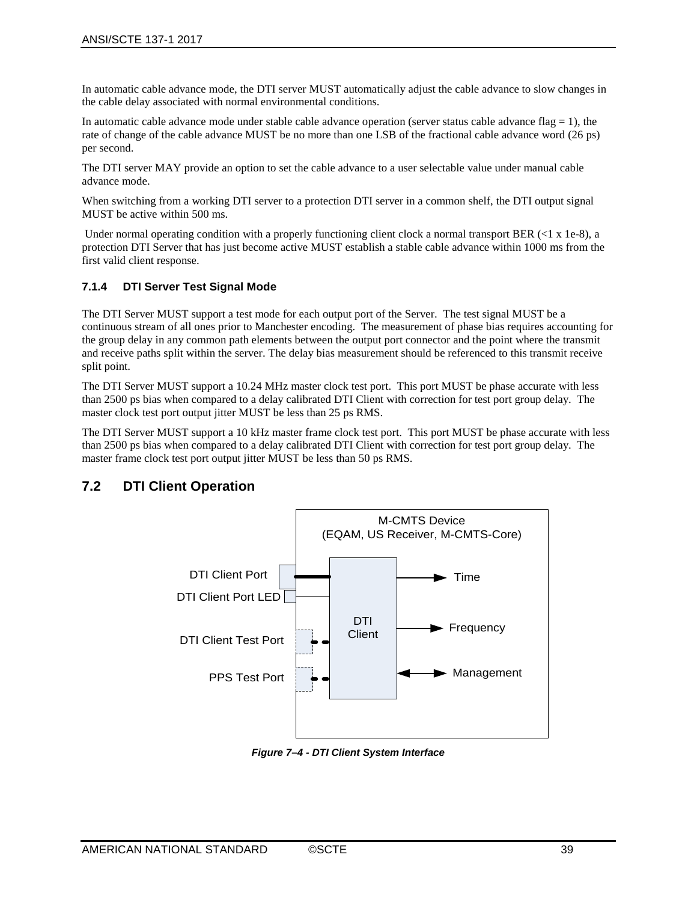In automatic cable advance mode, the DTI server MUST automatically adjust the cable advance to slow changes in the cable delay associated with normal environmental conditions.

In automatic cable advance mode under stable cable advance operation (server status cable advance flag = 1), the rate of change of the cable advance MUST be no more than one LSB of the fractional cable advance word (26 ps) per second.

The DTI server MAY provide an option to set the cable advance to a user selectable value under manual cable advance mode.

When switching from a working DTI server to a protection DTI server in a common shelf, the DTI output signal MUST be active within 500 ms.

Under normal operating condition with a properly functioning client clock a normal transport BER (<1 x 1e-8), a protection DTI Server that has just become active MUST establish a stable cable advance within 1000 ms from the first valid client response.

### 7.1.4 DTI Server Test Signal Mode

The DTI Server MUST support a test mode for each output port of the Server. The test signal MUST be a continuous stream of all ones prior to Manchester encoding. The measurement of phase bias requires accounting for the group delay in any common path elements between the output port connector and the point where the transmit and receive paths split within the server. The delay bias measurement should be referenced to this transmit receive split point.

The DTI Server MUST support a 10.24 MHz master clock test port. This port MUST be phase accurate with less than 2500 ps bias when compared to a delay calibrated DTI Client with correction for test port group delay. The master clock test port output jitter MUST be less than 25 ps RMS.

The DTI Server MUST support a 10 kHz master frame clock test port. This port MUST be phase accurate with less than 2500 ps bias when compared to a delay calibrated DTI Client with correction for test port group delay. The master frame clock test port output jitter MUST be less than 50 ps RMS.

## 7.2 DTI Client Operation

M-CMTS Device
(EQAM, US Receiver, M-CMTS-Core)

DTI Client Port
DTI Client Port LED
DTI Client Test Port
PPS Test Port

DTI Client

Time
Frequency
Management

***Figure 7–4 - DTI Client System Interface***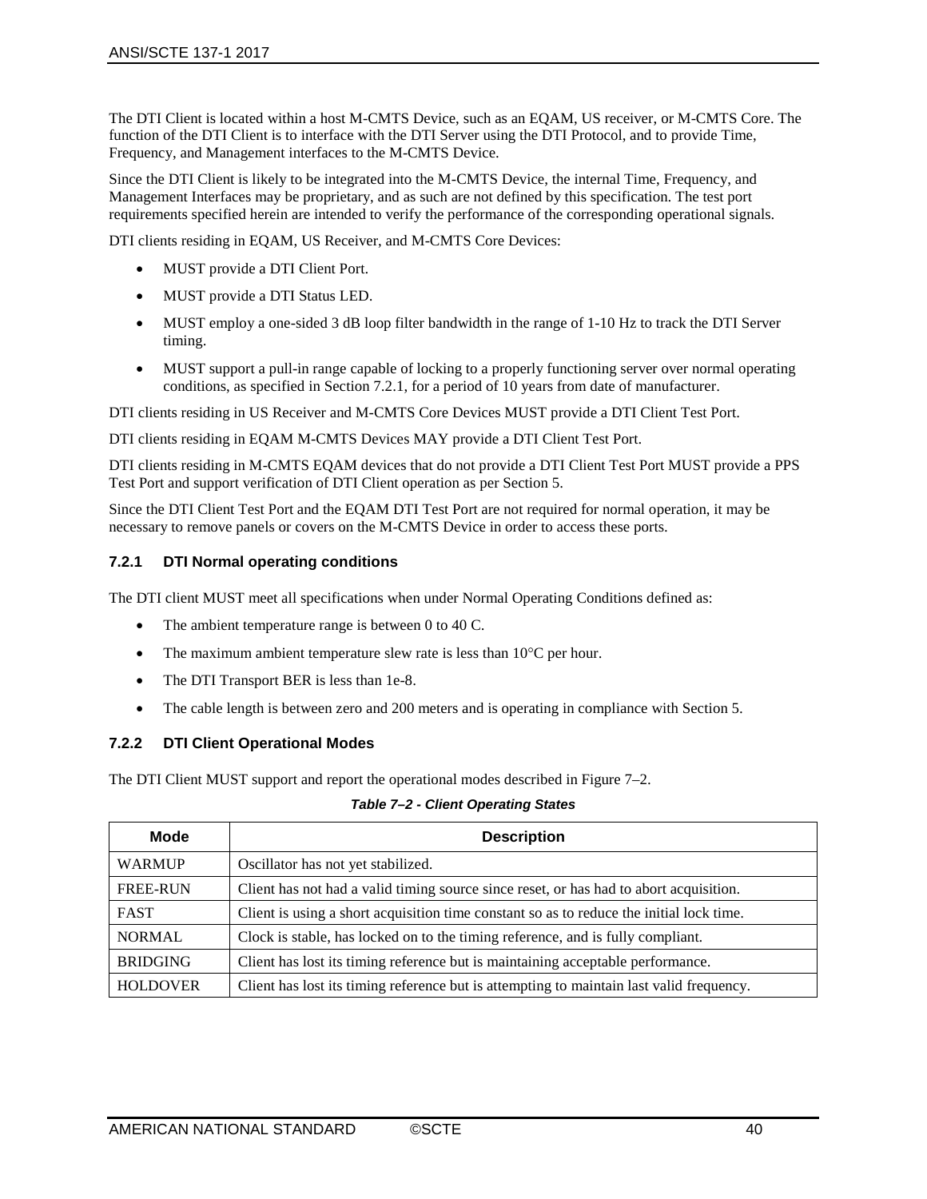The DTI Client is located within a host M-CMTS Device, such as an EQAM, US receiver, or M-CMTS Core. The function of the DTI Client is to interface with the DTI Server using the DTI Protocol, and to provide Time, Frequency, and Management interfaces to the M-CMTS Device.

Since the DTI Client is likely to be integrated into the M-CMTS Device, the internal Time, Frequency, and Management Interfaces may be proprietary, and as such are not defined by this specification. The test port requirements specified herein are intended to verify the performance of the corresponding operational signals.

DTI clients residing in EQAM, US Receiver, and M-CMTS Core Devices:

- MUST provide a DTI Client Port.
- MUST provide a DTI Status LED.
- MUST employ a one-sided 3 dB loop filter bandwidth in the range of 1-10 Hz to track the DTI Server timing.
- MUST support a pull-in range capable of locking to a properly functioning server over normal operating conditions, as specified in Section 7.2.1, for a period of 10 years from date of manufacturer.

DTI clients residing in US Receiver and M-CMTS Core Devices MUST provide a DTI Client Test Port.

DTI clients residing in EQAM M-CMTS Devices MAY provide a DTI Client Test Port.

DTI clients residing in M-CMTS EQAM devices that do not provide a DTI Client Test Port MUST provide a PPS Test Port and support verification of DTI Client operation as per Section 5.

Since the DTI Client Test Port and the EQAM DTI Test Port are not required for normal operation, it may be necessary to remove panels or covers on the M-CMTS Device in order to access these ports.

### 7.2.1 DTI Normal operating conditions

The DTI client MUST meet all specifications when under Normal Operating Conditions defined as:

- The ambient temperature range is between 0 to 40 C.
- The maximum ambient temperature slew rate is less than 10°C per hour.
- The DTI Transport BER is less than 1e-8.
- The cable length is between zero and 200 meters and is operating in compliance with Section 5.

### 7.2.2 DTI Client Operational Modes

The DTI Client MUST support and report the operational modes described in Figure 7–2.

***Table 7–2 - Client Operating States***

| Mode | Description |
| --- | --- |
| WARMUP | Oscillator has not yet stabilized. |
| FREE-RUN | Client has not had a valid timing source since reset, or has had to abort acquisition. |
| FAST | Client is using a short acquisition time constant so as to reduce the initial lock time. |
| NORMAL | Clock is stable, has locked on to the timing reference, and is fully compliant. |
| BRIDGING | Client has lost its timing reference but is maintaining acceptable performance. |
| HOLDOVER | Client has lost its timing reference but is attempting to maintain last valid frequency. |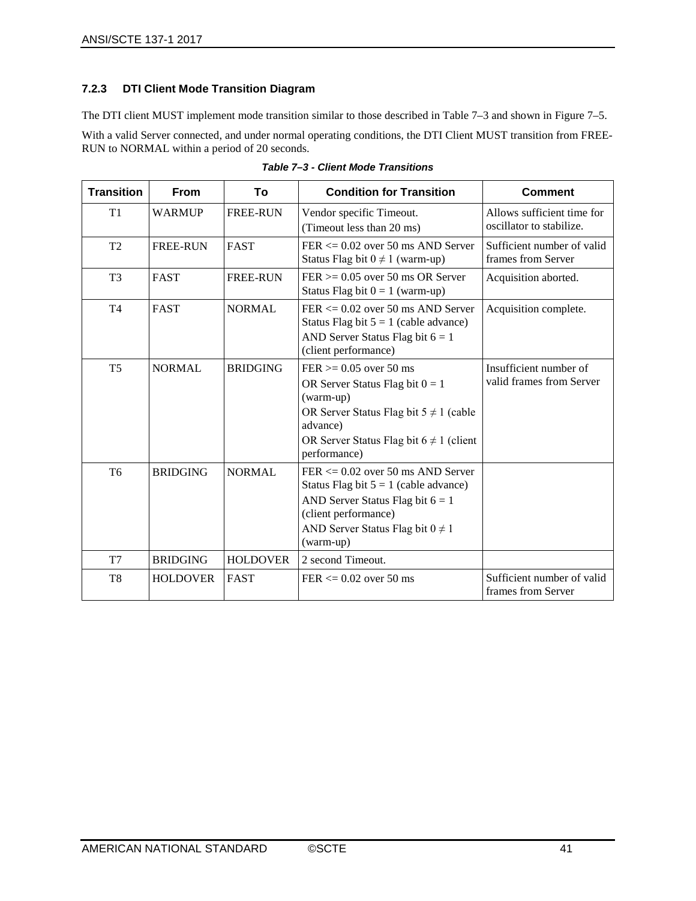### 7.2.3 DTI Client Mode Transition Diagram

The DTI client MUST implement mode transition similar to those described in Table 7–3 and shown in Figure 7–5.

With a valid Server connected, and under normal operating conditions, the DTI Client MUST transition from FREE-RUN to NORMAL within a period of 20 seconds.

*Table 7–3 - Client Mode Transitions*

| Transition | From | To | Condition for Transition | Comment |
|---|---|---|---|---|
| T1 | WARMUP | FREE-RUN | Vendor specific Timeout.<br>(Timeout less than 20 ms) | Allows sufficient time for oscillator to stabilize. |
| T2 | FREE-RUN | FAST | FER <= 0.02 over 50 ms AND Server Status Flag bit 0 ≠ 1 (warm-up) | Sufficient number of valid frames from Server |
| T3 | FAST | FREE-RUN | FER >= 0.05 over 50 ms OR Server Status Flag bit 0 = 1 (warm-up) | Acquisition aborted. |
| T4 | FAST | NORMAL | FER <= 0.02 over 50 ms AND Server Status Flag bit 5 = 1 (cable advance)<br>AND Server Status Flag bit 6 = 1 (client performance) | Acquisition complete. |
| T5 | NORMAL | BRIDGING | FER >= 0.05 over 50 ms<br>OR Server Status Flag bit 0 = 1 (warm-up)<br>OR Server Status Flag bit 5 ≠ 1 (cable advance)<br>OR Server Status Flag bit 6 ≠ 1 (client performance) | Insufficient number of valid frames from Server |
| T6 | BRIDGING | NORMAL | FER <= 0.02 over 50 ms AND Server Status Flag bit 5 = 1 (cable advance)<br>AND Server Status Flag bit 6 = 1 (client performance)<br>AND Server Status Flag bit 0 ≠ 1 (warm-up) | |
| T7 | BRIDGING | HOLDOVER | 2 second Timeout. | |
| T8 | HOLDOVER | FAST | FER <= 0.02 over 50 ms | Sufficient number of valid frames from Server |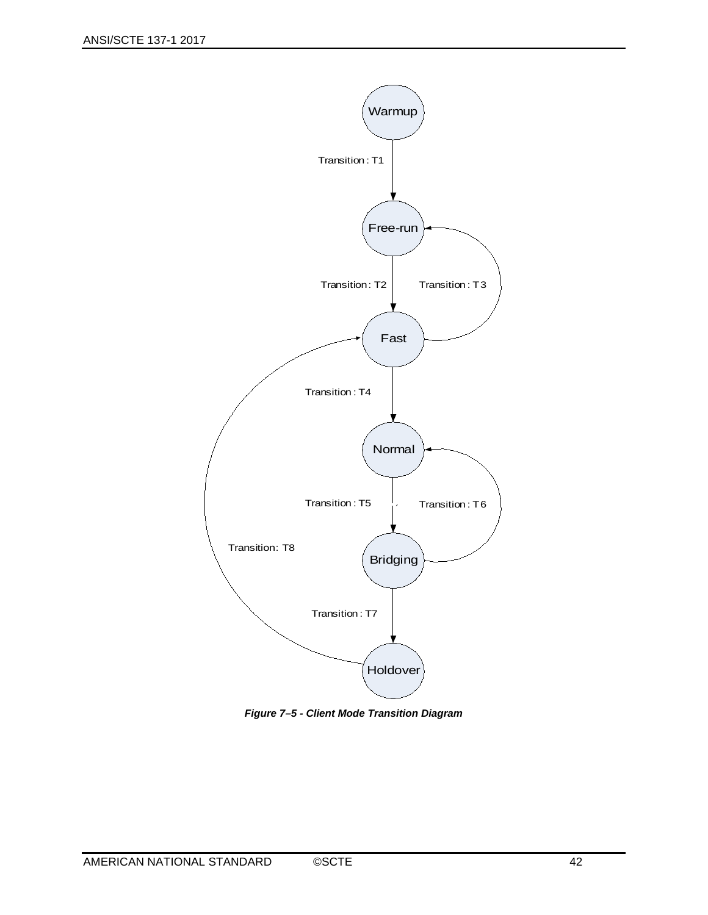Warmup

Transition : T1

Free-run

Transition : T2

Transition : T3

Fast

Transition : T4

Normal

Transition : T5

Transition : T6

Bridging

Transition: T8

Transition : T7

Holdover

***Figure 7–5 - Client Mode Transition Diagram***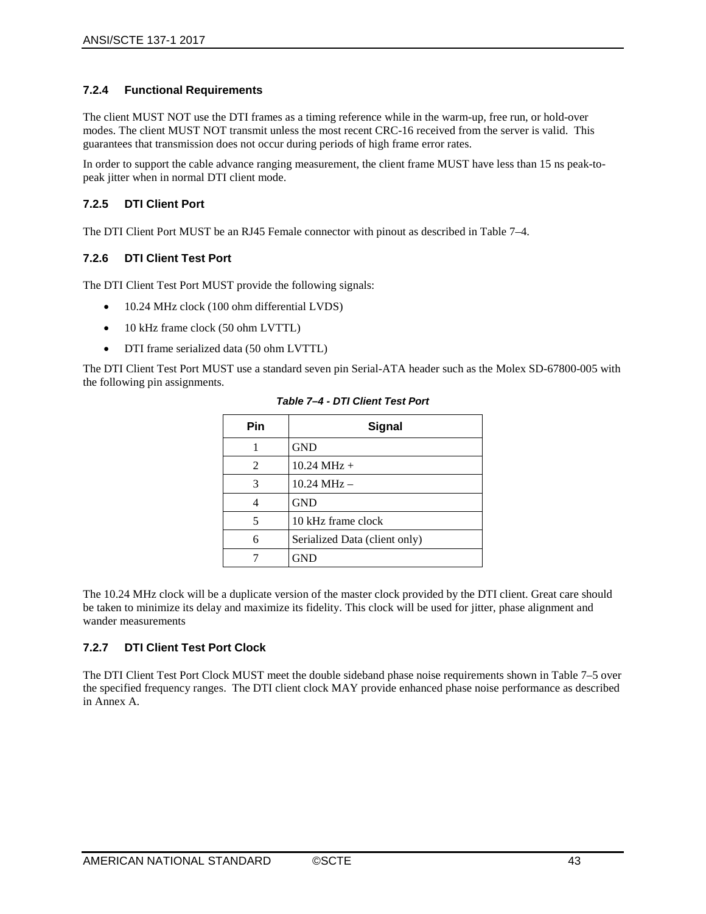### 7.2.4 Functional Requirements

The client MUST NOT use the DTI frames as a timing reference while in the warm-up, free run, or hold-over modes. The client MUST NOT transmit unless the most recent CRC-16 received from the server is valid. This guarantees that transmission does not occur during periods of high frame error rates.

In order to support the cable advance ranging measurement, the client frame MUST have less than 15 ns peak-to-peak jitter when in normal DTI client mode.

### 7.2.5 DTI Client Port

The DTI Client Port MUST be an RJ45 Female connector with pinout as described in Table 7–4.

### 7.2.6 DTI Client Test Port

The DTI Client Test Port MUST provide the following signals:

- 10.24 MHz clock (100 ohm differential LVDS)
- 10 kHz frame clock (50 ohm LVTTL)
- DTI frame serialized data (50 ohm LVTTL)

The DTI Client Test Port MUST use a standard seven pin Serial-ATA header such as the Molex SD-67800-005 with the following pin assignments.

*Table 7–4 - DTI Client Test Port*

| Pin | Signal |
|---|---|
| 1 | GND |
| 2 | 10.24 MHz + |
| 3 | 10.24 MHz – |
| 4 | GND |
| 5 | 10 kHz frame clock |
| 6 | Serialized Data (client only) |
| 7 | GND |

The 10.24 MHz clock will be a duplicate version of the master clock provided by the DTI client. Great care should be taken to minimize its delay and maximize its fidelity. This clock will be used for jitter, phase alignment and wander measurements

### 7.2.7 DTI Client Test Port Clock

The DTI Client Test Port Clock MUST meet the double sideband phase noise requirements shown in Table 7–5 over the specified frequency ranges. The DTI client clock MAY provide enhanced phase noise performance as described in Annex A.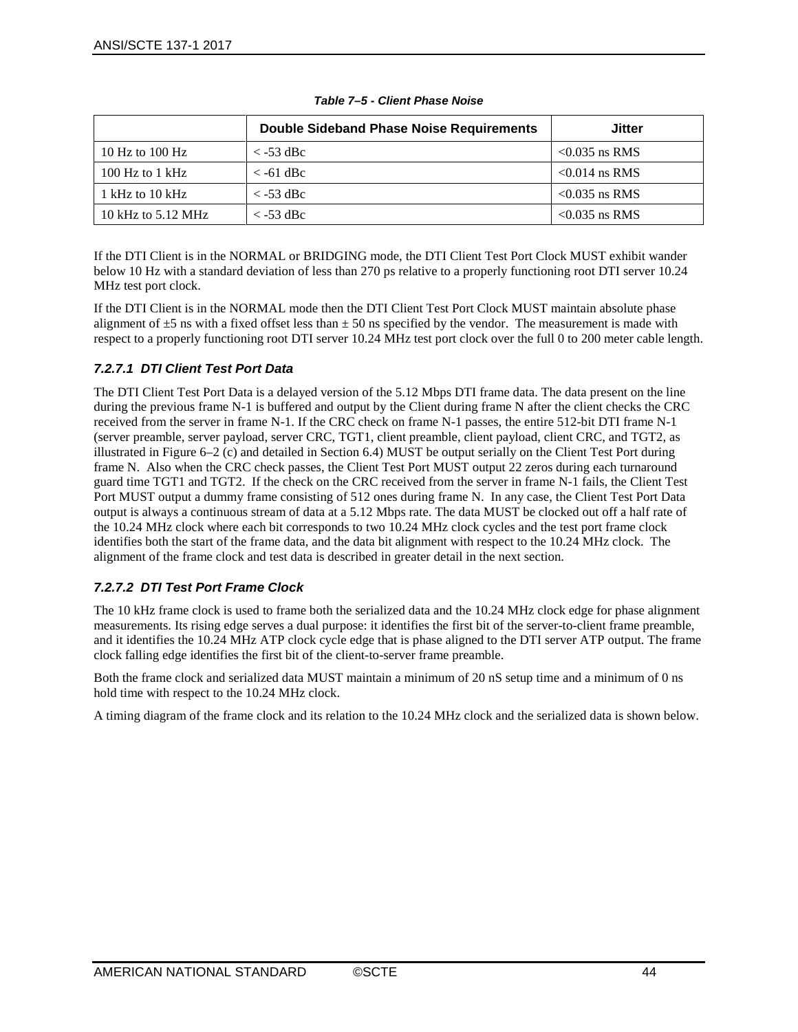*Table 7–5 - Client Phase Noise*

| | Double Sideband Phase Noise Requirements | Jitter |
|---|---|---|
| 10 Hz to 100 Hz | < -53 dBc | <0.035 ns RMS |
| 100 Hz to 1 kHz | < -61 dBc | <0.014 ns RMS |
| 1 kHz to 10 kHz | < -53 dBc | <0.035 ns RMS |
| 10 kHz to 5.12 MHz | < -53 dBc | <0.035 ns RMS |

If the DTI Client is in the NORMAL or BRIDGING mode, the DTI Client Test Port Clock MUST exhibit wander below 10 Hz with a standard deviation of less than 270 ps relative to a properly functioning root DTI server 10.24 MHz test port clock.

If the DTI Client is in the NORMAL mode then the DTI Client Test Port Clock MUST maintain absolute phase alignment of ±5 ns with a fixed offset less than ± 50 ns specified by the vendor. The measurement is made with respect to a properly functioning root DTI server 10.24 MHz test port clock over the full 0 to 200 meter cable length.

#### *7.2.7.1 DTI Client Test Port Data*

The DTI Client Test Port Data is a delayed version of the 5.12 Mbps DTI frame data. The data present on the line during the previous frame N-1 is buffered and output by the Client during frame N after the client checks the CRC received from the server in frame N-1. If the CRC check on frame N-1 passes, the entire 512-bit DTI frame N-1 (server preamble, server payload, server CRC, TGT1, client preamble, client payload, client CRC, and TGT2, as illustrated in Figure 6–2 (c) and detailed in Section 6.4) MUST be output serially on the Client Test Port during frame N. Also when the CRC check passes, the Client Test Port MUST output 22 zeros during each turnaround guard time TGT1 and TGT2. If the check on the CRC received from the server in frame N-1 fails, the Client Test Port MUST output a dummy frame consisting of 512 ones during frame N. In any case, the Client Test Port Data output is always a continuous stream of data at a 5.12 Mbps rate. The data MUST be clocked out off a half rate of the 10.24 MHz clock where each bit corresponds to two 10.24 MHz clock cycles and the test port frame clock identifies both the start of the frame data, and the data bit alignment with respect to the 10.24 MHz clock. The alignment of the frame clock and test data is described in greater detail in the next section.

#### *7.2.7.2 DTI Test Port Frame Clock*

The 10 kHz frame clock is used to frame both the serialized data and the 10.24 MHz clock edge for phase alignment measurements. Its rising edge serves a dual purpose: it identifies the first bit of the server-to-client frame preamble, and it identifies the 10.24 MHz ATP clock cycle edge that is phase aligned to the DTI server ATP output. The frame clock falling edge identifies the first bit of the client-to-server frame preamble.

Both the frame clock and serialized data MUST maintain a minimum of 20 nS setup time and a minimum of 0 ns hold time with respect to the 10.24 MHz clock.

A timing diagram of the frame clock and its relation to the 10.24 MHz clock and the serialized data is shown below.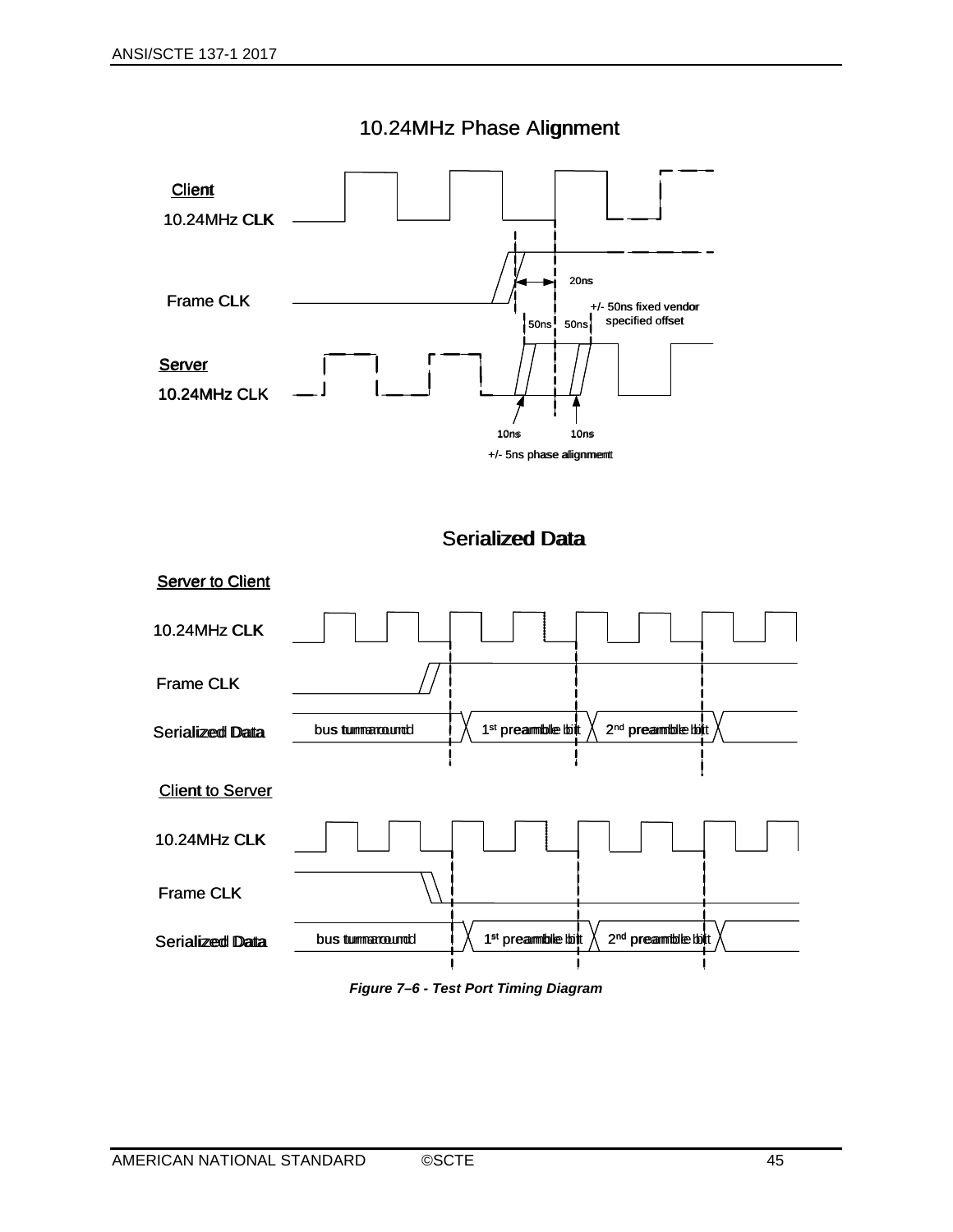10.24MHz Phase Alignment

Client
10.24MHz CLK

Frame CLK

20ns

+/- 50ns fixed vendor specified offset

50ns 50ns

Server
10.24MHz CLK

10ns 10ns

+/- 5ns phase alignment

Serialized Data

Server to Client

10.24MHz CLK

Frame CLK

Serialized Data: bus turnaround | 1st preamble bit | 2nd preamble bit

Client to Server

10.24MHz CLK

Frame CLK

Serialized Data: bus turnaround | 1st preamble bit | 2nd preamble bit

*Figure 7–6 - Test Port Timing Diagram*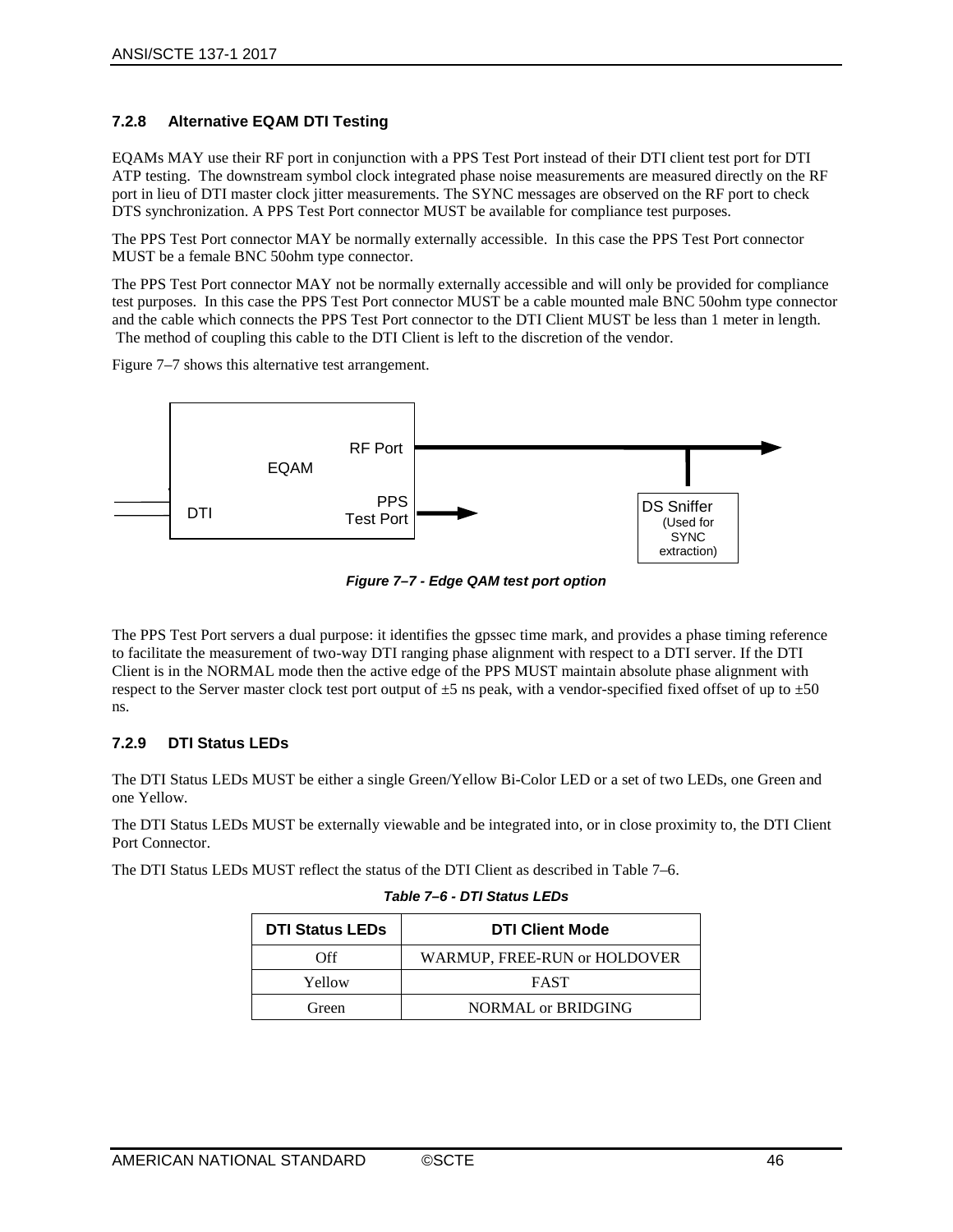### 7.2.8 Alternative EQAM DTI Testing

EQAMs MAY use their RF port in conjunction with a PPS Test Port instead of their DTI client test port for DTI ATP testing. The downstream symbol clock integrated phase noise measurements are measured directly on the RF port in lieu of DTI master clock jitter measurements. The SYNC messages are observed on the RF port to check DTS synchronization. A PPS Test Port connector MUST be available for compliance test purposes.

The PPS Test Port connector MAY be normally externally accessible. In this case the PPS Test Port connector MUST be a female BNC 50ohm type connector.

The PPS Test Port connector MAY not be normally externally accessible and will only be provided for compliance test purposes. In this case the PPS Test Port connector MUST be a cable mounted male BNC 50ohm type connector and the cable which connects the PPS Test Port connector to the DTI Client MUST be less than 1 meter in length. The method of coupling this cable to the DTI Client is left to the discretion of the vendor.

Figure 7–7 shows this alternative test arrangement.

EQAM

RF Port

DTI

PPS Test Port

DS Sniffer (Used for SYNC extraction)

***Figure 7–7 - Edge QAM test port option***

The PPS Test Port servers a dual purpose: it identifies the gpssec time mark, and provides a phase timing reference to facilitate the measurement of two-way DTI ranging phase alignment with respect to a DTI server. If the DTI Client is in the NORMAL mode then the active edge of the PPS MUST maintain absolute phase alignment with respect to the Server master clock test port output of ±5 ns peak, with a vendor-specified fixed offset of up to ±50 ns.

### 7.2.9 DTI Status LEDs

The DTI Status LEDs MUST be either a single Green/Yellow Bi-Color LED or a set of two LEDs, one Green and one Yellow.

The DTI Status LEDs MUST be externally viewable and be integrated into, or in close proximity to, the DTI Client Port Connector.

The DTI Status LEDs MUST reflect the status of the DTI Client as described in Table 7–6.

***Table 7–6 - DTI Status LEDs***

| DTI Status LEDs | DTI Client Mode |
|---|---|
| Off | WARMUP, FREE-RUN or HOLDOVER |
| Yellow | FAST |
| Green | NORMAL or BRIDGING |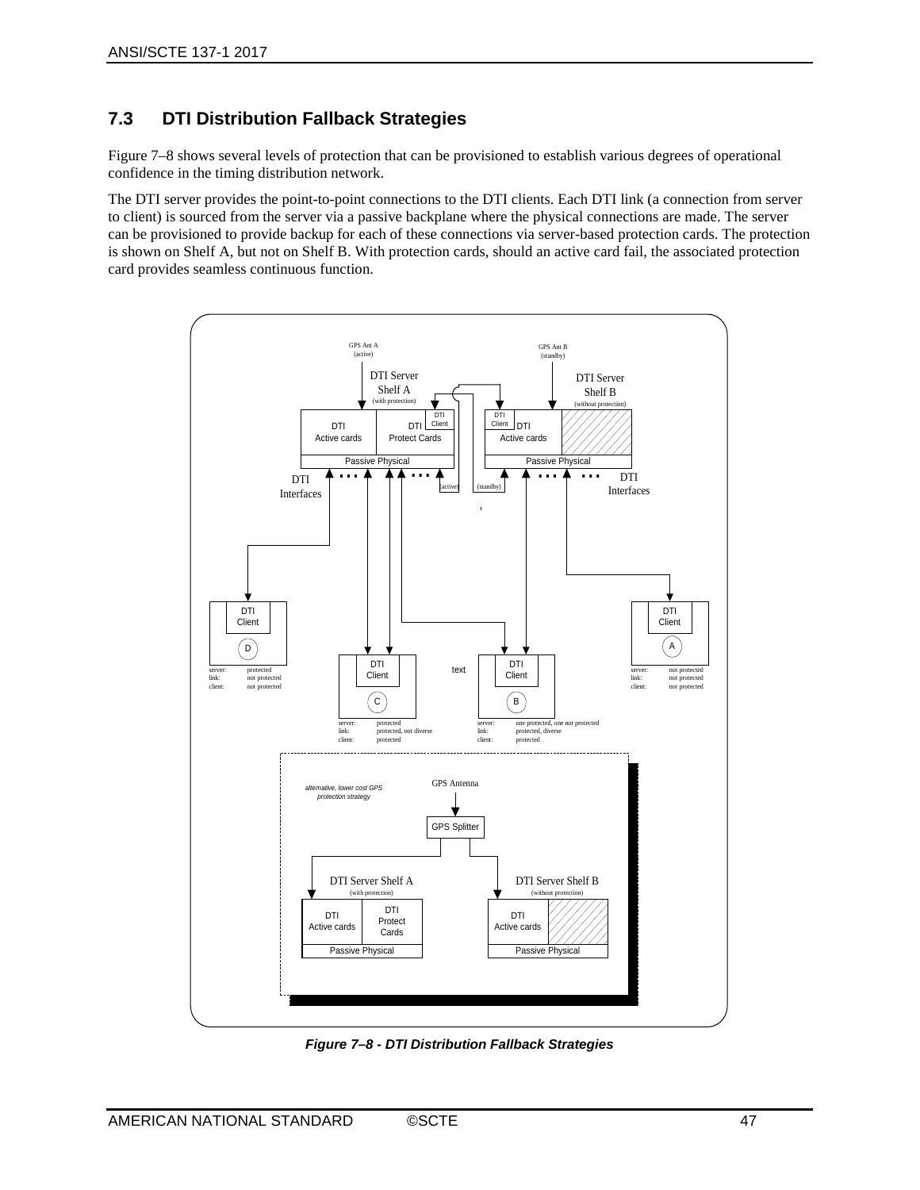## 7.3 DTI Distribution Fallback Strategies

Figure 7–8 shows several levels of protection that can be provisioned to establish various degrees of operational confidence in the timing distribution network.

The DTI server provides the point-to-point connections to the DTI clients. Each DTI link (a connection from server to client) is sourced from the server via a passive backplane where the physical connections are made. The server can be provisioned to provide backup for each of these connections via server-based protection cards. The protection is shown on Shelf A, but not on Shelf B. With protection cards, should an active card fail, the associated protection card provides seamless continuous function.

*Figure 7–8 - DTI Distribution Fallback Strategies*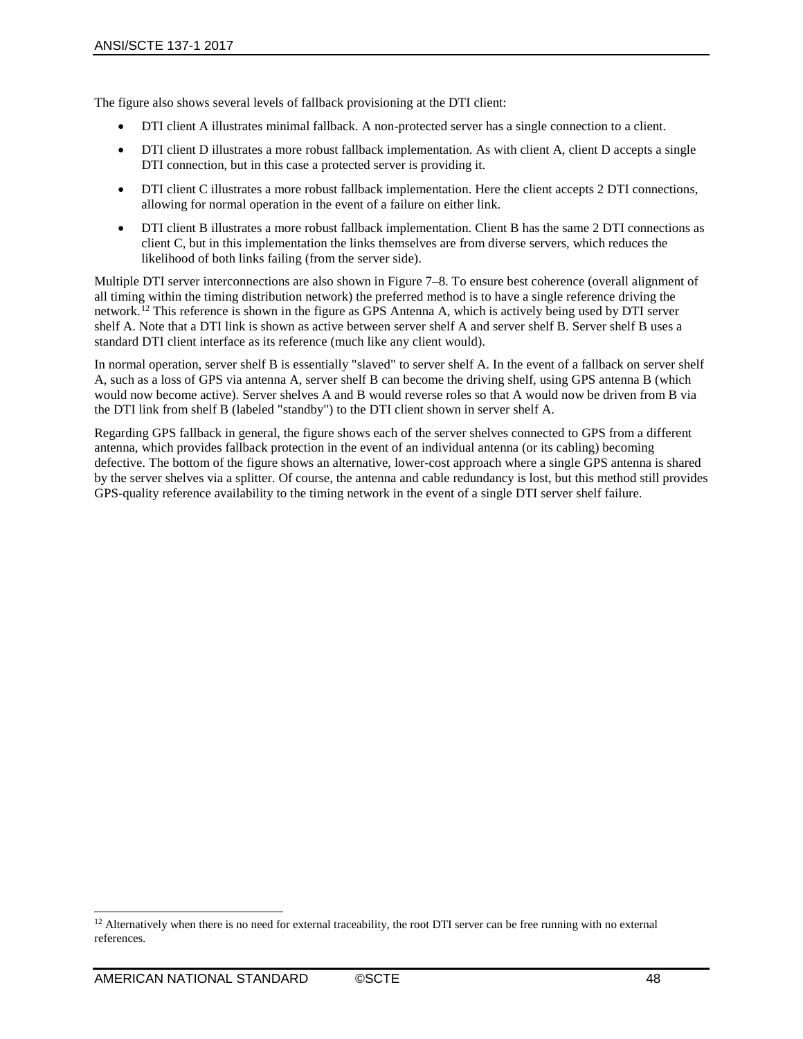The figure also shows several levels of fallback provisioning at the DTI client:

- DTI client A illustrates minimal fallback. A non-protected server has a single connection to a client.
- DTI client D illustrates a more robust fallback implementation. As with client A, client D accepts a single DTI connection, but in this case a protected server is providing it.
- DTI client C illustrates a more robust fallback implementation. Here the client accepts 2 DTI connections, allowing for normal operation in the event of a failure on either link.
- DTI client B illustrates a more robust fallback implementation. Client B has the same 2 DTI connections as client C, but in this implementation the links themselves are from diverse servers, which reduces the likelihood of both links failing (from the server side).

Multiple DTI server interconnections are also shown in Figure 7–8. To ensure best coherence (overall alignment of all timing within the timing distribution network) the preferred method is to have a single reference driving the network.[12] This reference is shown in the figure as GPS Antenna A, which is actively being used by DTI server shelf A. Note that a DTI link is shown as active between server shelf A and server shelf B. Server shelf B uses a standard DTI client interface as its reference (much like any client would).

In normal operation, server shelf B is essentially "slaved" to server shelf A. In the event of a fallback on server shelf A, such as a loss of GPS via antenna A, server shelf B can become the driving shelf, using GPS antenna B (which would now become active). Server shelves A and B would reverse roles so that A would now be driven from B via the DTI link from shelf B (labeled "standby") to the DTI client shown in server shelf A.

Regarding GPS fallback in general, the figure shows each of the server shelves connected to GPS from a different antenna, which provides fallback protection in the event of an individual antenna (or its cabling) becoming defective. The bottom of the figure shows an alternative, lower-cost approach where a single GPS antenna is shared by the server shelves via a splitter. Of course, the antenna and cable redundancy is lost, but this method still provides GPS-quality reference availability to the timing network in the event of a single DTI server shelf failure.

[12] Alternatively when there is no need for external traceability, the root DTI server can be free running with no external references.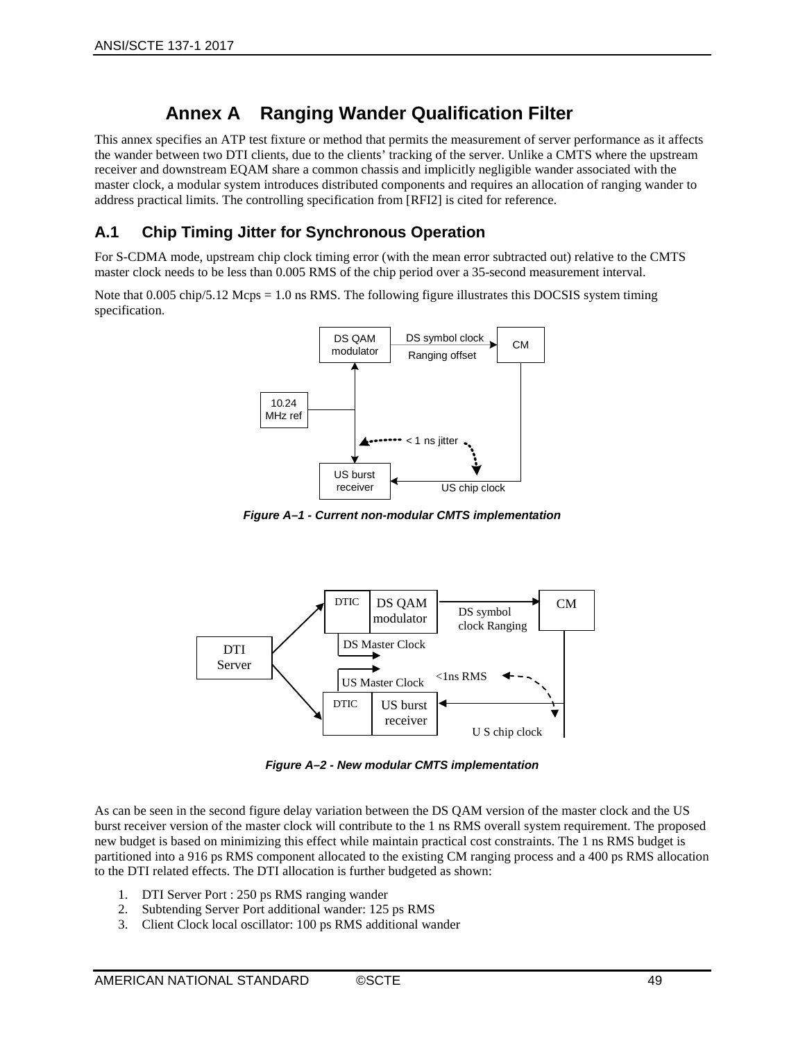# Annex A Ranging Wander Qualification Filter

This annex specifies an ATP test fixture or method that permits the measurement of server performance as it affects the wander between two DTI clients, due to the clients' tracking of the server. Unlike a CMTS where the upstream receiver and downstream EQAM share a common chassis and implicitly negligible wander associated with the master clock, a modular system introduces distributed components and requires an allocation of ranging wander to address practical limits. The controlling specification from [RFI2] is cited for reference.

## A.1 Chip Timing Jitter for Synchronous Operation

For S-CDMA mode, upstream chip clock timing error (with the mean error subtracted out) relative to the CMTS master clock needs to be less than 0.005 RMS of the chip period over a 35-second measurement interval.

Note that 0.005 chip/5.12 Mcps = 1.0 ns RMS. The following figure illustrates this DOCSIS system timing specification.

*Figure A–1 - Current non-modular CMTS implementation*

*Figure A–2 - New modular CMTS implementation*

As can be seen in the second figure delay variation between the DS QAM version of the master clock and the US burst receiver version of the master clock will contribute to the 1 ns RMS overall system requirement. The proposed new budget is based on minimizing this effect while maintain practical cost constraints. The 1 ns RMS budget is partitioned into a 916 ps RMS component allocated to the existing CM ranging process and a 400 ps RMS allocation to the DTI related effects. The DTI allocation is further budgeted as shown:

1. DTI Server Port : 250 ps RMS ranging wander
2. Subtending Server Port additional wander: 125 ps RMS
3. Client Clock local oscillator: 100 ps RMS additional wander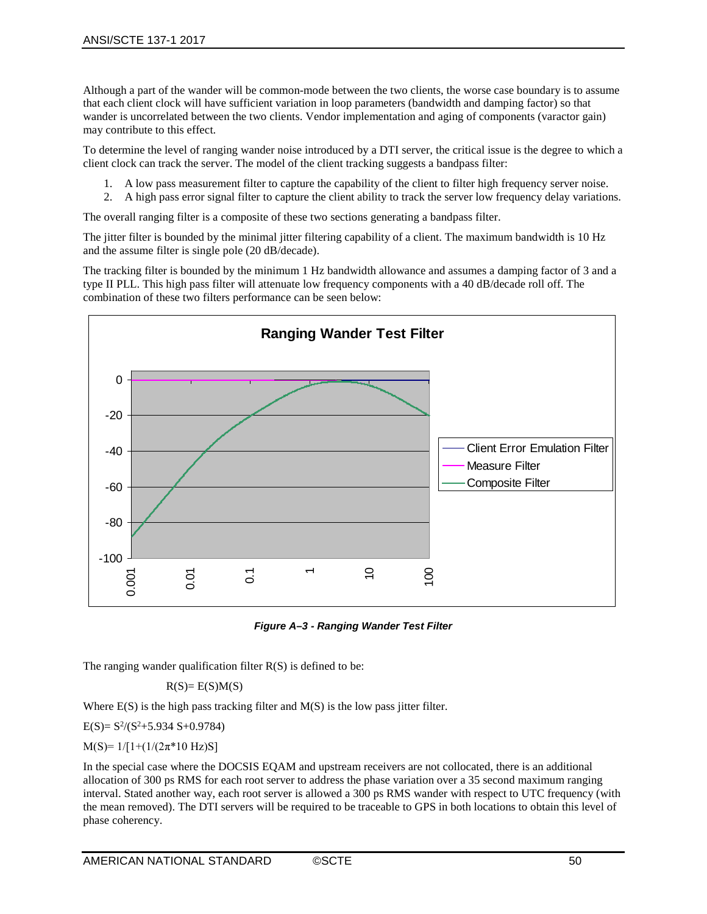Although a part of the wander will be common-mode between the two clients, the worse case boundary is to assume that each client clock will have sufficient variation in loop parameters (bandwidth and damping factor) so that wander is uncorrelated between the two clients. Vendor implementation and aging of components (varactor gain) may contribute to this effect.

To determine the level of ranging wander noise introduced by a DTI server, the critical issue is the degree to which a client clock can track the server. The model of the client tracking suggests a bandpass filter:

1. A low pass measurement filter to capture the capability of the client to filter high frequency server noise.
2. A high pass error signal filter to capture the client ability to track the server low frequency delay variations.

The overall ranging filter is a composite of these two sections generating a bandpass filter.

The jitter filter is bounded by the minimal jitter filtering capability of a client. The maximum bandwidth is 10 Hz and the assume filter is single pole (20 dB/decade).

The tracking filter is bounded by the minimum 1 Hz bandwidth allowance and assumes a damping factor of 3 and a type II PLL. This high pass filter will attenuate low frequency components with a 40 dB/decade roll off. The combination of these two filters performance can be seen below:

*Figure A–3 - Ranging Wander Test Filter*

The ranging wander qualification filter R(S) is defined to be:

$$R(S) = E(S)M(S)$$

Where E(S) is the high pass tracking filter and M(S) is the low pass jitter filter.

$E(S) = S^2/(S^2+5.934\ S+0.9784)$

$M(S) = 1/[1+(1/(2\pi*10\ \text{Hz})S]$

In the special case where the DOCSIS EQAM and upstream receivers are not collocated, there is an additional allocation of 300 ps RMS for each root server to address the phase variation over a 35 second maximum ranging interval. Stated another way, each root server is allowed a 300 ps RMS wander with respect to UTC frequency (with the mean removed). The DTI servers will be required to be traceable to GPS in both locations to obtain this level of phase coherency.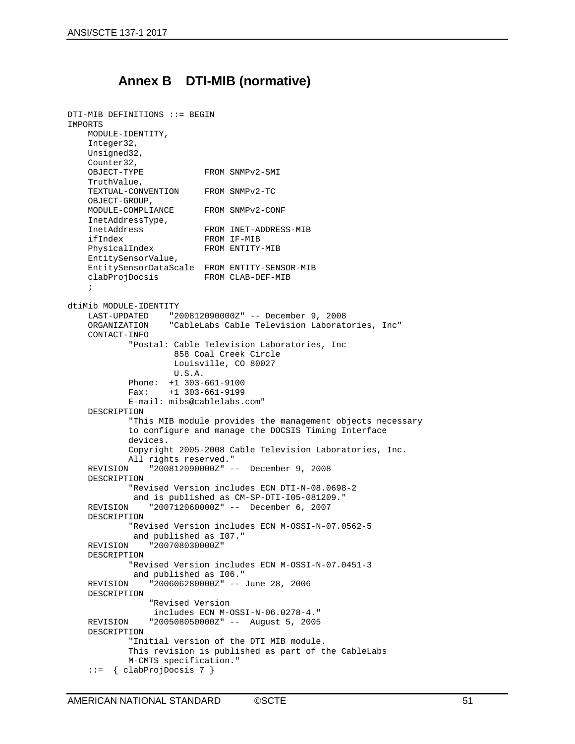# Annex B DTI-MIB (normative)

```
DTI-MIB DEFINITIONS ::= BEGIN
IMPORTS
    MODULE-IDENTITY,
    Integer32,
    Unsigned32,
    Counter32,
    OBJECT-TYPE             FROM SNMPv2-SMI
    TruthValue,
    TEXTUAL-CONVENTION      FROM SNMPv2-TC
    OBJECT-GROUP,
    MODULE-COMPLIANCE       FROM SNMPv2-CONF
    InetAddressType,
    InetAddress             FROM INET-ADDRESS-MIB
    ifIndex                 FROM IF-MIB
    PhysicalIndex           FROM ENTITY-MIB
    EntitySensorValue,
    EntitySensorDataScale   FROM ENTITY-SENSOR-MIB
    clabProjDocsis          FROM CLAB-DEF-MIB
    ;

dtiMib MODULE-IDENTITY
    LAST-UPDATED    "200812090000Z" -- December 9, 2008
    ORGANIZATION    "CableLabs Cable Television Laboratories, Inc"
    CONTACT-INFO
            "Postal: Cable Television Laboratories, Inc
                     858 Coal Creek Circle
                     Louisville, CO 80027
                     U.S.A.
            Phone:  +1 303-661-9100
            Fax:    +1 303-661-9199
            E-mail: mibs@cablelabs.com"
    DESCRIPTION
            "This MIB module provides the management objects necessary
            to configure and manage the DOCSIS Timing Interface
            devices.
            Copyright 2005-2008 Cable Television Laboratories, Inc.
            All rights reserved."
    REVISION    "200812090000Z" --  December 9, 2008
    DESCRIPTION
            "Revised Version includes ECN DTI-N-08.0698-2
             and is published as CM-SP-DTI-I05-081209."
    REVISION    "200712060000Z" --  December 6, 2007
    DESCRIPTION
            "Revised Version includes ECN M-OSSI-N-07.0562-5
             and published as I07."
    REVISION    "200708030000Z"
    DESCRIPTION
            "Revised Version includes ECN M-OSSI-N-07.0451-3
             and published as I06."
    REVISION    "200606280000Z" -- June 28, 2006
    DESCRIPTION
                 "Revised Version
                  includes ECN M-OSSI-N-06.0278-4."
    REVISION    "200508050000Z" --  August 5, 2005
    DESCRIPTION
            "Initial version of the DTI MIB module.
            This revision is published as part of the CableLabs
            M-CMTS specification."
    ::=  { clabProjDocsis 7 }
```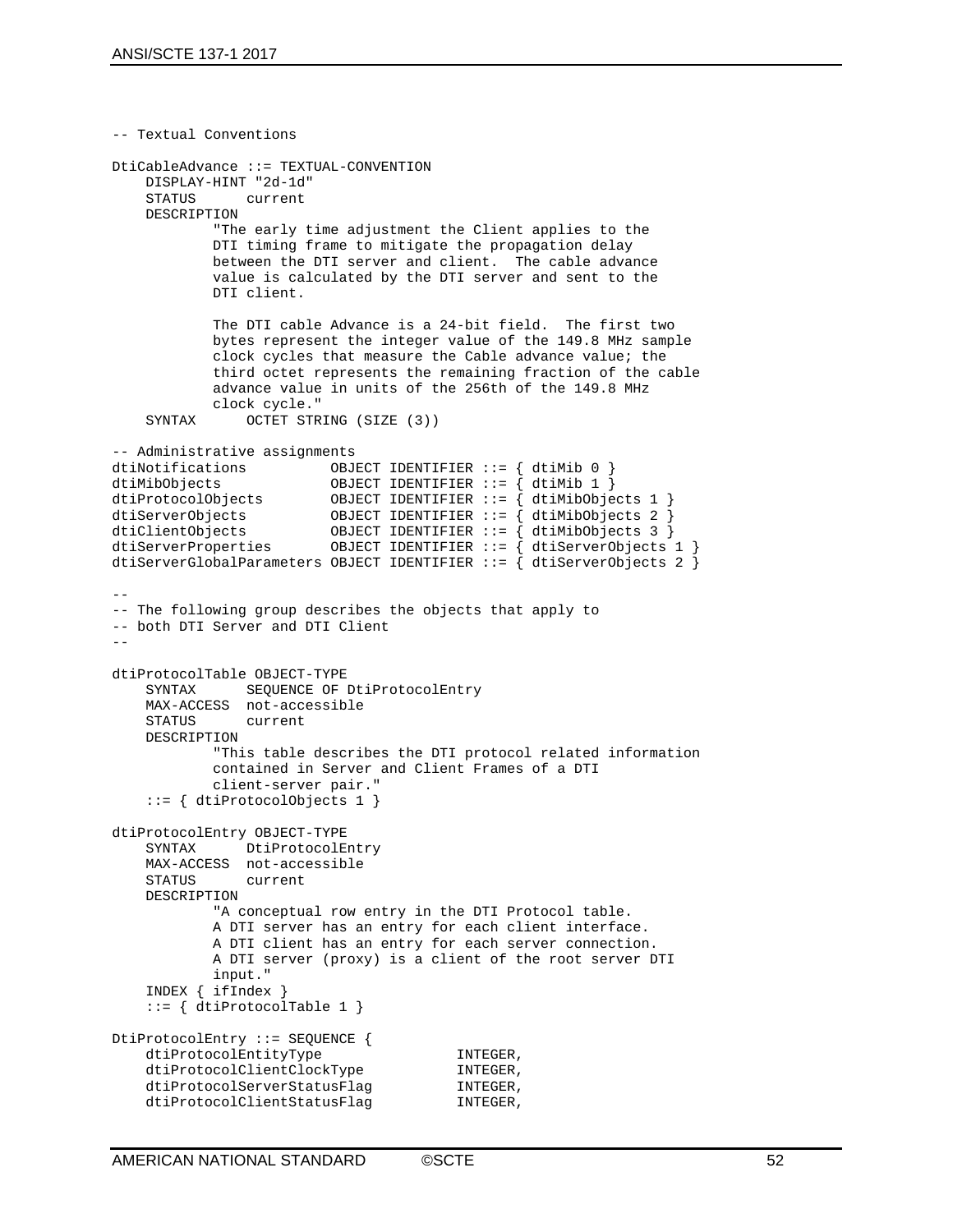```
-- Textual Conventions

DtiCableAdvance ::= TEXTUAL-CONVENTION
    DISPLAY-HINT "2d-1d"
    STATUS      current
    DESCRIPTION
            "The early time adjustment the Client applies to the
            DTI timing frame to mitigate the propagation delay
            between the DTI server and client.  The cable advance
            value is calculated by the DTI server and sent to the
            DTI client.

            The DTI cable Advance is a 24-bit field.  The first two
            bytes represent the integer value of the 149.8 MHz sample
            clock cycles that measure the Cable advance value; the
            third octet represents the remaining fraction of the cable
            advance value in units of the 256th of the 149.8 MHz
            clock cycle."
    SYNTAX      OCTET STRING (SIZE (3))

-- Administrative assignments
dtiNotifications          OBJECT IDENTIFIER ::= { dtiMib 0 }
dtiMibObjects             OBJECT IDENTIFIER ::= { dtiMib 1 }
dtiProtocolObjects        OBJECT IDENTIFIER ::= { dtiMibObjects 1 }
dtiServerObjects          OBJECT IDENTIFIER ::= { dtiMibObjects 2 }
dtiClientObjects          OBJECT IDENTIFIER ::= { dtiMibObjects 3 }
dtiServerProperties       OBJECT IDENTIFIER ::= { dtiServerObjects 1 }
dtiServerGlobalParameters OBJECT IDENTIFIER ::= { dtiServerObjects 2 }

--
-- The following group describes the objects that apply to
-- both DTI Server and DTI Client
--

dtiProtocolTable OBJECT-TYPE
    SYNTAX      SEQUENCE OF DtiProtocolEntry
    MAX-ACCESS  not-accessible
    STATUS      current
    DESCRIPTION
            "This table describes the DTI protocol related information
            contained in Server and Client Frames of a DTI
            client-server pair."
    ::= { dtiProtocolObjects 1 }

dtiProtocolEntry OBJECT-TYPE
    SYNTAX      DtiProtocolEntry
    MAX-ACCESS  not-accessible
    STATUS      current
    DESCRIPTION
            "A conceptual row entry in the DTI Protocol table.
            A DTI server has an entry for each client interface.
            A DTI client has an entry for each server connection.
            A DTI server (proxy) is a client of the root server DTI
            input."
    INDEX { ifIndex }
    ::= { dtiProtocolTable 1 }

DtiProtocolEntry ::= SEQUENCE {
    dtiProtocolEntityType               INTEGER,
    dtiProtocolClientClockType          INTEGER,
    dtiProtocolServerStatusFlag         INTEGER,
    dtiProtocolClientStatusFlag         INTEGER,
```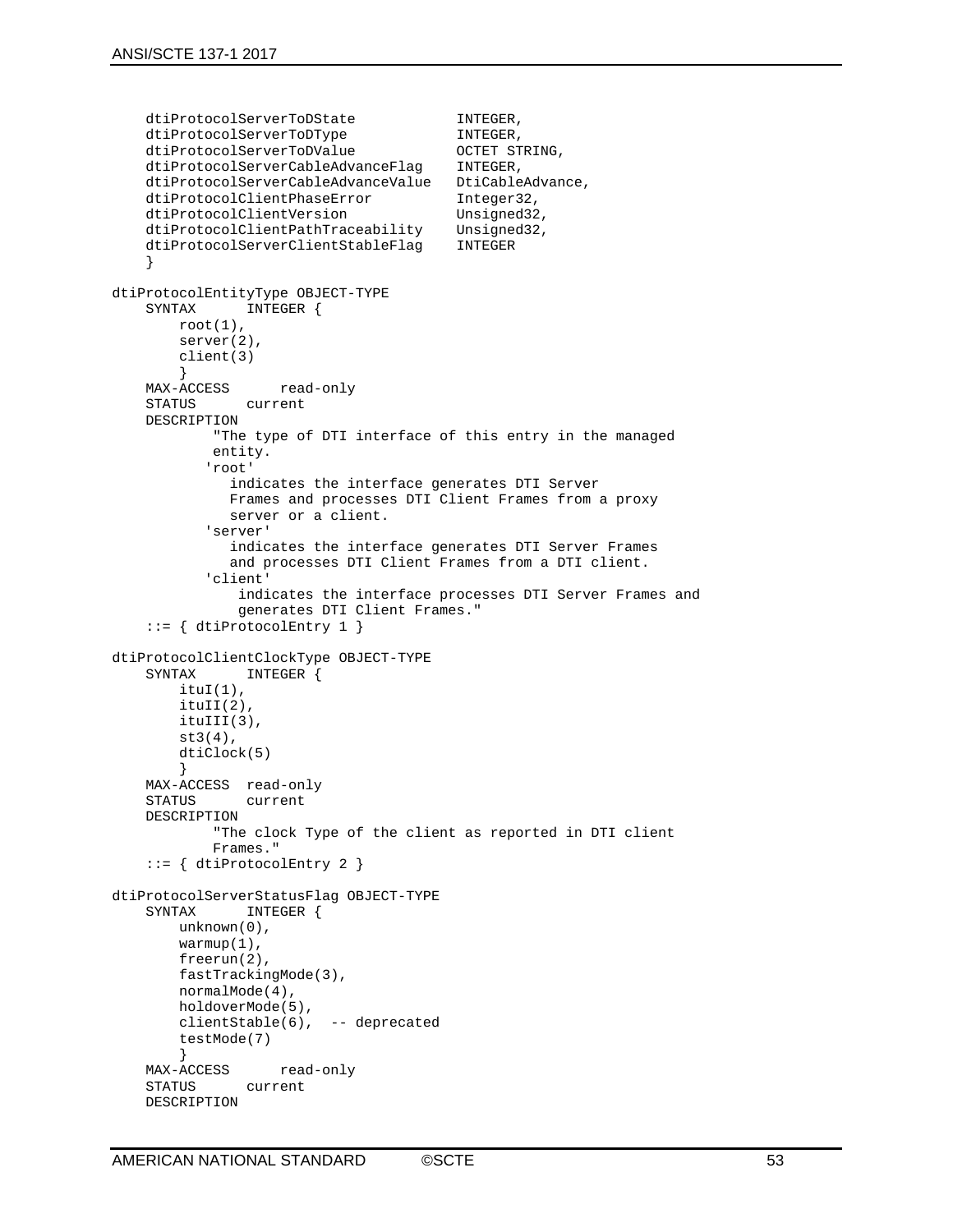```
    dtiProtocolServerToDState            INTEGER,
    dtiProtocolServerToDType             INTEGER,
    dtiProtocolServerToDValue            OCTET STRING,
    dtiProtocolServerCableAdvanceFlag    INTEGER,
    dtiProtocolServerCableAdvanceValue   DtiCableAdvance,
    dtiProtocolClientPhaseError          Integer32,
    dtiProtocolClientVersion             Unsigned32,
    dtiProtocolClientPathTraceability    Unsigned32,
    dtiProtocolServerClientStableFlag    INTEGER
    }

dtiProtocolEntityType OBJECT-TYPE
    SYNTAX      INTEGER {
        root(1),
        server(2),
        client(3)
        }
    MAX-ACCESS      read-only
    STATUS      current
    DESCRIPTION
            "The type of DTI interface of this entry in the managed
            entity.
           'root'
              indicates the interface generates DTI Server
              Frames and processes DTI Client Frames from a proxy
              server or a client.
           'server'
              indicates the interface generates DTI Server Frames
              and processes DTI Client Frames from a DTI client.
           'client'
               indicates the interface processes DTI Server Frames and
               generates DTI Client Frames."
    ::= { dtiProtocolEntry 1 }

dtiProtocolClientClockType OBJECT-TYPE
    SYNTAX      INTEGER {
        ituI(1),
        ituII(2),
        ituIII(3),
        st3(4),
        dtiClock(5)
        }
    MAX-ACCESS  read-only
    STATUS      current
    DESCRIPTION
            "The clock Type of the client as reported in DTI client
            Frames."
    ::= { dtiProtocolEntry 2 }

dtiProtocolServerStatusFlag OBJECT-TYPE
    SYNTAX      INTEGER {
        unknown(0),
        warmup(1),
        freerun(2),
        fastTrackingMode(3),
        normalMode(4),
        holdoverMode(5),
        clientStable(6),  -- deprecated
        testMode(7)
        }
    MAX-ACCESS      read-only
    STATUS      current
    DESCRIPTION
```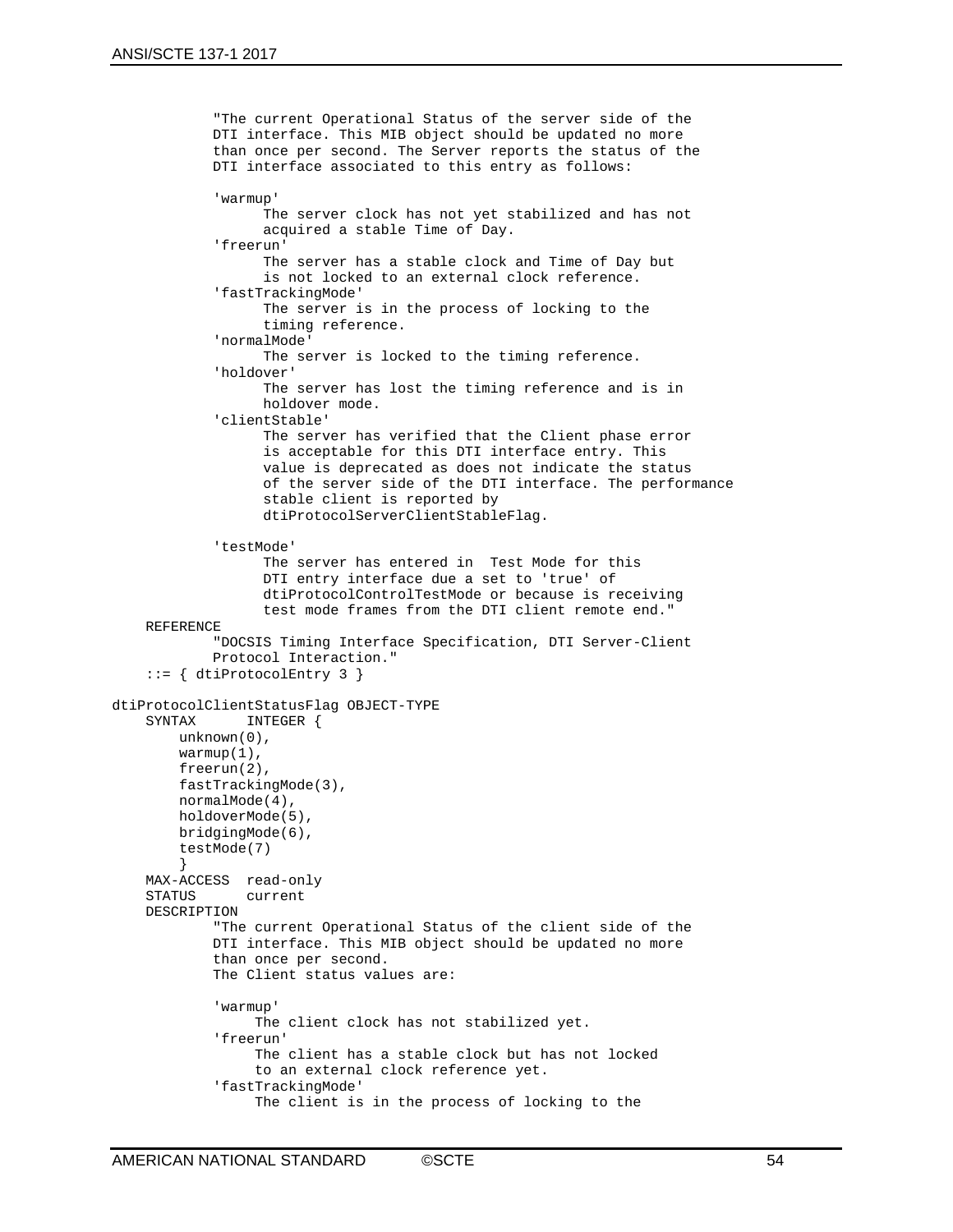```
          "The current Operational Status of the server side of the
          DTI interface. This MIB object should be updated no more
          than once per second. The Server reports the status of the
          DTI interface associated to this entry as follows:

          'warmup'
                The server clock has not yet stabilized and has not
                acquired a stable Time of Day.
          'freerun'
                The server has a stable clock and Time of Day but
                is not locked to an external clock reference.
          'fastTrackingMode'
                The server is in the process of locking to the
                timing reference.
          'normalMode'
                The server is locked to the timing reference.
          'holdover'
                The server has lost the timing reference and is in
                holdover mode.
          'clientStable'
                The server has verified that the Client phase error
                is acceptable for this DTI interface entry. This
                value is deprecated as does not indicate the status
                of the server side of the DTI interface. The performance
                stable client is reported by
                dtiProtocolServerClientStableFlag.

          'testMode'
                The server has entered in  Test Mode for this
                DTI entry interface due a set to 'true' of
                dtiProtocolControlTestMode or because is receiving
                test mode frames from the DTI client remote end."
    REFERENCE
          "DOCSIS Timing Interface Specification, DTI Server-Client
          Protocol Interaction."
    ::= { dtiProtocolEntry 3 }

dtiProtocolClientStatusFlag OBJECT-TYPE
    SYNTAX      INTEGER {
        unknown(0),
        warmup(1),
        freerun(2),
        fastTrackingMode(3),
        normalMode(4),
        holdoverMode(5),
        bridgingMode(6),
        testMode(7)
        }
    MAX-ACCESS  read-only
    STATUS      current
    DESCRIPTION
          "The current Operational Status of the client side of the
          DTI interface. This MIB object should be updated no more
          than once per second.
          The Client status values are:

          'warmup'
               The client clock has not stabilized yet.
          'freerun'
               The client has a stable clock but has not locked
               to an external clock reference yet.
          'fastTrackingMode'
               The client is in the process of locking to the
```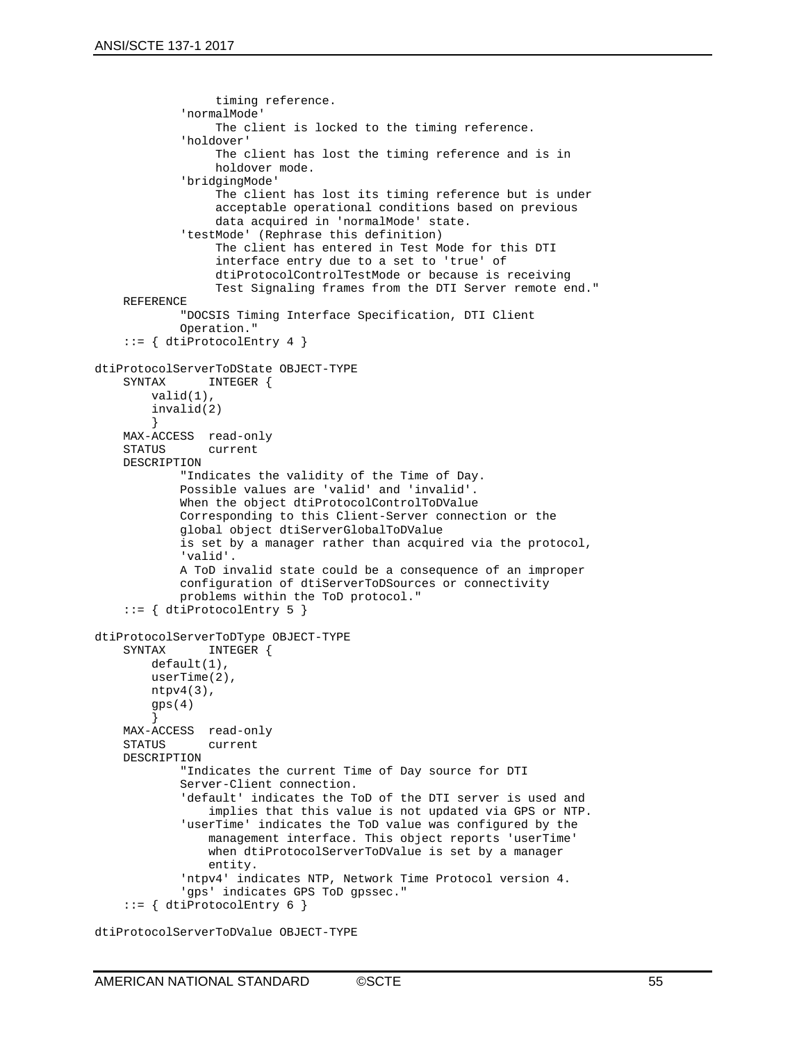```
                timing reference.
            'normalMode'
                The client is locked to the timing reference.
            'holdover'
                The client has lost the timing reference and is in
                holdover mode.
            'bridgingMode'
                The client has lost its timing reference but is under
                acceptable operational conditions based on previous
                data acquired in 'normalMode' state.
            'testMode' (Rephrase this definition)
                The client has entered in Test Mode for this DTI
                interface entry due to a set to 'true' of
                dtiProtocolControlTestMode or because is receiving
                Test Signaling frames from the DTI Server remote end."
    REFERENCE
            "DOCSIS Timing Interface Specification, DTI Client
            Operation."
    ::= { dtiProtocolEntry 4 }

dtiProtocolServerToDState OBJECT-TYPE
    SYNTAX      INTEGER {
        valid(1),
        invalid(2)
        }
    MAX-ACCESS  read-only
    STATUS      current
    DESCRIPTION
            "Indicates the validity of the Time of Day.
            Possible values are 'valid' and 'invalid'.
            When the object dtiProtocolControlToDValue
            Corresponding to this Client-Server connection or the
            global object dtiServerGlobalToDValue
            is set by a manager rather than acquired via the protocol,
            'valid'.
            A ToD invalid state could be a consequence of an improper
            configuration of dtiServerToDSources or connectivity
            problems within the ToD protocol."
    ::= { dtiProtocolEntry 5 }

dtiProtocolServerToDType OBJECT-TYPE
    SYNTAX      INTEGER {
        default(1),
        userTime(2),
        ntpv4(3),
        gps(4)
        }
    MAX-ACCESS  read-only
    STATUS      current
    DESCRIPTION
            "Indicates the current Time of Day source for DTI
            Server-Client connection.
            'default' indicates the ToD of the DTI server is used and
                implies that this value is not updated via GPS or NTP.
            'userTime' indicates the ToD value was configured by the
                management interface. This object reports 'userTime'
                when dtiProtocolServerToDValue is set by a manager
                entity.
            'ntpv4' indicates NTP, Network Time Protocol version 4.
            'gps' indicates GPS ToD gpssec."
    ::= { dtiProtocolEntry 6 }

dtiProtocolServerToDValue OBJECT-TYPE
```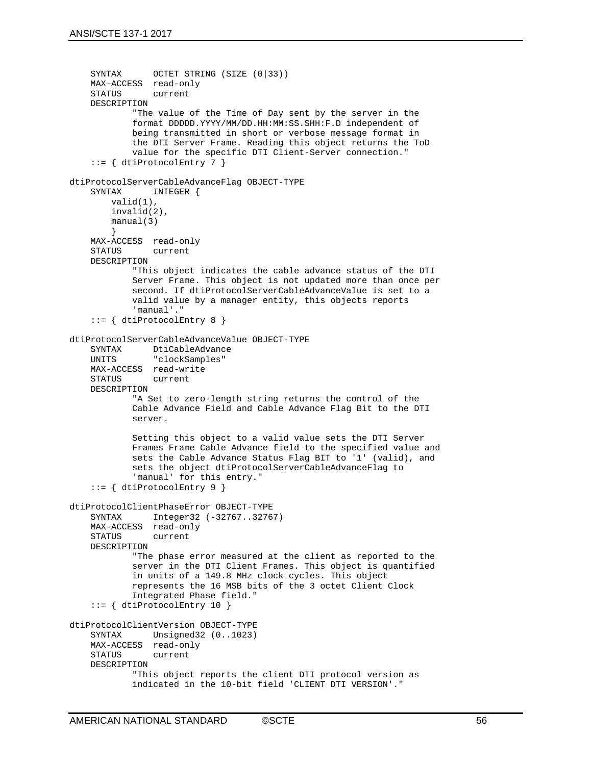```
    SYNTAX      OCTET STRING (SIZE (0|33))
    MAX-ACCESS  read-only
    STATUS      current
    DESCRIPTION
            "The value of the Time of Day sent by the server in the
            format DDDDD.YYYY/MM/DD.HH:MM:SS.SHH:F.D independent of
            being transmitted in short or verbose message format in
            the DTI Server Frame. Reading this object returns the ToD
            value for the specific DTI Client-Server connection."
    ::= { dtiProtocolEntry 7 }

dtiProtocolServerCableAdvanceFlag OBJECT-TYPE
    SYNTAX      INTEGER {
        valid(1),
        invalid(2),
        manual(3)
        }
    MAX-ACCESS  read-only
    STATUS      current
    DESCRIPTION
            "This object indicates the cable advance status of the DTI
            Server Frame. This object is not updated more than once per
            second. If dtiProtocolServerCableAdvanceValue is set to a
            valid value by a manager entity, this objects reports
            'manual'."
    ::= { dtiProtocolEntry 8 }

dtiProtocolServerCableAdvanceValue OBJECT-TYPE
    SYNTAX      DtiCableAdvance
    UNITS       "clockSamples"
    MAX-ACCESS  read-write
    STATUS      current
    DESCRIPTION
            "A Set to zero-length string returns the control of the
            Cable Advance Field and Cable Advance Flag Bit to the DTI
            server.

            Setting this object to a valid value sets the DTI Server
            Frames Frame Cable Advance field to the specified value and
            sets the Cable Advance Status Flag BIT to '1' (valid), and
            sets the object dtiProtocolServerCableAdvanceFlag to
            'manual' for this entry."
    ::= { dtiProtocolEntry 9 }

dtiProtocolClientPhaseError OBJECT-TYPE
    SYNTAX      Integer32 (-32767..32767)
    MAX-ACCESS  read-only
    STATUS      current
    DESCRIPTION
            "The phase error measured at the client as reported to the
            server in the DTI Client Frames. This object is quantified
            in units of a 149.8 MHz clock cycles. This object
            represents the 16 MSB bits of the 3 octet Client Clock
            Integrated Phase field."
    ::= { dtiProtocolEntry 10 }

dtiProtocolClientVersion OBJECT-TYPE
    SYNTAX      Unsigned32 (0..1023)
    MAX-ACCESS  read-only
    STATUS      current
    DESCRIPTION
            "This object reports the client DTI protocol version as
            indicated in the 10-bit field 'CLIENT DTI VERSION'."
```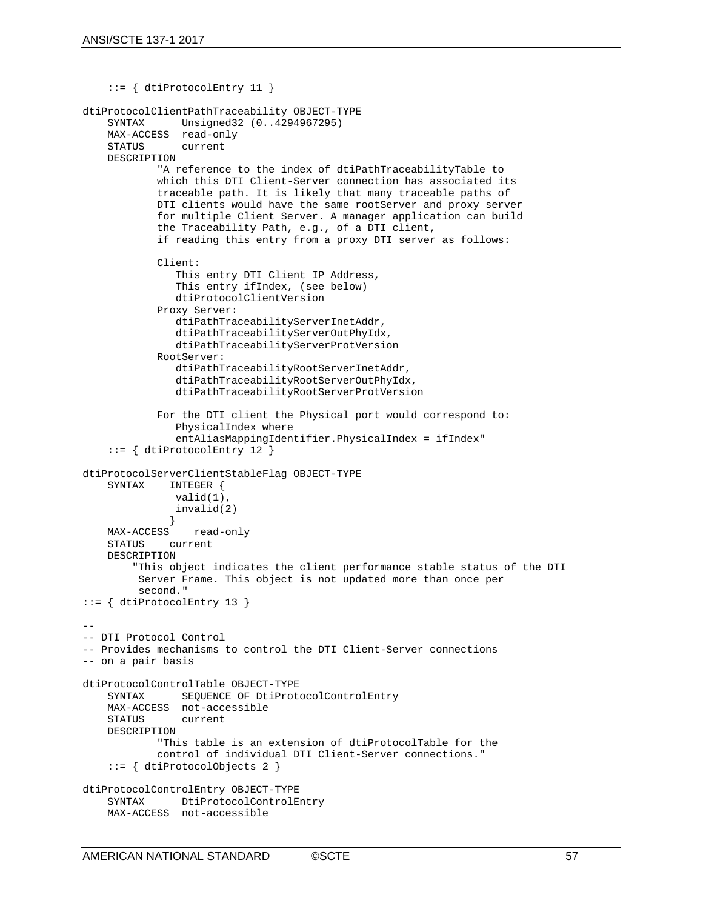```
    ::= { dtiProtocolEntry 11 }

dtiProtocolClientPathTraceability OBJECT-TYPE
    SYNTAX      Unsigned32 (0..4294967295)
    MAX-ACCESS  read-only
    STATUS      current
    DESCRIPTION
            "A reference to the index of dtiPathTraceabilityTable to
            which this DTI Client-Server connection has associated its
            traceable path. It is likely that many traceable paths of
            DTI clients would have the same rootServer and proxy server
            for multiple Client Server. A manager application can build
            the Traceability Path, e.g., of a DTI client,
            if reading this entry from a proxy DTI server as follows:

            Client:
               This entry DTI Client IP Address,
               This entry ifIndex, (see below)
               dtiProtocolClientVersion
            Proxy Server:
               dtiPathTraceabilityServerInetAddr,
               dtiPathTraceabilityServerOutPhyIdx,
               dtiPathTraceabilityServerProtVersion
            RootServer:
               dtiPathTraceabilityRootServerInetAddr,
               dtiPathTraceabilityRootServerOutPhyIdx,
               dtiPathTraceabilityRootServerProtVersion

            For the DTI client the Physical port would correspond to:
               PhysicalIndex where
               entAliasMappingIdentifier.PhysicalIndex = ifIndex"
    ::= { dtiProtocolEntry 12 }

dtiProtocolServerClientStableFlag OBJECT-TYPE
    SYNTAX    INTEGER {
               valid(1),
               invalid(2)
              }
    MAX-ACCESS    read-only
    STATUS    current
    DESCRIPTION
         "This object indicates the client performance stable status of the DTI
          Server Frame. This object is not updated more than once per
          second."
::= { dtiProtocolEntry 13 }

--
-- DTI Protocol Control
-- Provides mechanisms to control the DTI Client-Server connections
-- on a pair basis

dtiProtocolControlTable OBJECT-TYPE
    SYNTAX      SEQUENCE OF DtiProtocolControlEntry
    MAX-ACCESS  not-accessible
    STATUS      current
    DESCRIPTION
            "This table is an extension of dtiProtocolTable for the
            control of individual DTI Client-Server connections."
    ::= { dtiProtocolObjects 2 }

dtiProtocolControlEntry OBJECT-TYPE
    SYNTAX      DtiProtocolControlEntry
    MAX-ACCESS  not-accessible
```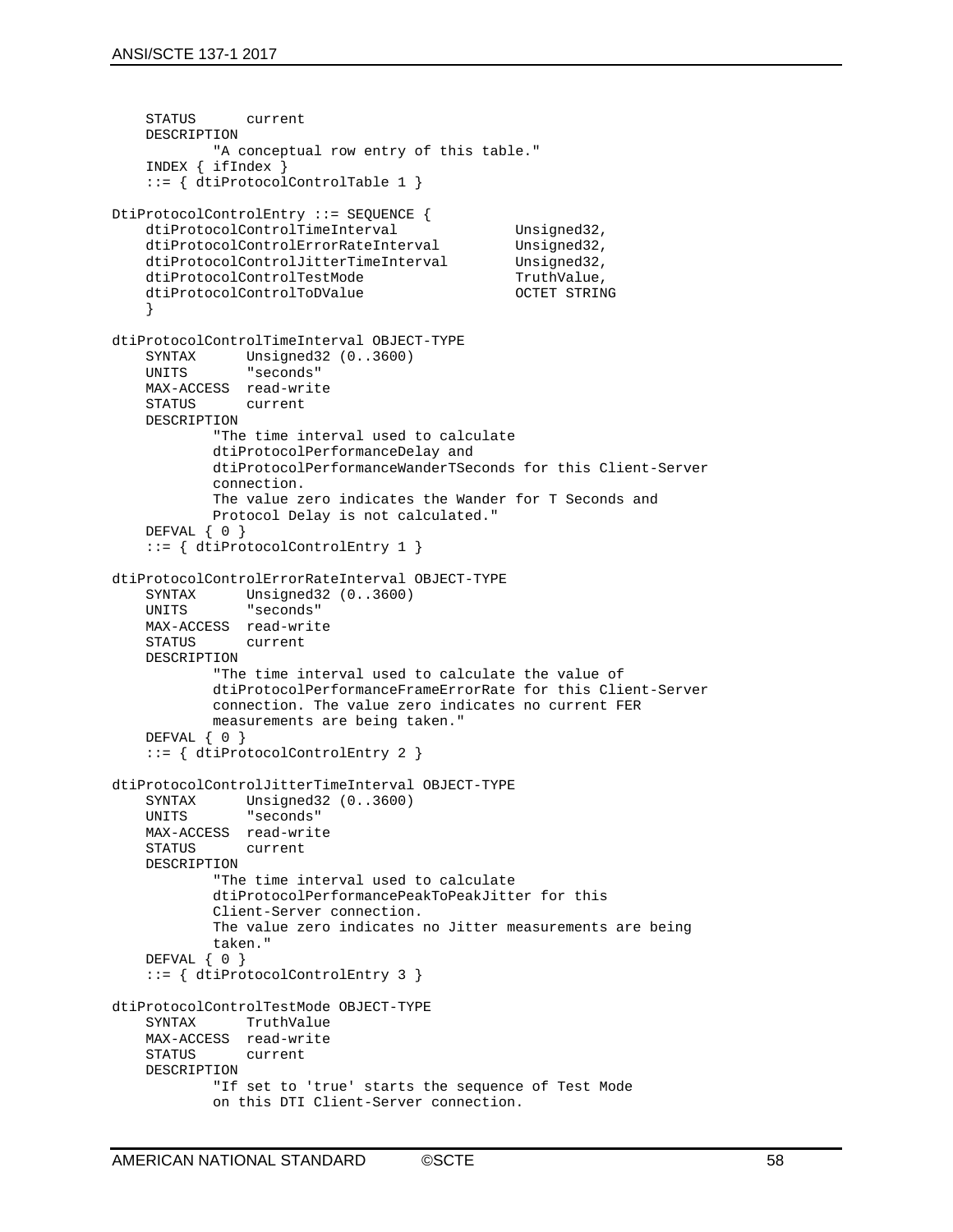```
    STATUS      current
    DESCRIPTION
            "A conceptual row entry of this table."
    INDEX { ifIndex }
    ::= { dtiProtocolControlTable 1 }

DtiProtocolControlEntry ::= SEQUENCE {
    dtiProtocolControlTimeInterval              Unsigned32,
    dtiProtocolControlErrorRateInterval         Unsigned32,
    dtiProtocolControlJitterTimeInterval        Unsigned32,
    dtiProtocolControlTestMode                  TruthValue,
    dtiProtocolControlToDValue                  OCTET STRING
    }

dtiProtocolControlTimeInterval OBJECT-TYPE
    SYNTAX      Unsigned32 (0..3600)
    UNITS       "seconds"
    MAX-ACCESS  read-write
    STATUS      current
    DESCRIPTION
            "The time interval used to calculate
            dtiProtocolPerformanceDelay and
            dtiProtocolPerformanceWanderTSeconds for this Client-Server
            connection.
            The value zero indicates the Wander for T Seconds and
            Protocol Delay is not calculated."
    DEFVAL { 0 }
    ::= { dtiProtocolControlEntry 1 }

dtiProtocolControlErrorRateInterval OBJECT-TYPE
    SYNTAX      Unsigned32 (0..3600)
    UNITS       "seconds"
    MAX-ACCESS  read-write
    STATUS      current
    DESCRIPTION
            "The time interval used to calculate the value of
            dtiProtocolPerformanceFrameErrorRate for this Client-Server
            connection. The value zero indicates no current FER
            measurements are being taken."
    DEFVAL { 0 }
    ::= { dtiProtocolControlEntry 2 }

dtiProtocolControlJitterTimeInterval OBJECT-TYPE
    SYNTAX      Unsigned32 (0..3600)
    UNITS       "seconds"
    MAX-ACCESS  read-write
    STATUS      current
    DESCRIPTION
            "The time interval used to calculate
            dtiProtocolPerformancePeakToPeakJitter for this
            Client-Server connection.
            The value zero indicates no Jitter measurements are being
            taken."
    DEFVAL { 0 }
    ::= { dtiProtocolControlEntry 3 }

dtiProtocolControlTestMode OBJECT-TYPE
    SYNTAX      TruthValue
    MAX-ACCESS  read-write
    STATUS      current
    DESCRIPTION
            "If set to 'true' starts the sequence of Test Mode
            on this DTI Client-Server connection.
```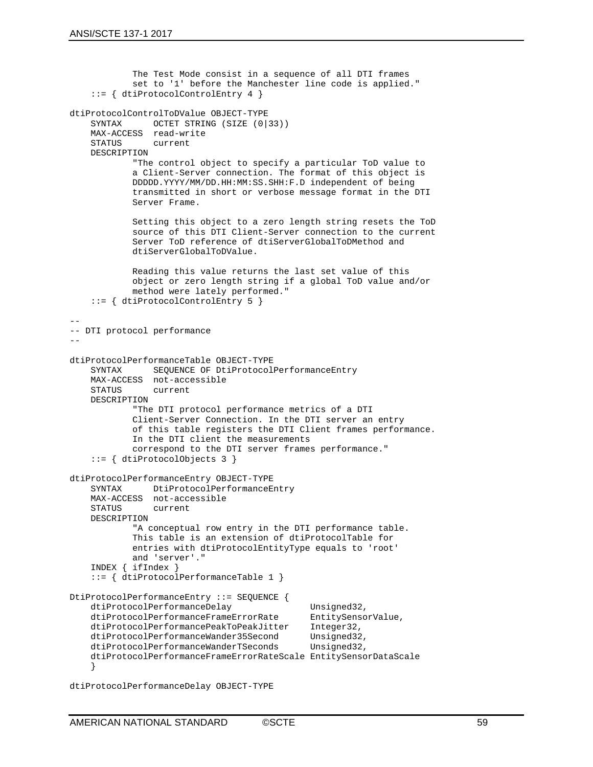```
            The Test Mode consist in a sequence of all DTI frames
            set to '1' before the Manchester line code is applied."
    ::= { dtiProtocolControlEntry 4 }

dtiProtocolControlToDValue OBJECT-TYPE
    SYNTAX      OCTET STRING (SIZE (0|33))
    MAX-ACCESS  read-write
    STATUS      current
    DESCRIPTION
            "The control object to specify a particular ToD value to
            a Client-Server connection. The format of this object is
            DDDDD.YYYY/MM/DD.HH:MM:SS.SHH:F.D independent of being
            transmitted in short or verbose message format in the DTI
            Server Frame.

            Setting this object to a zero length string resets the ToD
            source of this DTI Client-Server connection to the current
            Server ToD reference of dtiServerGlobalToDMethod and
            dtiServerGlobalToDValue.

            Reading this value returns the last set value of this
            object or zero length string if a global ToD value and/or
            method were lately performed."
    ::= { dtiProtocolControlEntry 5 }

--
-- DTI protocol performance
--

dtiProtocolPerformanceTable OBJECT-TYPE
    SYNTAX      SEQUENCE OF DtiProtocolPerformanceEntry
    MAX-ACCESS  not-accessible
    STATUS      current
    DESCRIPTION
            "The DTI protocol performance metrics of a DTI
            Client-Server Connection. In the DTI server an entry
            of this table registers the DTI Client frames performance.
            In the DTI client the measurements
            correspond to the DTI server frames performance."
    ::= { dtiProtocolObjects 3 }

dtiProtocolPerformanceEntry OBJECT-TYPE
    SYNTAX      DtiProtocolPerformanceEntry
    MAX-ACCESS  not-accessible
    STATUS      current
    DESCRIPTION
            "A conceptual row entry in the DTI performance table.
            This table is an extension of dtiProtocolTable for
            entries with dtiProtocolEntityType equals to 'root'
            and 'server'."
    INDEX { ifIndex }
    ::= { dtiProtocolPerformanceTable 1 }

DtiProtocolPerformanceEntry ::= SEQUENCE {
    dtiProtocolPerformanceDelay                Unsigned32,
    dtiProtocolPerformanceFrameErrorRate       EntitySensorValue,
    dtiProtocolPerformancePeakToPeakJitter     Integer32,
    dtiProtocolPerformanceWander35Second       Unsigned32,
    dtiProtocolPerformanceWanderTSeconds       Unsigned32,
    dtiProtocolPerformanceFrameErrorRateScale EntitySensorDataScale
    }

dtiProtocolPerformanceDelay OBJECT-TYPE
```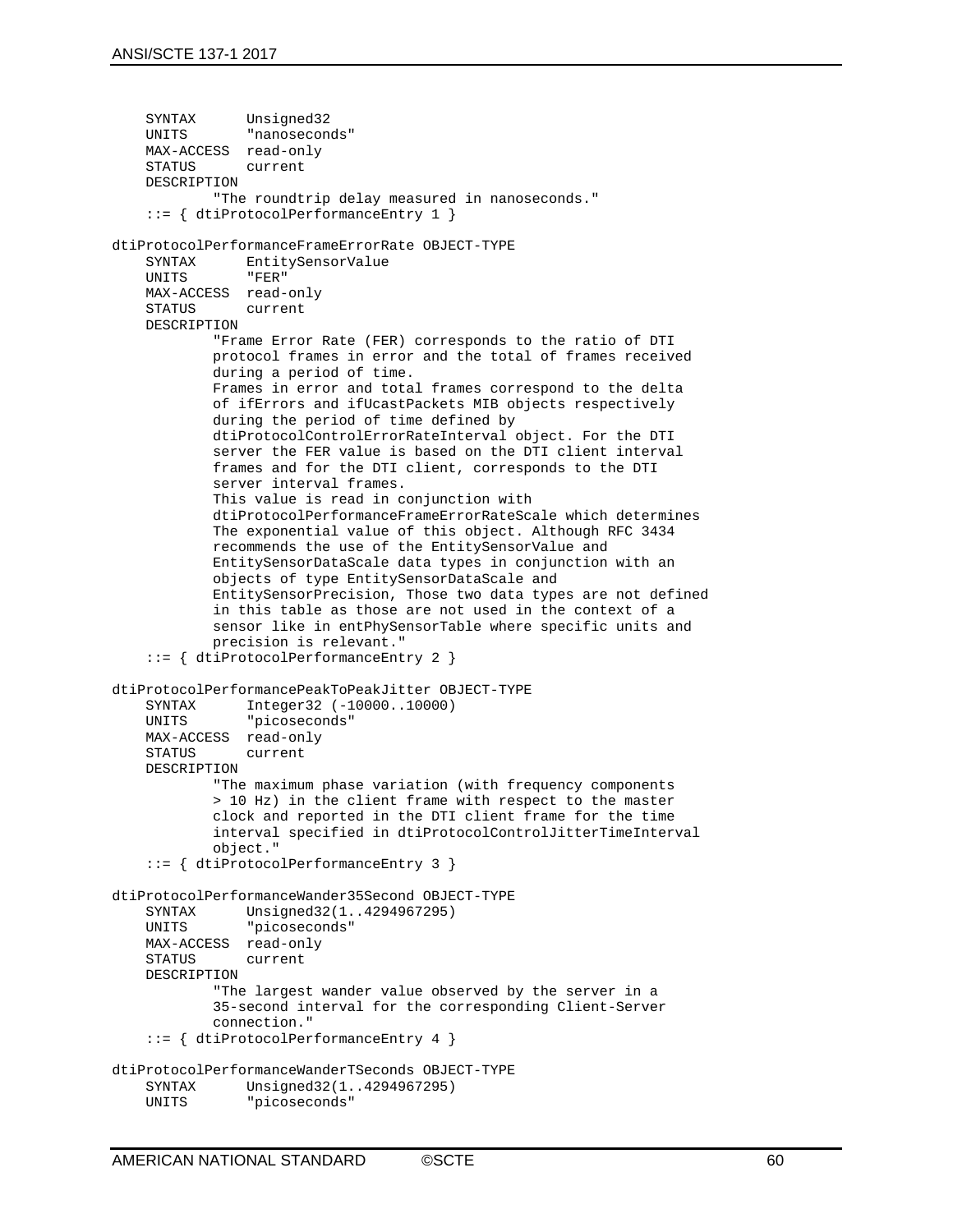```
    SYNTAX      Unsigned32
    UNITS       "nanoseconds"
    MAX-ACCESS  read-only
    STATUS      current
    DESCRIPTION
            "The roundtrip delay measured in nanoseconds."
    ::= { dtiProtocolPerformanceEntry 1 }

dtiProtocolPerformanceFrameErrorRate OBJECT-TYPE
    SYNTAX      EntitySensorValue
    UNITS       "FER"
    MAX-ACCESS  read-only
    STATUS      current
    DESCRIPTION
            "Frame Error Rate (FER) corresponds to the ratio of DTI
            protocol frames in error and the total of frames received
            during a period of time.
            Frames in error and total frames correspond to the delta
            of ifErrors and ifUcastPackets MIB objects respectively
            during the period of time defined by
            dtiProtocolControlErrorRateInterval object. For the DTI
            server the FER value is based on the DTI client interval
            frames and for the DTI client, corresponds to the DTI
            server interval frames.
            This value is read in conjunction with
            dtiProtocolPerformanceFrameErrorRateScale which determines
            The exponential value of this object. Although RFC 3434
            recommends the use of the EntitySensorValue and
            EntitySensorDataScale data types in conjunction with an
            objects of type EntitySensorDataScale and
            EntitySensorPrecision, Those two data types are not defined
            in this table as those are not used in the context of a
            sensor like in entPhySensorTable where specific units and
            precision is relevant."
    ::= { dtiProtocolPerformanceEntry 2 }

dtiProtocolPerformancePeakToPeakJitter OBJECT-TYPE
    SYNTAX      Integer32 (-10000..10000)
    UNITS       "picoseconds"
    MAX-ACCESS  read-only
    STATUS      current
    DESCRIPTION
            "The maximum phase variation (with frequency components
            > 10 Hz) in the client frame with respect to the master
            clock and reported in the DTI client frame for the time
            interval specified in dtiProtocolControlJitterTimeInterval
            object."
    ::= { dtiProtocolPerformanceEntry 3 }

dtiProtocolPerformanceWander35Second OBJECT-TYPE
    SYNTAX      Unsigned32(1..4294967295)
    UNITS       "picoseconds"
    MAX-ACCESS  read-only
    STATUS      current
    DESCRIPTION
            "The largest wander value observed by the server in a
            35-second interval for the corresponding Client-Server
            connection."
    ::= { dtiProtocolPerformanceEntry 4 }

dtiProtocolPerformanceWanderTSeconds OBJECT-TYPE
    SYNTAX      Unsigned32(1..4294967295)
    UNITS       "picoseconds"
```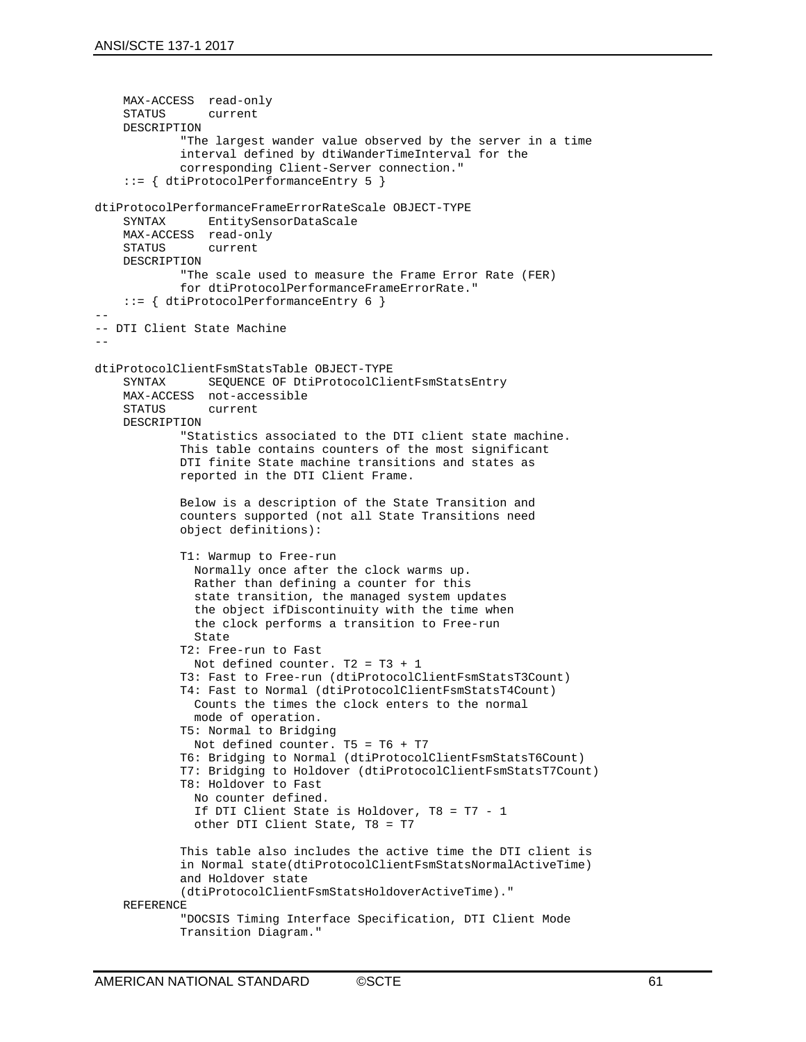```
    MAX-ACCESS  read-only
    STATUS      current
    DESCRIPTION
            "The largest wander value observed by the server in a time
            interval defined by dtiWanderTimeInterval for the
            corresponding Client-Server connection."
    ::= { dtiProtocolPerformanceEntry 5 }

dtiProtocolPerformanceFrameErrorRateScale OBJECT-TYPE
    SYNTAX      EntitySensorDataScale
    MAX-ACCESS  read-only
    STATUS      current
    DESCRIPTION
            "The scale used to measure the Frame Error Rate (FER)
            for dtiProtocolPerformanceFrameErrorRate."
    ::= { dtiProtocolPerformanceEntry 6 }
--
-- DTI Client State Machine
--

dtiProtocolClientFsmStatsTable OBJECT-TYPE
    SYNTAX      SEQUENCE OF DtiProtocolClientFsmStatsEntry
    MAX-ACCESS  not-accessible
    STATUS      current
    DESCRIPTION
            "Statistics associated to the DTI client state machine.
            This table contains counters of the most significant
            DTI finite State machine transitions and states as
            reported in the DTI Client Frame.

            Below is a description of the State Transition and
            counters supported (not all State Transitions need
            object definitions):

            T1: Warmup to Free-run
              Normally once after the clock warms up.
              Rather than defining a counter for this
              state transition, the managed system updates
              the object ifDiscontinuity with the time when
              the clock performs a transition to Free-run
              State
            T2: Free-run to Fast
              Not defined counter. T2 = T3 + 1
            T3: Fast to Free-run (dtiProtocolClientFsmStatsT3Count)
            T4: Fast to Normal (dtiProtocolClientFsmStatsT4Count)
              Counts the times the clock enters to the normal
              mode of operation.
            T5: Normal to Bridging
              Not defined counter. T5 = T6 + T7
            T6: Bridging to Normal (dtiProtocolClientFsmStatsT6Count)
            T7: Bridging to Holdover (dtiProtocolClientFsmStatsT7Count)
            T8: Holdover to Fast
              No counter defined.
              If DTI Client State is Holdover, T8 = T7 - 1
              other DTI Client State, T8 = T7

            This table also includes the active time the DTI client is
            in Normal state(dtiProtocolClientFsmStatsNormalActiveTime)
            and Holdover state
            (dtiProtocolClientFsmStatsHoldoverActiveTime)."
    REFERENCE
            "DOCSIS Timing Interface Specification, DTI Client Mode
            Transition Diagram."
```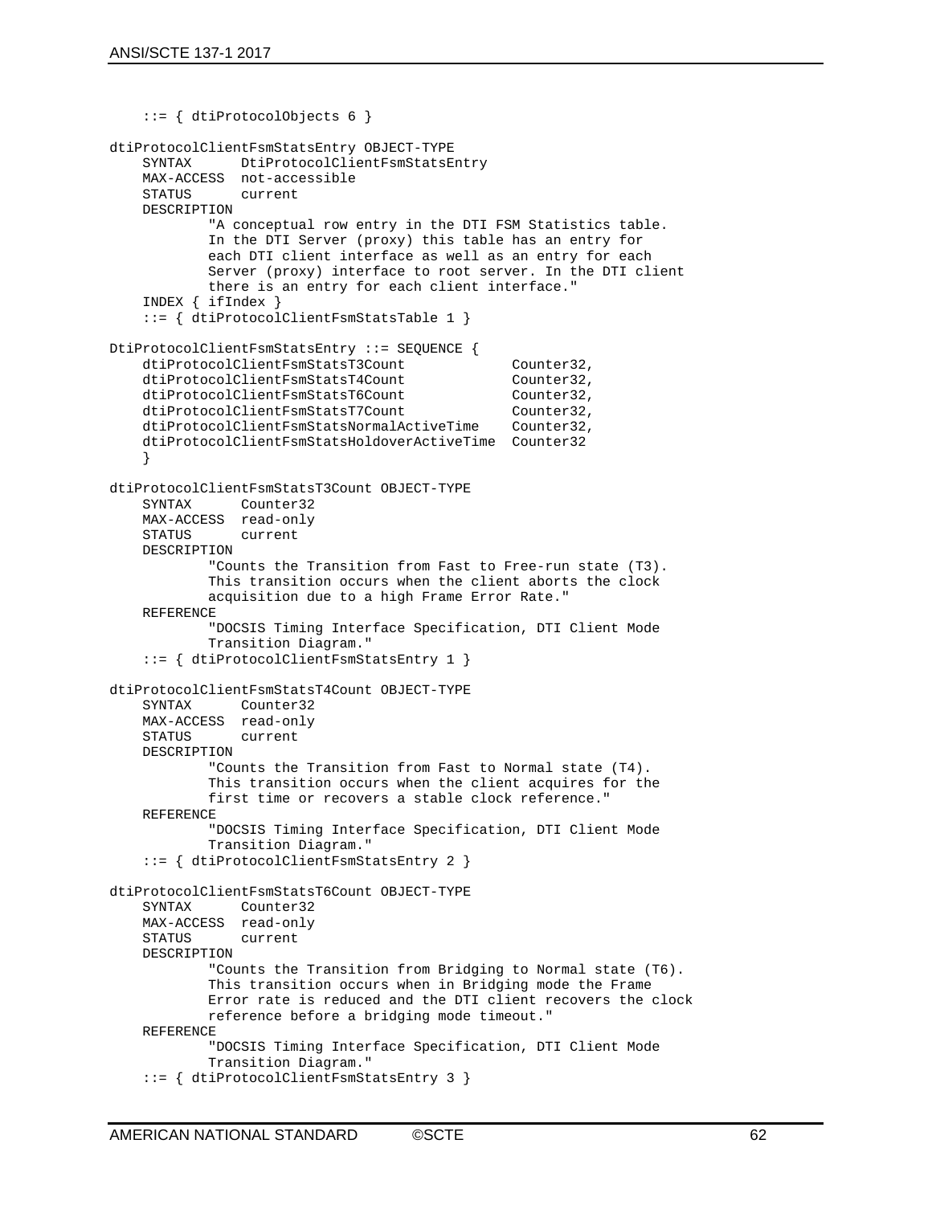```
    ::= { dtiProtocolObjects 6 }

dtiProtocolClientFsmStatsEntry OBJECT-TYPE
    SYNTAX      DtiProtocolClientFsmStatsEntry
    MAX-ACCESS  not-accessible
    STATUS      current
    DESCRIPTION
            "A conceptual row entry in the DTI FSM Statistics table.
            In the DTI Server (proxy) this table has an entry for
            each DTI client interface as well as an entry for each
            Server (proxy) interface to root server. In the DTI client
            there is an entry for each client interface."
    INDEX { ifIndex }
    ::= { dtiProtocolClientFsmStatsTable 1 }

DtiProtocolClientFsmStatsEntry ::= SEQUENCE {
    dtiProtocolClientFsmStatsT3Count             Counter32,
    dtiProtocolClientFsmStatsT4Count             Counter32,
    dtiProtocolClientFsmStatsT6Count             Counter32,
    dtiProtocolClientFsmStatsT7Count             Counter32,
    dtiProtocolClientFsmStatsNormalActiveTime    Counter32,
    dtiProtocolClientFsmStatsHoldoverActiveTime  Counter32
    }

dtiProtocolClientFsmStatsT3Count OBJECT-TYPE
    SYNTAX      Counter32
    MAX-ACCESS  read-only
    STATUS      current
    DESCRIPTION
            "Counts the Transition from Fast to Free-run state (T3).
            This transition occurs when the client aborts the clock
            acquisition due to a high Frame Error Rate."
    REFERENCE
            "DOCSIS Timing Interface Specification, DTI Client Mode
            Transition Diagram."
    ::= { dtiProtocolClientFsmStatsEntry 1 }

dtiProtocolClientFsmStatsT4Count OBJECT-TYPE
    SYNTAX      Counter32
    MAX-ACCESS  read-only
    STATUS      current
    DESCRIPTION
            "Counts the Transition from Fast to Normal state (T4).
            This transition occurs when the client acquires for the
            first time or recovers a stable clock reference."
    REFERENCE
            "DOCSIS Timing Interface Specification, DTI Client Mode
            Transition Diagram."
    ::= { dtiProtocolClientFsmStatsEntry 2 }

dtiProtocolClientFsmStatsT6Count OBJECT-TYPE
    SYNTAX      Counter32
    MAX-ACCESS  read-only
    STATUS      current
    DESCRIPTION
            "Counts the Transition from Bridging to Normal state (T6).
            This transition occurs when in Bridging mode the Frame
            Error rate is reduced and the DTI client recovers the clock
            reference before a bridging mode timeout."
    REFERENCE
            "DOCSIS Timing Interface Specification, DTI Client Mode
            Transition Diagram."
    ::= { dtiProtocolClientFsmStatsEntry 3 }
```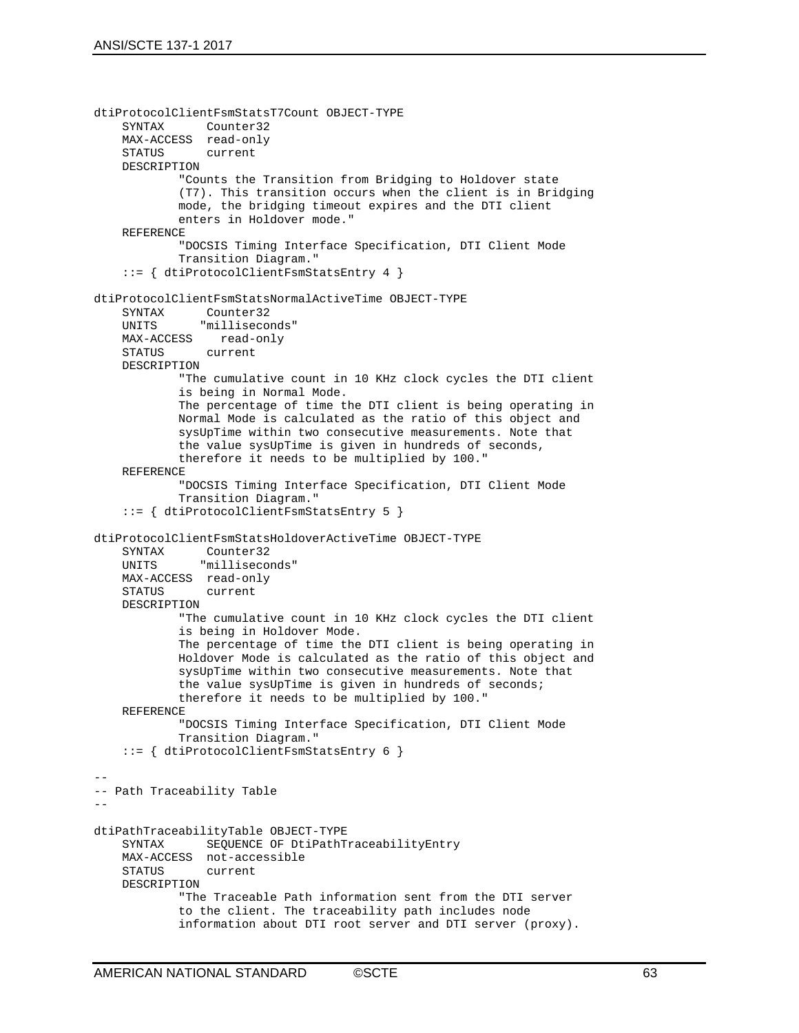```
dtiProtocolClientFsmStatsT7Count OBJECT-TYPE
    SYNTAX      Counter32
    MAX-ACCESS  read-only
    STATUS      current
    DESCRIPTION
            "Counts the Transition from Bridging to Holdover state
            (T7). This transition occurs when the client is in Bridging
            mode, the bridging timeout expires and the DTI client
            enters in Holdover mode."
    REFERENCE
            "DOCSIS Timing Interface Specification, DTI Client Mode
            Transition Diagram."
    ::= { dtiProtocolClientFsmStatsEntry 4 }

dtiProtocolClientFsmStatsNormalActiveTime OBJECT-TYPE
    SYNTAX      Counter32
    UNITS      "milliseconds"
    MAX-ACCESS    read-only
    STATUS      current
    DESCRIPTION
            "The cumulative count in 10 KHz clock cycles the DTI client
            is being in Normal Mode.
            The percentage of time the DTI client is being operating in
            Normal Mode is calculated as the ratio of this object and
            sysUpTime within two consecutive measurements. Note that
            the value sysUpTime is given in hundreds of seconds,
            therefore it needs to be multiplied by 100."
    REFERENCE
            "DOCSIS Timing Interface Specification, DTI Client Mode
            Transition Diagram."
    ::= { dtiProtocolClientFsmStatsEntry 5 }

dtiProtocolClientFsmStatsHoldoverActiveTime OBJECT-TYPE
    SYNTAX      Counter32
    UNITS      "milliseconds"
    MAX-ACCESS  read-only
    STATUS      current
    DESCRIPTION
            "The cumulative count in 10 KHz clock cycles the DTI client
            is being in Holdover Mode.
            The percentage of time the DTI client is being operating in
            Holdover Mode is calculated as the ratio of this object and
            sysUpTime within two consecutive measurements. Note that
            the value sysUpTime is given in hundreds of seconds;
            therefore it needs to be multiplied by 100."
    REFERENCE
            "DOCSIS Timing Interface Specification, DTI Client Mode
            Transition Diagram."
    ::= { dtiProtocolClientFsmStatsEntry 6 }

--
-- Path Traceability Table
--

dtiPathTraceabilityTable OBJECT-TYPE
    SYNTAX      SEQUENCE OF DtiPathTraceabilityEntry
    MAX-ACCESS  not-accessible
    STATUS      current
    DESCRIPTION
            "The Traceable Path information sent from the DTI server
            to the client. The traceability path includes node
            information about DTI root server and DTI server (proxy).
```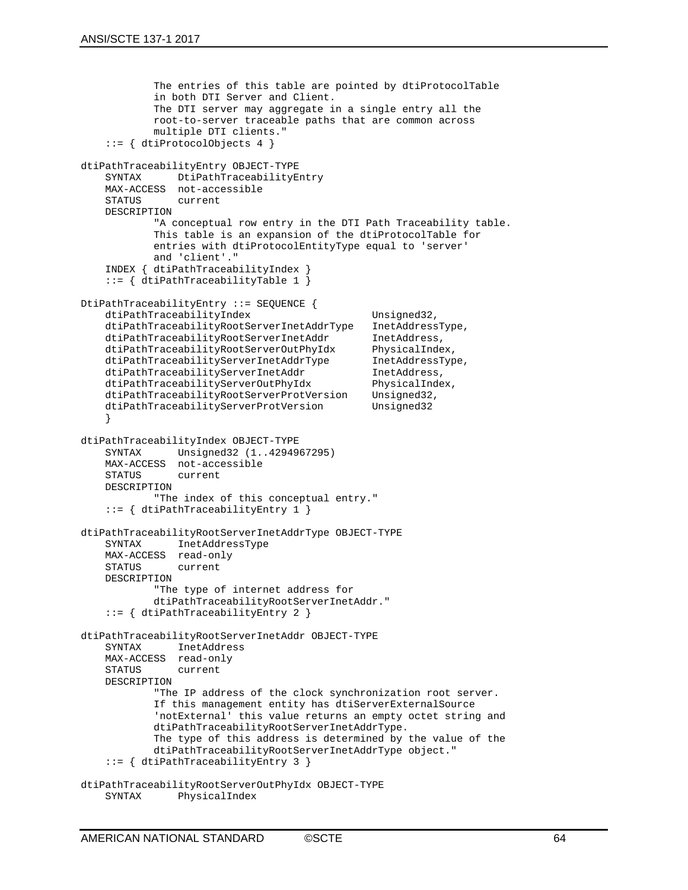```
            The entries of this table are pointed by dtiProtocolTable
            in both DTI Server and Client.
            The DTI server may aggregate in a single entry all the
            root-to-server traceable paths that are common across
            multiple DTI clients."
    ::= { dtiProtocolObjects 4 }

dtiPathTraceabilityEntry OBJECT-TYPE
    SYNTAX      DtiPathTraceabilityEntry
    MAX-ACCESS  not-accessible
    STATUS      current
    DESCRIPTION
            "A conceptual row entry in the DTI Path Traceability table.
            This table is an expansion of the dtiProtocolTable for
            entries with dtiProtocolEntityType equal to 'server'
            and 'client'."
    INDEX { dtiPathTraceabilityIndex }
    ::= { dtiPathTraceabilityTable 1 }

DtiPathTraceabilityEntry ::= SEQUENCE {
    dtiPathTraceabilityIndex                    Unsigned32,
    dtiPathTraceabilityRootServerInetAddrType   InetAddressType,
    dtiPathTraceabilityRootServerInetAddr       InetAddress,
    dtiPathTraceabilityRootServerOutPhyIdx      PhysicalIndex,
    dtiPathTraceabilityServerInetAddrType       InetAddressType,
    dtiPathTraceabilityServerInetAddr           InetAddress,
    dtiPathTraceabilityServerOutPhyIdx          PhysicalIndex,
    dtiPathTraceabilityRootServerProtVersion    Unsigned32,
    dtiPathTraceabilityServerProtVersion        Unsigned32
    }

dtiPathTraceabilityIndex OBJECT-TYPE
    SYNTAX      Unsigned32 (1..4294967295)
    MAX-ACCESS  not-accessible
    STATUS      current
    DESCRIPTION
            "The index of this conceptual entry."
    ::= { dtiPathTraceabilityEntry 1 }

dtiPathTraceabilityRootServerInetAddrType OBJECT-TYPE
    SYNTAX      InetAddressType
    MAX-ACCESS  read-only
    STATUS      current
    DESCRIPTION
            "The type of internet address for
            dtiPathTraceabilityRootServerInetAddr."
    ::= { dtiPathTraceabilityEntry 2 }

dtiPathTraceabilityRootServerInetAddr OBJECT-TYPE
    SYNTAX      InetAddress
    MAX-ACCESS  read-only
    STATUS      current
    DESCRIPTION
            "The IP address of the clock synchronization root server.
            If this management entity has dtiServerExternalSource
            'notExternal' this value returns an empty octet string and
            dtiPathTraceabilityRootServerInetAddrType.
            The type of this address is determined by the value of the
            dtiPathTraceabilityRootServerInetAddrType object."
    ::= { dtiPathTraceabilityEntry 3 }

dtiPathTraceabilityRootServerOutPhyIdx OBJECT-TYPE
    SYNTAX      PhysicalIndex
```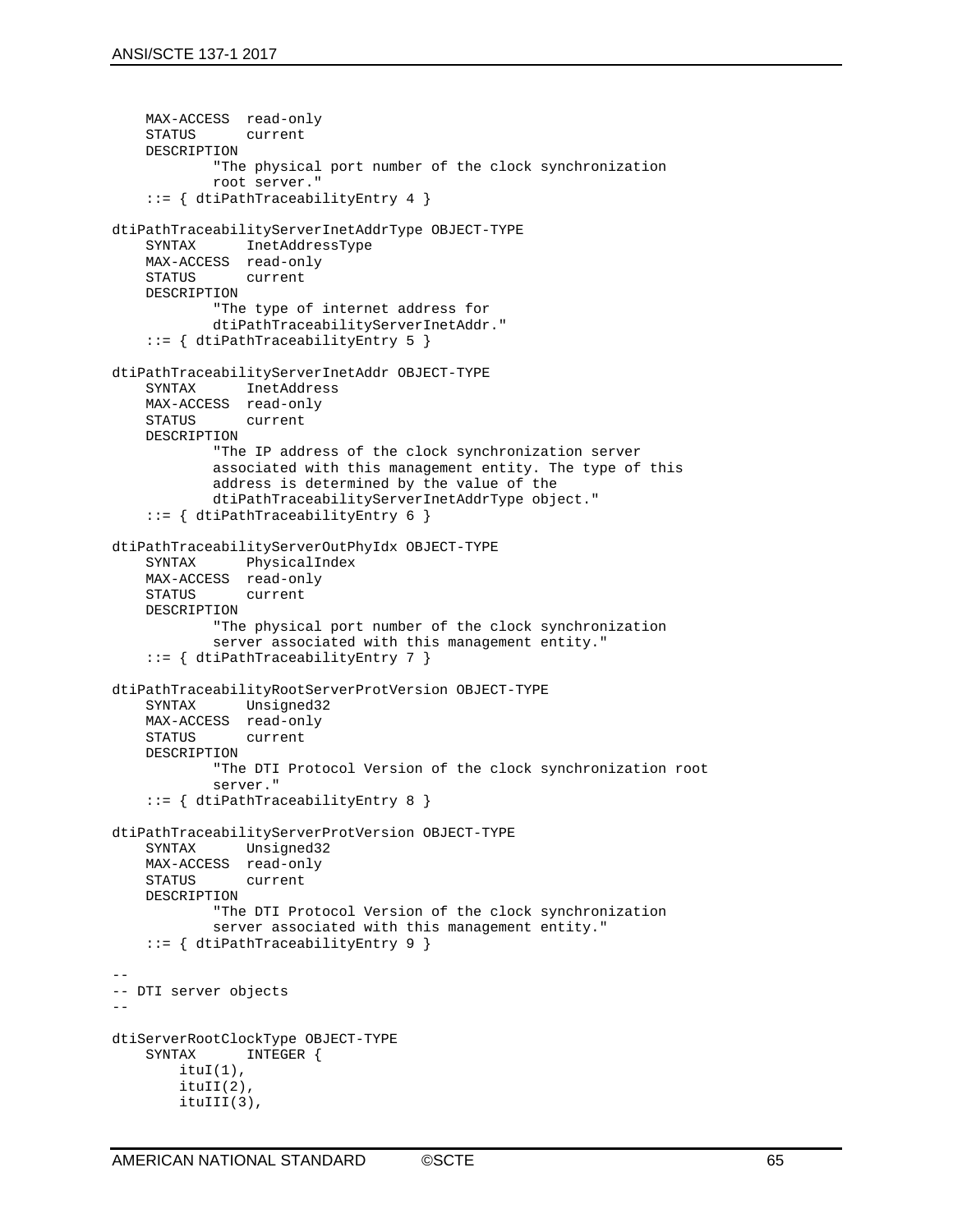```
    MAX-ACCESS  read-only
    STATUS      current
    DESCRIPTION
            "The physical port number of the clock synchronization
            root server."
    ::= { dtiPathTraceabilityEntry 4 }

dtiPathTraceabilityServerInetAddrType OBJECT-TYPE
    SYNTAX      InetAddressType
    MAX-ACCESS  read-only
    STATUS      current
    DESCRIPTION
            "The type of internet address for
            dtiPathTraceabilityServerInetAddr."
    ::= { dtiPathTraceabilityEntry 5 }

dtiPathTraceabilityServerInetAddr OBJECT-TYPE
    SYNTAX      InetAddress
    MAX-ACCESS  read-only
    STATUS      current
    DESCRIPTION
            "The IP address of the clock synchronization server
            associated with this management entity. The type of this
            address is determined by the value of the
            dtiPathTraceabilityServerInetAddrType object."
    ::= { dtiPathTraceabilityEntry 6 }

dtiPathTraceabilityServerOutPhyIdx OBJECT-TYPE
    SYNTAX      PhysicalIndex
    MAX-ACCESS  read-only
    STATUS      current
    DESCRIPTION
            "The physical port number of the clock synchronization
            server associated with this management entity."
    ::= { dtiPathTraceabilityEntry 7 }

dtiPathTraceabilityRootServerProtVersion OBJECT-TYPE
    SYNTAX      Unsigned32
    MAX-ACCESS  read-only
    STATUS      current
    DESCRIPTION
            "The DTI Protocol Version of the clock synchronization root
            server."
    ::= { dtiPathTraceabilityEntry 8 }

dtiPathTraceabilityServerProtVersion OBJECT-TYPE
    SYNTAX      Unsigned32
    MAX-ACCESS  read-only
    STATUS      current
    DESCRIPTION
            "The DTI Protocol Version of the clock synchronization
            server associated with this management entity."
    ::= { dtiPathTraceabilityEntry 9 }

--
-- DTI server objects
--

dtiServerRootClockType OBJECT-TYPE
    SYNTAX      INTEGER {
        ituI(1),
        ituII(2),
        ituIII(3),
```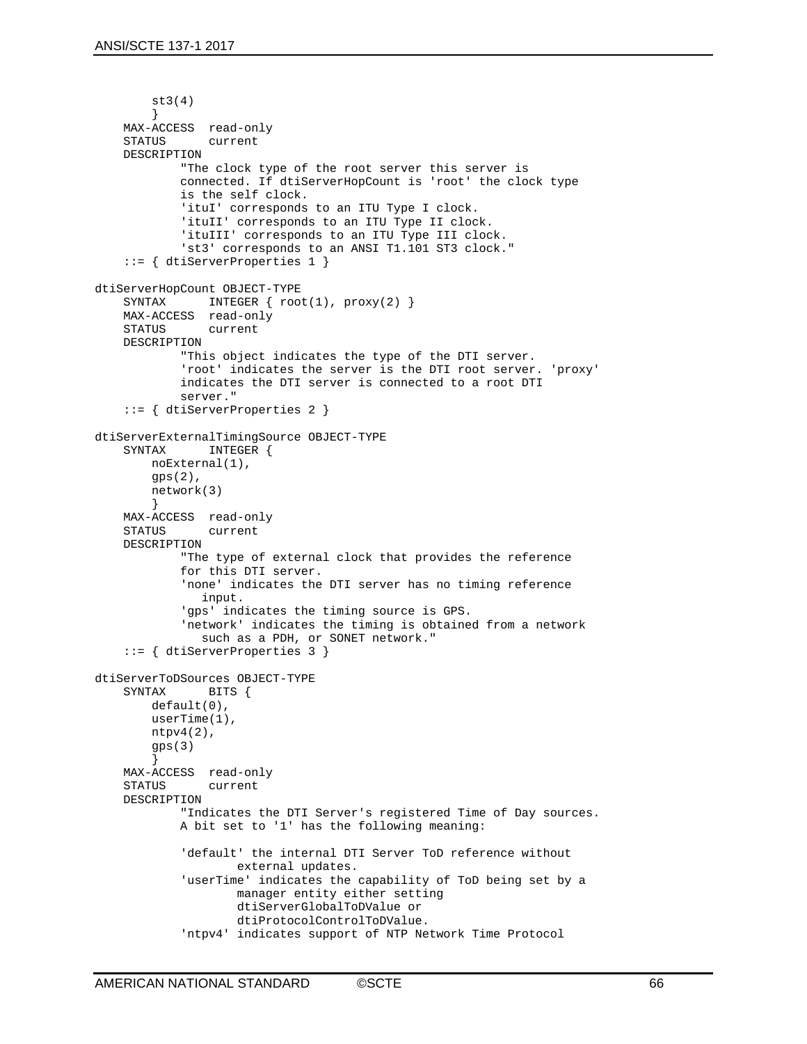```
        st3(4)
        }
    MAX-ACCESS  read-only
    STATUS      current
    DESCRIPTION
            "The clock type of the root server this server is
            connected. If dtiServerHopCount is 'root' the clock type
            is the self clock.
            'ituI' corresponds to an ITU Type I clock.
            'ituII' corresponds to an ITU Type II clock.
            'ituIII' corresponds to an ITU Type III clock.
            'st3' corresponds to an ANSI T1.101 ST3 clock."
    ::= { dtiServerProperties 1 }

dtiServerHopCount OBJECT-TYPE
    SYNTAX      INTEGER { root(1), proxy(2) }
    MAX-ACCESS  read-only
    STATUS      current
    DESCRIPTION
            "This object indicates the type of the DTI server.
            'root' indicates the server is the DTI root server. 'proxy'
            indicates the DTI server is connected to a root DTI
            server."
    ::= { dtiServerProperties 2 }

dtiServerExternalTimingSource OBJECT-TYPE
    SYNTAX      INTEGER {
        noExternal(1),
        gps(2),
        network(3)
        }
    MAX-ACCESS  read-only
    STATUS      current
    DESCRIPTION
            "The type of external clock that provides the reference
            for this DTI server.
            'none' indicates the DTI server has no timing reference
               input.
            'gps' indicates the timing source is GPS.
            'network' indicates the timing is obtained from a network
               such as a PDH, or SONET network."
    ::= { dtiServerProperties 3 }

dtiServerToDSources OBJECT-TYPE
    SYNTAX      BITS {
        default(0),
        userTime(1),
        ntpv4(2),
        gps(3)
        }
    MAX-ACCESS  read-only
    STATUS      current
    DESCRIPTION
            "Indicates the DTI Server's registered Time of Day sources.
            A bit set to '1' has the following meaning:

            'default' the internal DTI Server ToD reference without
                    external updates.
            'userTime' indicates the capability of ToD being set by a
                    manager entity either setting
                    dtiServerGlobalToDValue or
                    dtiProtocolControlToDValue.
            'ntpv4' indicates support of NTP Network Time Protocol
```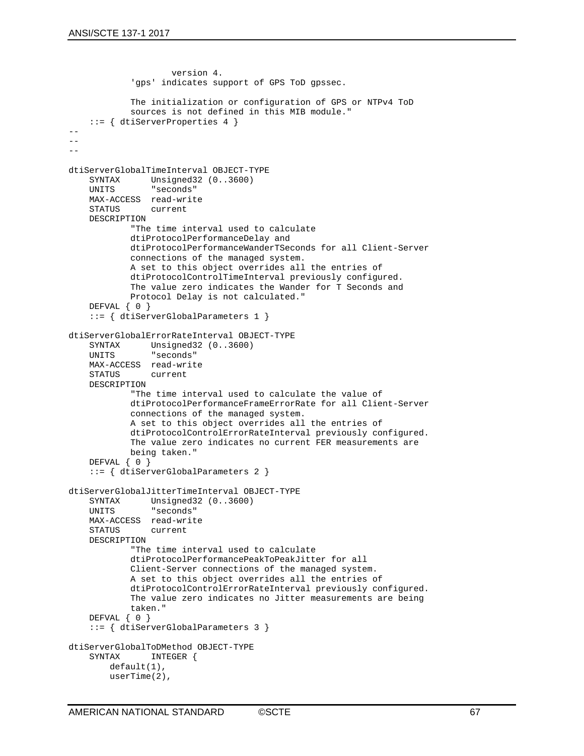```
                    version 4.
            'gps' indicates support of GPS ToD gpssec.

            The initialization or configuration of GPS or NTPv4 ToD
            sources is not defined in this MIB module."
    ::= { dtiServerProperties 4 }
--
--
--

dtiServerGlobalTimeInterval OBJECT-TYPE
    SYNTAX      Unsigned32 (0..3600)
    UNITS       "seconds"
    MAX-ACCESS  read-write
    STATUS      current
    DESCRIPTION
            "The time interval used to calculate
            dtiProtocolPerformanceDelay and
            dtiProtocolPerformanceWanderTSeconds for all Client-Server
            connections of the managed system.
            A set to this object overrides all the entries of
            dtiProtocolControlTimeInterval previously configured.
            The value zero indicates the Wander for T Seconds and
            Protocol Delay is not calculated."
    DEFVAL { 0 }
    ::= { dtiServerGlobalParameters 1 }

dtiServerGlobalErrorRateInterval OBJECT-TYPE
    SYNTAX      Unsigned32 (0..3600)
    UNITS       "seconds"
    MAX-ACCESS  read-write
    STATUS      current
    DESCRIPTION
            "The time interval used to calculate the value of
            dtiProtocolPerformanceFrameErrorRate for all Client-Server
            connections of the managed system.
            A set to this object overrides all the entries of
            dtiProtocolControlErrorRateInterval previously configured.
            The value zero indicates no current FER measurements are
            being taken."
    DEFVAL { 0 }
    ::= { dtiServerGlobalParameters 2 }

dtiServerGlobalJitterTimeInterval OBJECT-TYPE
    SYNTAX      Unsigned32 (0..3600)
    UNITS       "seconds"
    MAX-ACCESS  read-write
    STATUS      current
    DESCRIPTION
            "The time interval used to calculate
            dtiProtocolPerformancePeakToPeakJitter for all
            Client-Server connections of the managed system.
            A set to this object overrides all the entries of
            dtiProtocolControlErrorRateInterval previously configured.
            The value zero indicates no Jitter measurements are being
            taken."
    DEFVAL { 0 }
    ::= { dtiServerGlobalParameters 3 }

dtiServerGlobalToDMethod OBJECT-TYPE
    SYNTAX      INTEGER {
        default(1),
        userTime(2),
```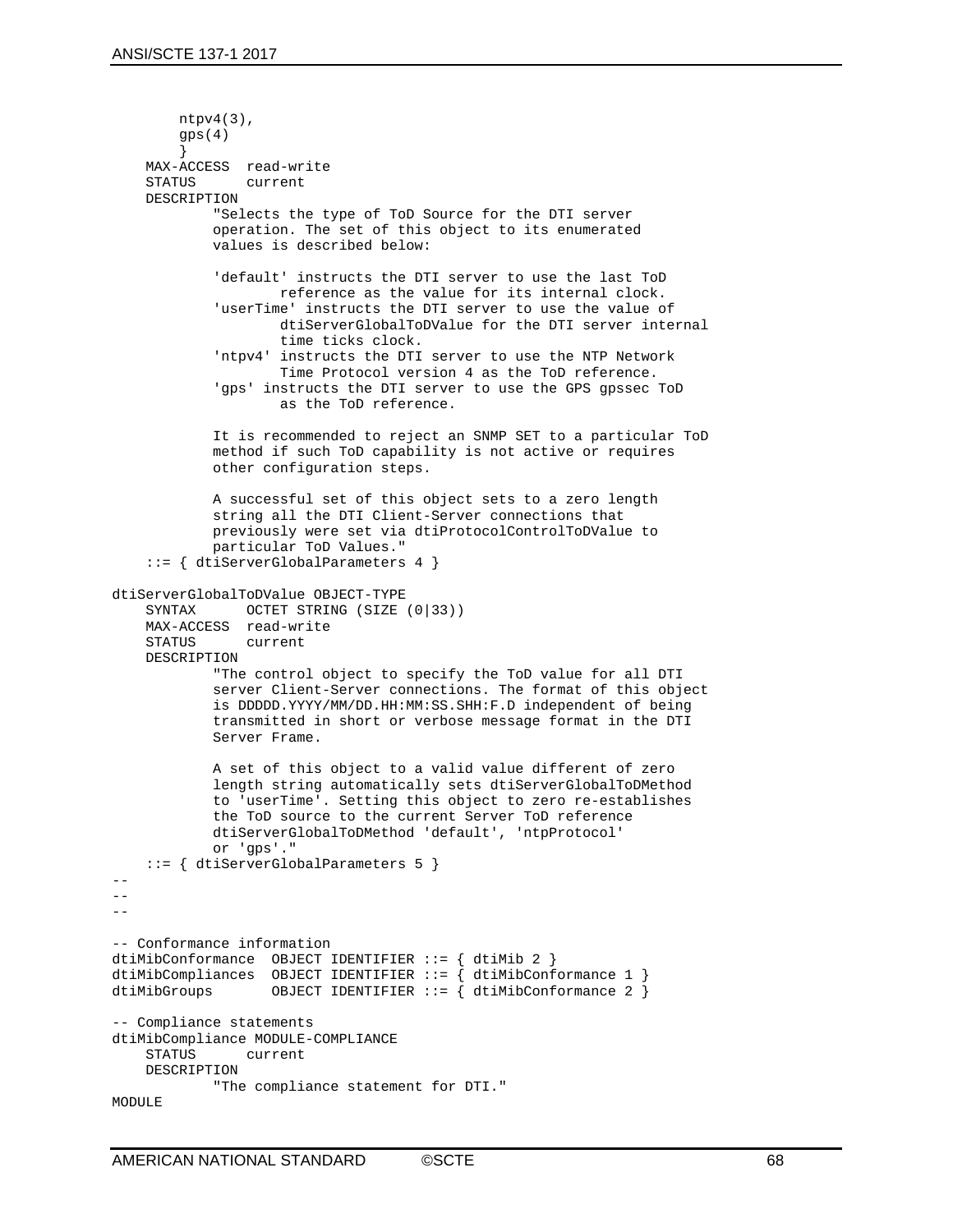```
        ntpv4(3),
        gps(4)
        }
    MAX-ACCESS  read-write
    STATUS      current
    DESCRIPTION
            "Selects the type of ToD Source for the DTI server
            operation. The set of this object to its enumerated
            values is described below:

            'default' instructs the DTI server to use the last ToD
                    reference as the value for its internal clock.
            'userTime' instructs the DTI server to use the value of
                    dtiServerGlobalToDValue for the DTI server internal
                    time ticks clock.
            'ntpv4' instructs the DTI server to use the NTP Network
                    Time Protocol version 4 as the ToD reference.
            'gps' instructs the DTI server to use the GPS gpssec ToD
                    as the ToD reference.

            It is recommended to reject an SNMP SET to a particular ToD
            method if such ToD capability is not active or requires
            other configuration steps.

            A successful set of this object sets to a zero length
            string all the DTI Client-Server connections that
            previously were set via dtiProtocolControlToDValue to
            particular ToD Values."
    ::= { dtiServerGlobalParameters 4 }

dtiServerGlobalToDValue OBJECT-TYPE
    SYNTAX      OCTET STRING (SIZE (0|33))
    MAX-ACCESS  read-write
    STATUS      current
    DESCRIPTION
            "The control object to specify the ToD value for all DTI
            server Client-Server connections. The format of this object
            is DDDDD.YYYY/MM/DD.HH:MM:SS.SHH:F.D independent of being
            transmitted in short or verbose message format in the DTI
            Server Frame.

            A set of this object to a valid value different of zero
            length string automatically sets dtiServerGlobalToDMethod
            to 'userTime'. Setting this object to zero re-establishes
            the ToD source to the current Server ToD reference
            dtiServerGlobalToDMethod 'default', 'ntpProtocol'
            or 'gps'."
    ::= { dtiServerGlobalParameters 5 }
--
--
--

-- Conformance information
dtiMibConformance  OBJECT IDENTIFIER ::= { dtiMib 2 }
dtiMibCompliances  OBJECT IDENTIFIER ::= { dtiMibConformance 1 }
dtiMibGroups       OBJECT IDENTIFIER ::= { dtiMibConformance 2 }

-- Compliance statements
dtiMibCompliance MODULE-COMPLIANCE
    STATUS      current
    DESCRIPTION
            "The compliance statement for DTI."
MODULE
```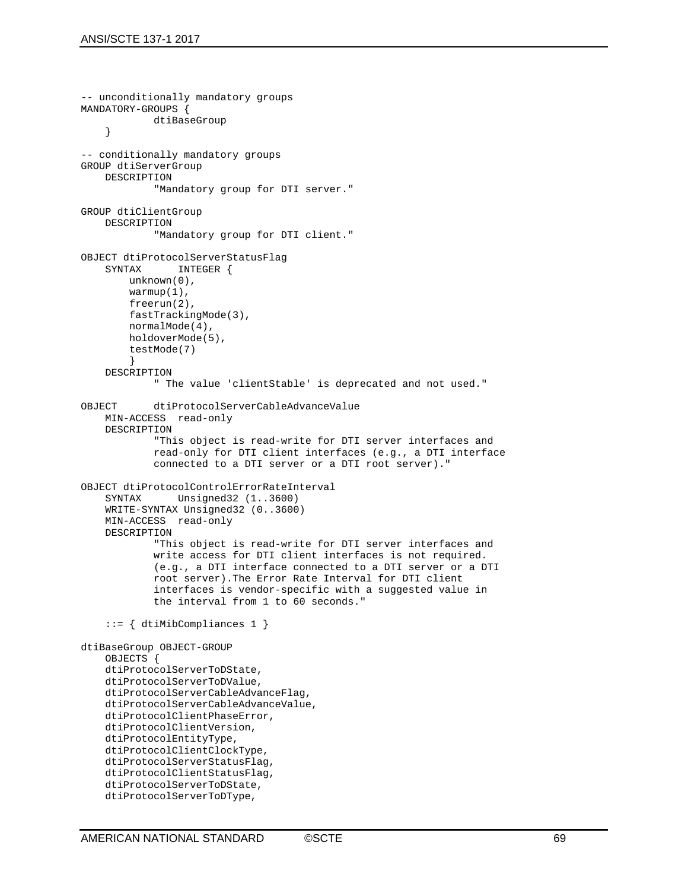```
-- unconditionally mandatory groups
MANDATORY-GROUPS {
            dtiBaseGroup
    }

-- conditionally mandatory groups
GROUP dtiServerGroup
    DESCRIPTION
            "Mandatory group for DTI server."

GROUP dtiClientGroup
    DESCRIPTION
            "Mandatory group for DTI client."

OBJECT dtiProtocolServerStatusFlag
    SYNTAX      INTEGER {
        unknown(0),
        warmup(1),
        freerun(2),
        fastTrackingMode(3),
        normalMode(4),
        holdoverMode(5),
        testMode(7)
        }
    DESCRIPTION
            " The value 'clientStable' is deprecated and not used."

OBJECT      dtiProtocolServerCableAdvanceValue
    MIN-ACCESS  read-only
    DESCRIPTION
            "This object is read-write for DTI server interfaces and
            read-only for DTI client interfaces (e.g., a DTI interface
            connected to a DTI server or a DTI root server)."

OBJECT dtiProtocolControlErrorRateInterval
    SYNTAX      Unsigned32 (1..3600)
    WRITE-SYNTAX Unsigned32 (0..3600)
    MIN-ACCESS  read-only
    DESCRIPTION
            "This object is read-write for DTI server interfaces and
            write access for DTI client interfaces is not required.
            (e.g., a DTI interface connected to a DTI server or a DTI
            root server).The Error Rate Interval for DTI client
            interfaces is vendor-specific with a suggested value in
            the interval from 1 to 60 seconds."

    ::= { dtiMibCompliances 1 }

dtiBaseGroup OBJECT-GROUP
    OBJECTS {
    dtiProtocolServerToDState,
    dtiProtocolServerToDValue,
    dtiProtocolServerCableAdvanceFlag,
    dtiProtocolServerCableAdvanceValue,
    dtiProtocolClientPhaseError,
    dtiProtocolClientVersion,
    dtiProtocolEntityType,
    dtiProtocolClientClockType,
    dtiProtocolServerStatusFlag,
    dtiProtocolClientStatusFlag,
    dtiProtocolServerToDState,
    dtiProtocolServerToDType,
```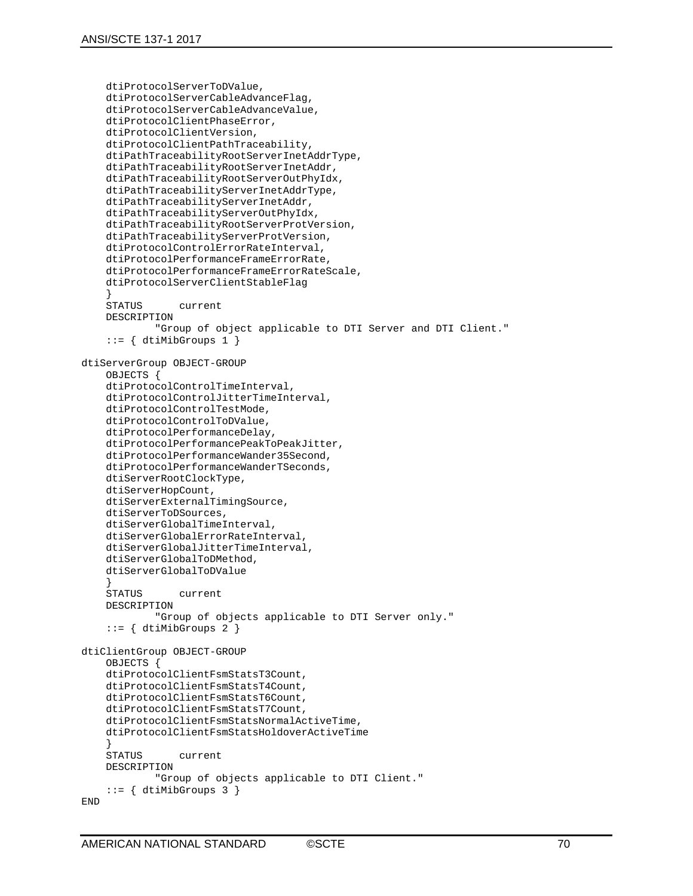```
    dtiProtocolServerToDValue,
    dtiProtocolServerCableAdvanceFlag,
    dtiProtocolServerCableAdvanceValue,
    dtiProtocolClientPhaseError,
    dtiProtocolClientVersion,
    dtiProtocolClientPathTraceability,
    dtiPathTraceabilityRootServerInetAddrType,
    dtiPathTraceabilityRootServerInetAddr,
    dtiPathTraceabilityRootServerOutPhyIdx,
    dtiPathTraceabilityServerInetAddrType,
    dtiPathTraceabilityServerInetAddr,
    dtiPathTraceabilityServerOutPhyIdx,
    dtiPathTraceabilityRootServerProtVersion,
    dtiPathTraceabilityServerProtVersion,
    dtiProtocolControlErrorRateInterval,
    dtiProtocolPerformanceFrameErrorRate,
    dtiProtocolPerformanceFrameErrorRateScale,
    dtiProtocolServerClientStableFlag
    }
    STATUS      current
    DESCRIPTION
            "Group of object applicable to DTI Server and DTI Client."
    ::= { dtiMibGroups 1 }

dtiServerGroup OBJECT-GROUP
    OBJECTS {
    dtiProtocolControlTimeInterval,
    dtiProtocolControlJitterTimeInterval,
    dtiProtocolControlTestMode,
    dtiProtocolControlToDValue,
    dtiProtocolPerformanceDelay,
    dtiProtocolPerformancePeakToPeakJitter,
    dtiProtocolPerformanceWander35Second,
    dtiProtocolPerformanceWanderTSeconds,
    dtiServerRootClockType,
    dtiServerHopCount,
    dtiServerExternalTimingSource,
    dtiServerToDSources,
    dtiServerGlobalTimeInterval,
    dtiServerGlobalErrorRateInterval,
    dtiServerGlobalJitterTimeInterval,
    dtiServerGlobalToDMethod,
    dtiServerGlobalToDValue
    }
    STATUS      current
    DESCRIPTION
            "Group of objects applicable to DTI Server only."
    ::= { dtiMibGroups 2 }

dtiClientGroup OBJECT-GROUP
    OBJECTS {
    dtiProtocolClientFsmStatsT3Count,
    dtiProtocolClientFsmStatsT4Count,
    dtiProtocolClientFsmStatsT6Count,
    dtiProtocolClientFsmStatsT7Count,
    dtiProtocolClientFsmStatsNormalActiveTime,
    dtiProtocolClientFsmStatsHoldoverActiveTime
    }
    STATUS      current
    DESCRIPTION
            "Group of objects applicable to DTI Client."
    ::= { dtiMibGroups 3 }
END
```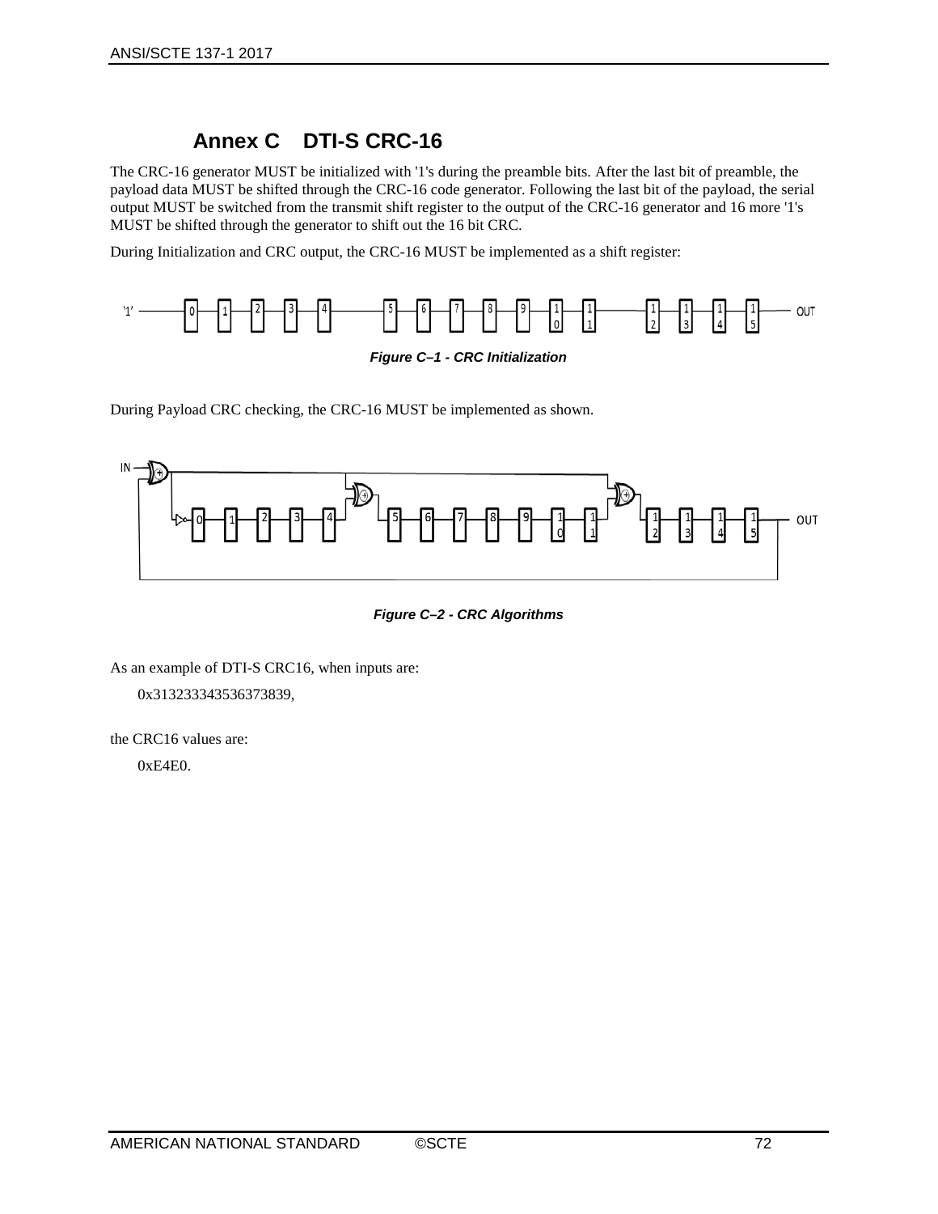# Annex C DTI-S CRC-16

The CRC-16 generator MUST be initialized with '1's during the preamble bits. After the last bit of preamble, the payload data MUST be shifted through the CRC-16 code generator. Following the last bit of the payload, the serial output MUST be switched from the transmit shift register to the output of the CRC-16 generator and 16 more '1's MUST be shifted through the generator to shift out the 16 bit CRC.

During Initialization and CRC output, the CRC-16 MUST be implemented as a shift register:

***Figure C–1 - CRC Initialization***

During Payload CRC checking, the CRC-16 MUST be implemented as shown.

***Figure C–2 - CRC Algorithms***

As an example of DTI-S CRC16, when inputs are:

0x313233343536373839,

the CRC16 values are:

0xE4E0.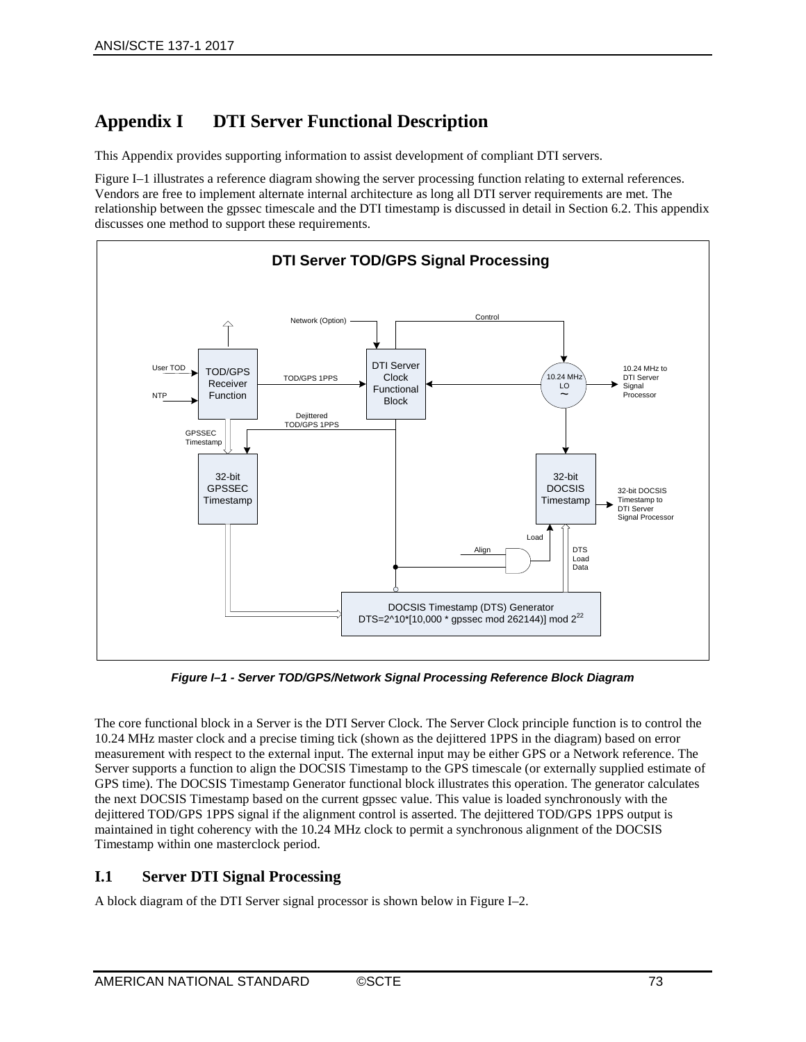# Appendix I DTI Server Functional Description

This Appendix provides supporting information to assist development of compliant DTI servers.

Figure I–1 illustrates a reference diagram showing the server processing function relating to external references. Vendors are free to implement alternate internal architecture as long all DTI server requirements are met. The relationship between the gpssec timescale and the DTI timestamp is discussed in detail in Section 6.2. This appendix discusses one method to support these requirements.

*Figure I–1 - Server TOD/GPS/Network Signal Processing Reference Block Diagram*

The core functional block in a Server is the DTI Server Clock. The Server Clock principle function is to control the 10.24 MHz master clock and a precise timing tick (shown as the dejittered 1PPS in the diagram) based on error measurement with respect to the external input. The external input may be either GPS or a Network reference. The Server supports a function to align the DOCSIS Timestamp to the GPS timescale (or externally supplied estimate of GPS time). The DOCSIS Timestamp Generator functional block illustrates this operation. The generator calculates the next DOCSIS Timestamp based on the current gpssec value. This value is loaded synchronously with the dejittered TOD/GPS 1PPS signal if the alignment control is asserted. The dejittered TOD/GPS 1PPS output is maintained in tight coherency with the 10.24 MHz clock to permit a synchronous alignment of the DOCSIS Timestamp within one masterclock period.

## I.1 Server DTI Signal Processing

A block diagram of the DTI Server signal processor is shown below in Figure I–2.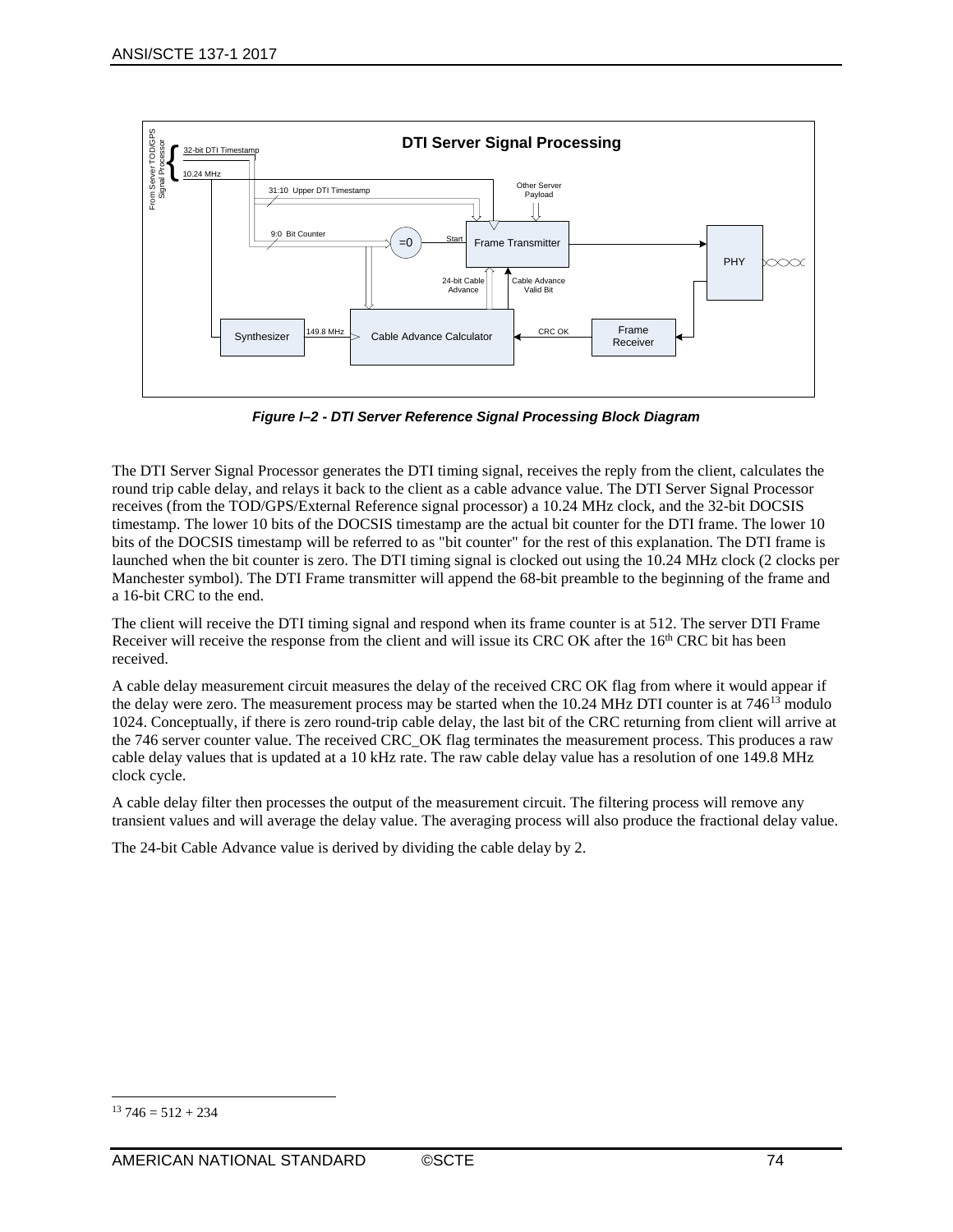**DTI Server Signal Processing**

From Server TOD/GPS Signal Processor: 32-bit DTI Timestamp; 10.24 MHz

31:10 Upper DTI Timestamp

Other Server Payload

9:0 Bit Counter

=0

Start

Frame Transmitter

PHY

24-bit Cable Advance

Cable Advance Valid Bit

Synthesizer

149.8 MHz

Cable Advance Calculator

CRC OK

Frame Receiver

***Figure I–2 - DTI Server Reference Signal Processing Block Diagram***

The DTI Server Signal Processor generates the DTI timing signal, receives the reply from the client, calculates the round trip cable delay, and relays it back to the client as a cable advance value. The DTI Server Signal Processor receives (from the TOD/GPS/External Reference signal processor) a 10.24 MHz clock, and the 32-bit DOCSIS timestamp. The lower 10 bits of the DOCSIS timestamp are the actual bit counter for the DTI frame. The lower 10 bits of the DOCSIS timestamp will be referred to as "bit counter" for the rest of this explanation. The DTI frame is launched when the bit counter is zero. The DTI timing signal is clocked out using the 10.24 MHz clock (2 clocks per Manchester symbol). The DTI Frame transmitter will append the 68-bit preamble to the beginning of the frame and a 16-bit CRC to the end.

The client will receive the DTI timing signal and respond when its frame counter is at 512. The server DTI Frame Receiver will receive the response from the client and will issue its CRC OK after the 16th CRC bit has been received.

A cable delay measurement circuit measures the delay of the received CRC OK flag from where it would appear if the delay were zero. The measurement process may be started when the 10.24 MHz DTI counter is at 746[13] modulo 1024. Conceptually, if there is zero round-trip cable delay, the last bit of the CRC returning from client will arrive at the 746 server counter value. The received CRC_OK flag terminates the measurement process. This produces a raw cable delay values that is updated at a 10 kHz rate. The raw cable delay value has a resolution of one 149.8 MHz clock cycle.

A cable delay filter then processes the output of the measurement circuit. The filtering process will remove any transient values and will average the delay value. The averaging process will also produce the fractional delay value.

The 24-bit Cable Advance value is derived by dividing the cable delay by 2.

---

[13] 746 = 512 + 234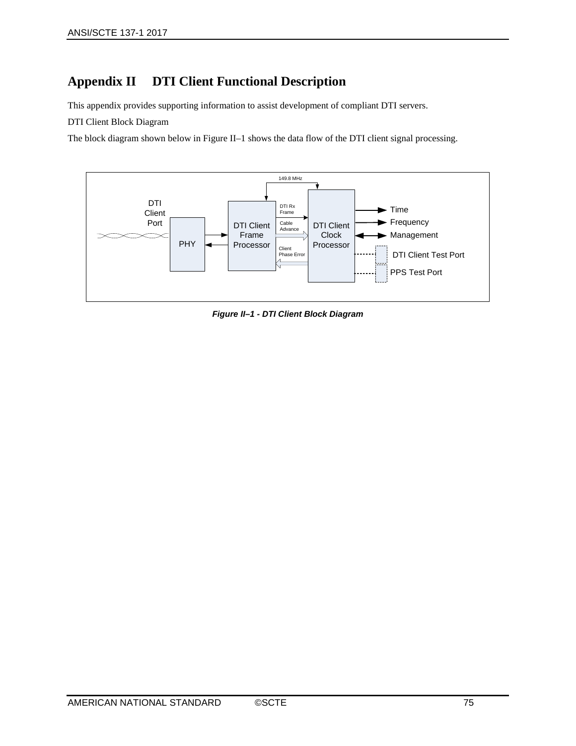# Appendix II DTI Client Functional Description

This appendix provides supporting information to assist development of compliant DTI servers.

DTI Client Block Diagram

The block diagram shown below in Figure II–1 shows the data flow of the DTI client signal processing.

***Figure II–1 - DTI Client Block Diagram***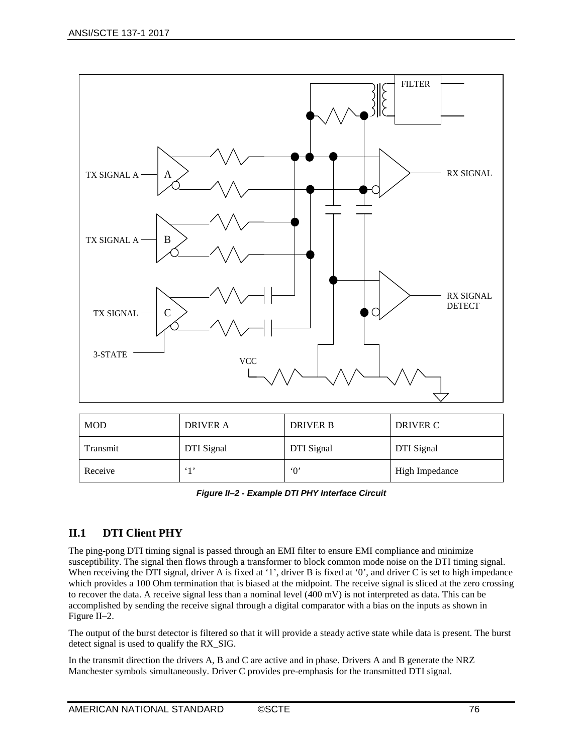| MOD | DRIVER A | DRIVER B | DRIVER C |
| --- | --- | --- | --- |
| Transmit | DTI Signal | DTI Signal | DTI Signal |
| Receive | '1' | '0' | High Impedance |

***Figure II–2 - Example DTI PHY Interface Circuit***

## II.1 DTI Client PHY

The ping-pong DTI timing signal is passed through an EMI filter to ensure EMI compliance and minimize susceptibility. The signal then flows through a transformer to block common mode noise on the DTI timing signal. When receiving the DTI signal, driver A is fixed at '1', driver B is fixed at '0', and driver C is set to high impedance which provides a 100 Ohm termination that is biased at the midpoint. The receive signal is sliced at the zero crossing to recover the data. A receive signal less than a nominal level (400 mV) is not interpreted as data. This can be accomplished by sending the receive signal through a digital comparator with a bias on the inputs as shown in Figure II–2.

The output of the burst detector is filtered so that it will provide a steady active state while data is present. The burst detect signal is used to qualify the RX_SIG.

In the transmit direction the drivers A, B and C are active and in phase. Drivers A and B generate the NRZ Manchester symbols simultaneously. Driver C provides pre-emphasis for the transmitted DTI signal.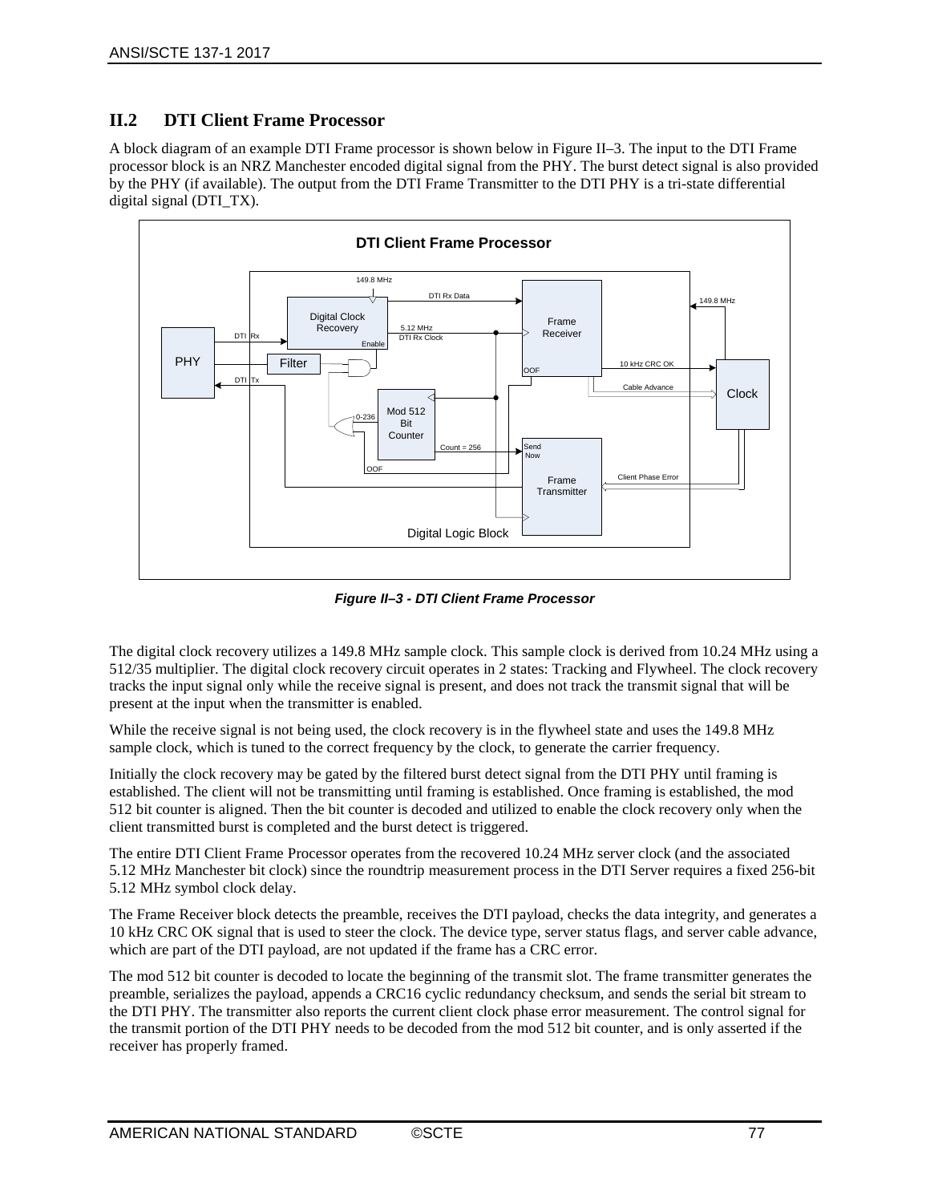## II.2 DTI Client Frame Processor

A block diagram of an example DTI Frame processor is shown below in Figure II–3. The input to the DTI Frame processor block is an NRZ Manchester encoded digital signal from the PHY. The burst detect signal is also provided by the PHY (if available). The output from the DTI Frame Transmitter to the DTI PHY is a tri-state differential digital signal (DTI_TX).

***Figure II–3 - DTI Client Frame Processor***

The digital clock recovery utilizes a 149.8 MHz sample clock. This sample clock is derived from 10.24 MHz using a 512/35 multiplier. The digital clock recovery circuit operates in 2 states: Tracking and Flywheel. The clock recovery tracks the input signal only while the receive signal is present, and does not track the transmit signal that will be present at the input when the transmitter is enabled.

While the receive signal is not being used, the clock recovery is in the flywheel state and uses the 149.8 MHz sample clock, which is tuned to the correct frequency by the clock, to generate the carrier frequency.

Initially the clock recovery may be gated by the filtered burst detect signal from the DTI PHY until framing is established. The client will not be transmitting until framing is established. Once framing is established, the mod 512 bit counter is aligned. Then the bit counter is decoded and utilized to enable the clock recovery only when the client transmitted burst is completed and the burst detect is triggered.

The entire DTI Client Frame Processor operates from the recovered 10.24 MHz server clock (and the associated 5.12 MHz Manchester bit clock) since the roundtrip measurement process in the DTI Server requires a fixed 256-bit 5.12 MHz symbol clock delay.

The Frame Receiver block detects the preamble, receives the DTI payload, checks the data integrity, and generates a 10 kHz CRC OK signal that is used to steer the clock. The device type, server status flags, and server cable advance, which are part of the DTI payload, are not updated if the frame has a CRC error.

The mod 512 bit counter is decoded to locate the beginning of the transmit slot. The frame transmitter generates the preamble, serializes the payload, appends a CRC16 cyclic redundancy checksum, and sends the serial bit stream to the DTI PHY. The transmitter also reports the current client clock phase error measurement. The control signal for the transmit portion of the DTI PHY needs to be decoded from the mod 512 bit counter, and is only asserted if the receiver has properly framed.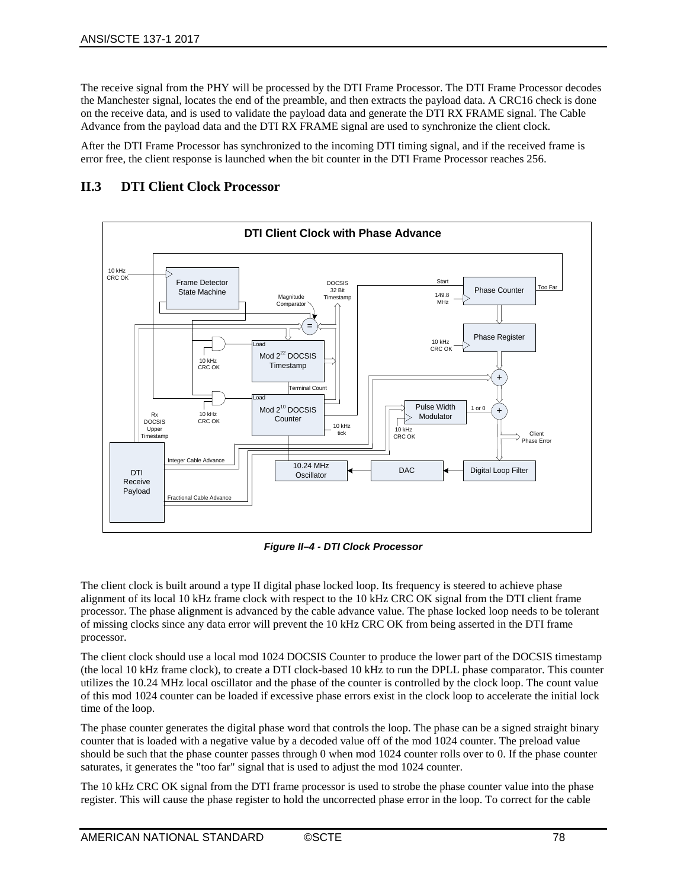The receive signal from the PHY will be processed by the DTI Frame Processor. The DTI Frame Processor decodes the Manchester signal, locates the end of the preamble, and then extracts the payload data. A CRC16 check is done on the receive data, and is used to validate the payload data and generate the DTI RX FRAME signal. The Cable Advance from the payload data and the DTI RX FRAME signal are used to synchronize the client clock.

After the DTI Frame Processor has synchronized to the incoming DTI timing signal, and if the received frame is error free, the client response is launched when the bit counter in the DTI Frame Processor reaches 256.

## II.3 DTI Client Clock Processor

*Figure II–4 - DTI Clock Processor*

The client clock is built around a type II digital phase locked loop. Its frequency is steered to achieve phase alignment of its local 10 kHz frame clock with respect to the 10 kHz CRC OK signal from the DTI client frame processor. The phase alignment is advanced by the cable advance value. The phase locked loop needs to be tolerant of missing clocks since any data error will prevent the 10 kHz CRC OK from being asserted in the DTI frame processor.

The client clock should use a local mod 1024 DOCSIS Counter to produce the lower part of the DOCSIS timestamp (the local 10 kHz frame clock), to create a DTI clock-based 10 kHz to run the DPLL phase comparator. This counter utilizes the 10.24 MHz local oscillator and the phase of the counter is controlled by the clock loop. The count value of this mod 1024 counter can be loaded if excessive phase errors exist in the clock loop to accelerate the initial lock time of the loop.

The phase counter generates the digital phase word that controls the loop. The phase can be a signed straight binary counter that is loaded with a negative value by a decoded value off of the mod 1024 counter. The preload value should be such that the phase counter passes through 0 when mod 1024 counter rolls over to 0. If the phase counter saturates, it generates the "too far" signal that is used to adjust the mod 1024 counter.

The 10 kHz CRC OK signal from the DTI frame processor is used to strobe the phase counter value into the phase register. This will cause the phase register to hold the uncorrected phase error in the loop. To correct for the cable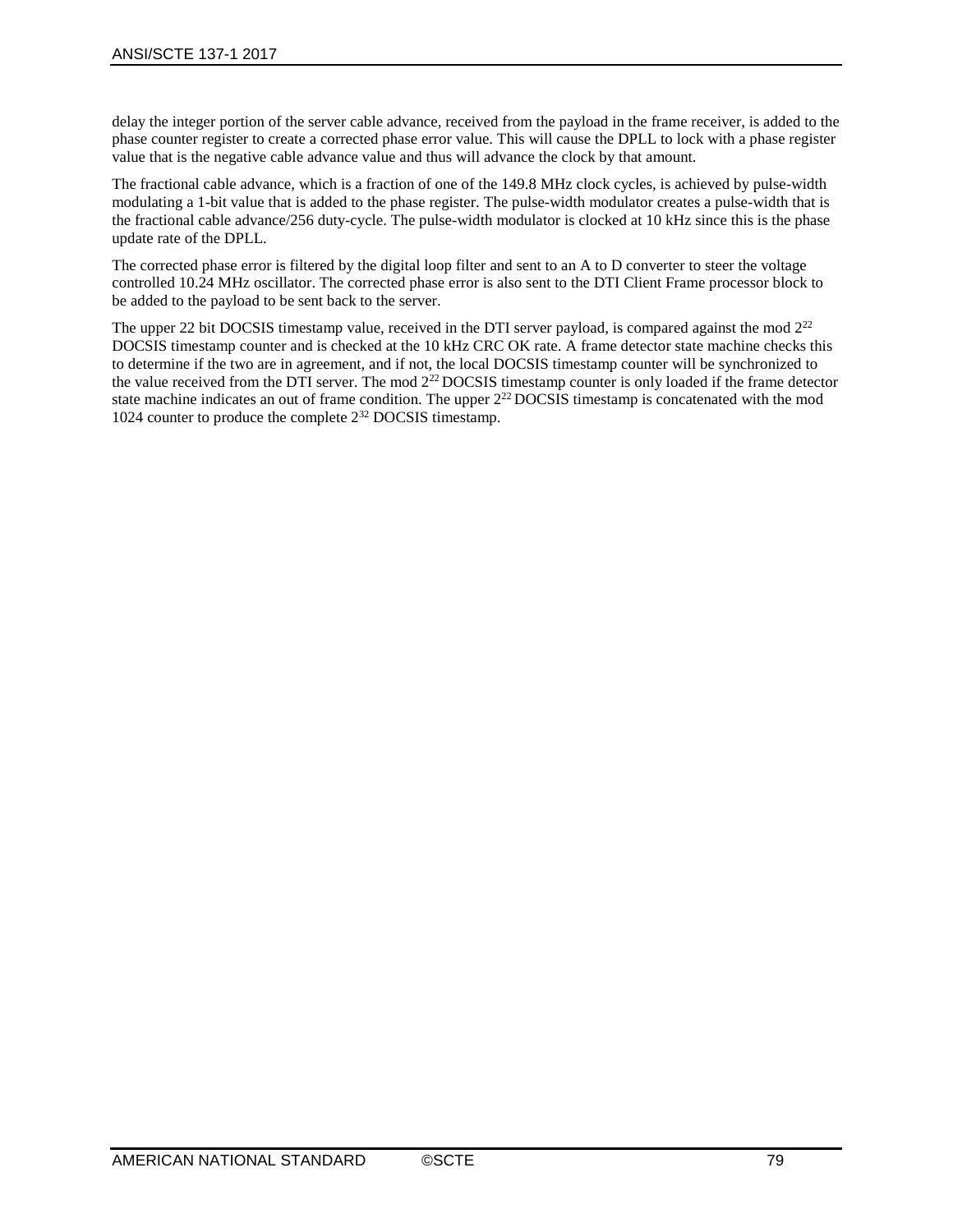delay the integer portion of the server cable advance, received from the payload in the frame receiver, is added to the phase counter register to create a corrected phase error value. This will cause the DPLL to lock with a phase register value that is the negative cable advance value and thus will advance the clock by that amount.

The fractional cable advance, which is a fraction of one of the 149.8 MHz clock cycles, is achieved by pulse-width modulating a 1-bit value that is added to the phase register. The pulse-width modulator creates a pulse-width that is the fractional cable advance/256 duty-cycle. The pulse-width modulator is clocked at 10 kHz since this is the phase update rate of the DPLL.

The corrected phase error is filtered by the digital loop filter and sent to an A to D converter to steer the voltage controlled 10.24 MHz oscillator. The corrected phase error is also sent to the DTI Client Frame processor block to be added to the payload to be sent back to the server.

The upper 22 bit DOCSIS timestamp value, received in the DTI server payload, is compared against the mod $2^{22}$ DOCSIS timestamp counter and is checked at the 10 kHz CRC OK rate. A frame detector state machine checks this to determine if the two are in agreement, and if not, the local DOCSIS timestamp counter will be synchronized to the value received from the DTI server. The mod $2^{22}$ DOCSIS timestamp counter is only loaded if the frame detector state machine indicates an out of frame condition. The upper $2^{22}$ DOCSIS timestamp is concatenated with the mod 1024 counter to produce the complete $2^{32}$ DOCSIS timestamp.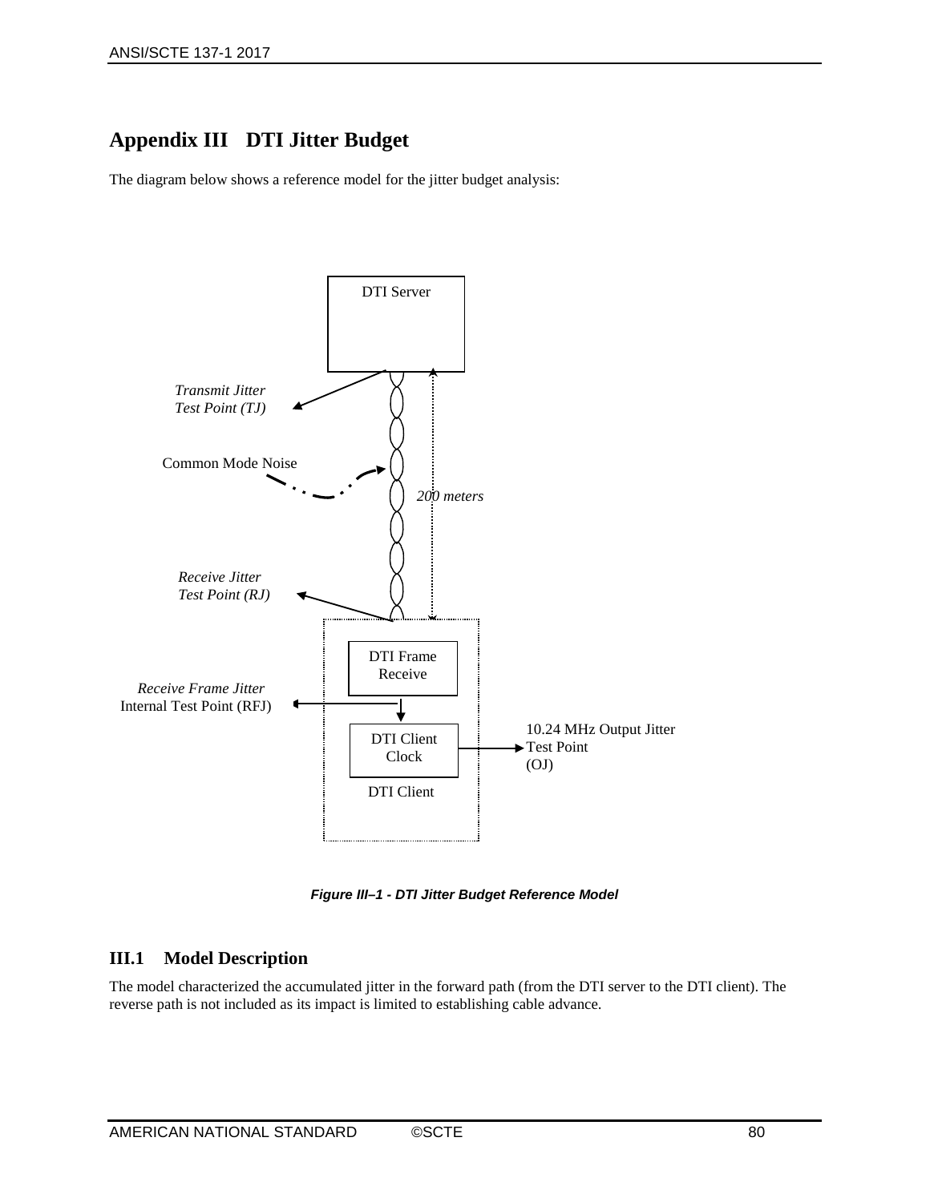# Appendix III DTI Jitter Budget

The diagram below shows a reference model for the jitter budget analysis:

DTI Server

*Transmit Jitter Test Point (TJ)*

Common Mode Noise

*200 meters*

*Receive Jitter Test Point (RJ)*

DTI Frame Receive

*Receive Frame Jitter* Internal Test Point (RFJ)

DTI Client Clock

10.24 MHz Output Jitter Test Point (OJ)

DTI Client

***Figure III–1 - DTI Jitter Budget Reference Model***

## III.1 Model Description

The model characterized the accumulated jitter in the forward path (from the DTI server to the DTI client). The reverse path is not included as its impact is limited to establishing cable advance.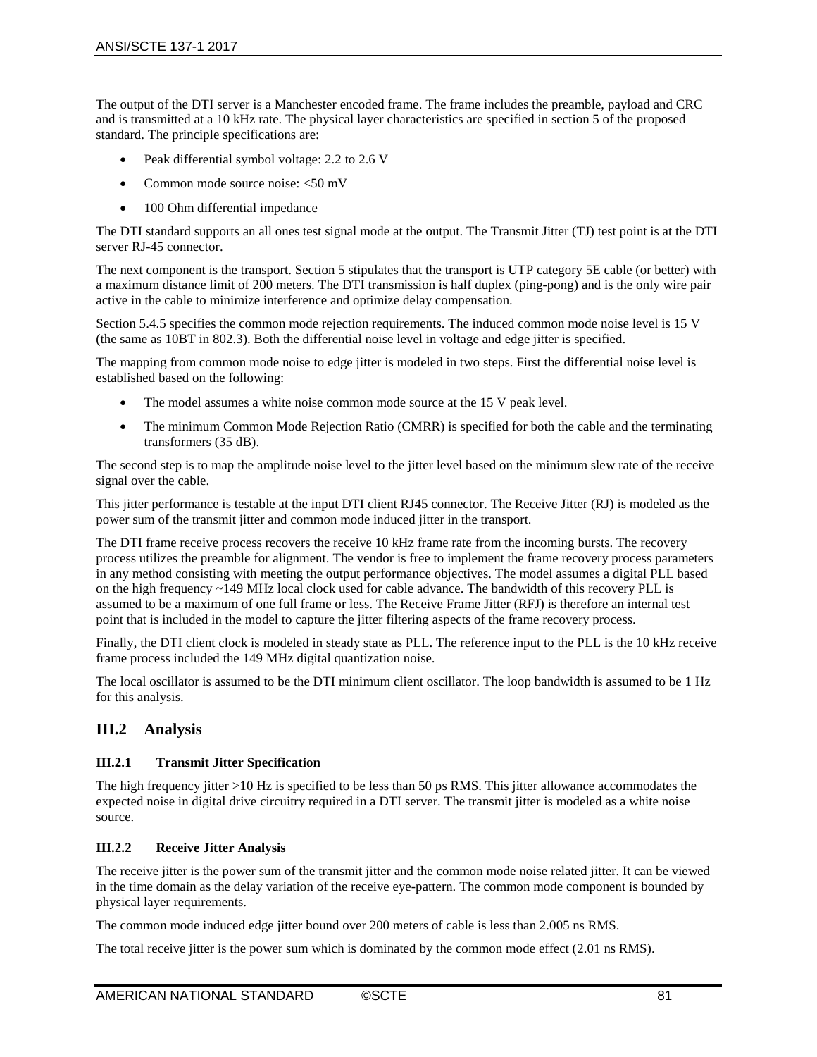The output of the DTI server is a Manchester encoded frame. The frame includes the preamble, payload and CRC and is transmitted at a 10 kHz rate. The physical layer characteristics are specified in section 5 of the proposed standard. The principle specifications are:

- Peak differential symbol voltage: 2.2 to 2.6 V
- Common mode source noise: <50 mV
- 100 Ohm differential impedance

The DTI standard supports an all ones test signal mode at the output. The Transmit Jitter (TJ) test point is at the DTI server RJ-45 connector.

The next component is the transport. Section 5 stipulates that the transport is UTP category 5E cable (or better) with a maximum distance limit of 200 meters. The DTI transmission is half duplex (ping-pong) and is the only wire pair active in the cable to minimize interference and optimize delay compensation.

Section 5.4.5 specifies the common mode rejection requirements. The induced common mode noise level is 15 V (the same as 10BT in 802.3). Both the differential noise level in voltage and edge jitter is specified.

The mapping from common mode noise to edge jitter is modeled in two steps. First the differential noise level is established based on the following:

- The model assumes a white noise common mode source at the 15 V peak level.
- The minimum Common Mode Rejection Ratio (CMRR) is specified for both the cable and the terminating transformers (35 dB).

The second step is to map the amplitude noise level to the jitter level based on the minimum slew rate of the receive signal over the cable.

This jitter performance is testable at the input DTI client RJ45 connector. The Receive Jitter (RJ) is modeled as the power sum of the transmit jitter and common mode induced jitter in the transport.

The DTI frame receive process recovers the receive 10 kHz frame rate from the incoming bursts. The recovery process utilizes the preamble for alignment. The vendor is free to implement the frame recovery process parameters in any method consisting with meeting the output performance objectives. The model assumes a digital PLL based on the high frequency ~149 MHz local clock used for cable advance. The bandwidth of this recovery PLL is assumed to be a maximum of one full frame or less. The Receive Frame Jitter (RFJ) is therefore an internal test point that is included in the model to capture the jitter filtering aspects of the frame recovery process.

Finally, the DTI client clock is modeled in steady state as PLL. The reference input to the PLL is the 10 kHz receive frame process included the 149 MHz digital quantization noise.

The local oscillator is assumed to be the DTI minimum client oscillator. The loop bandwidth is assumed to be 1 Hz for this analysis.

## III.2 Analysis

### III.2.1 Transmit Jitter Specification

The high frequency jitter >10 Hz is specified to be less than 50 ps RMS. This jitter allowance accommodates the expected noise in digital drive circuitry required in a DTI server. The transmit jitter is modeled as a white noise source.

### III.2.2 Receive Jitter Analysis

The receive jitter is the power sum of the transmit jitter and the common mode noise related jitter. It can be viewed in the time domain as the delay variation of the receive eye-pattern. The common mode component is bounded by physical layer requirements.

The common mode induced edge jitter bound over 200 meters of cable is less than 2.005 ns RMS.

The total receive jitter is the power sum which is dominated by the common mode effect (2.01 ns RMS).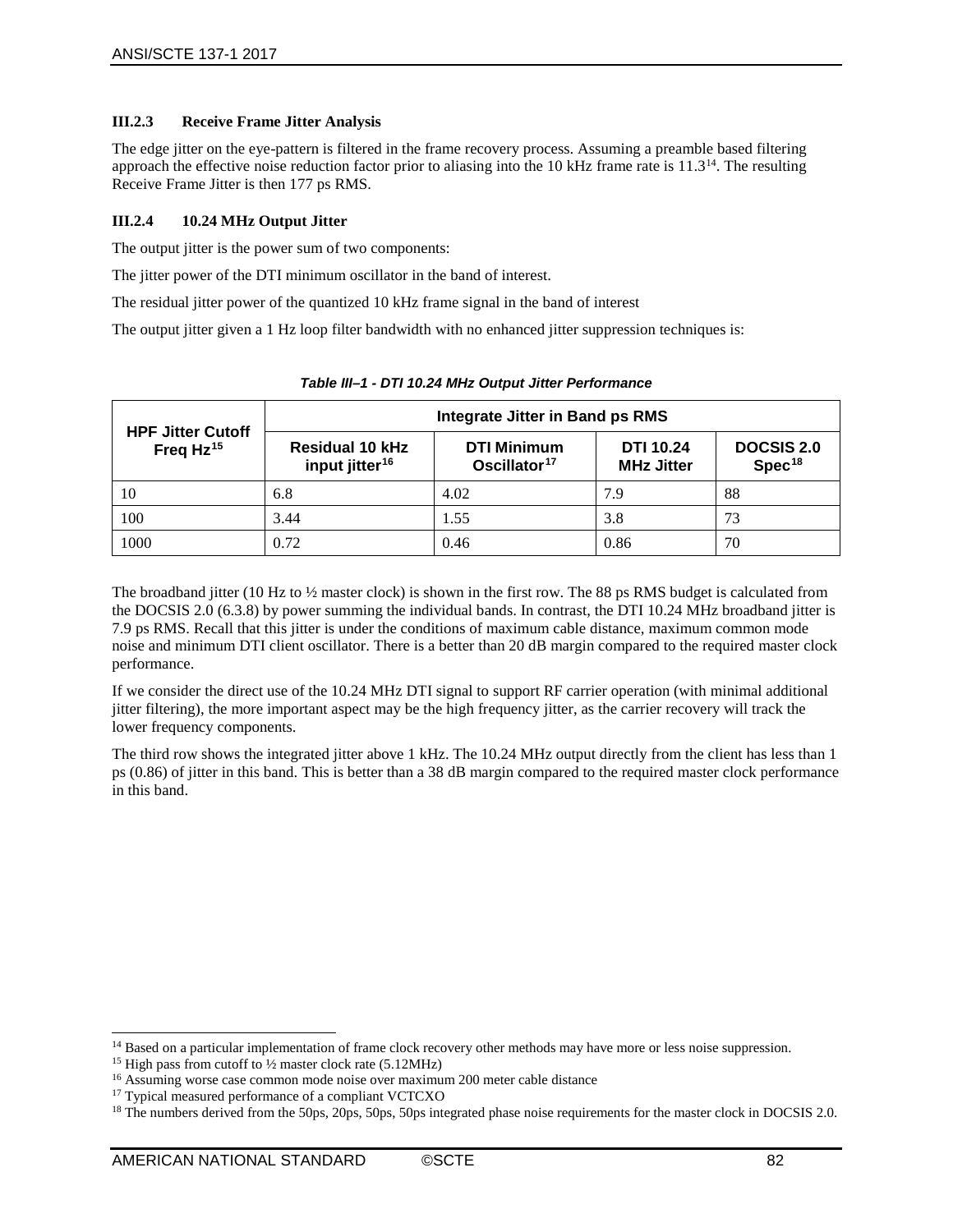### III.2.3 Receive Frame Jitter Analysis

The edge jitter on the eye-pattern is filtered in the frame recovery process. Assuming a preamble based filtering approach the effective noise reduction factor prior to aliasing into the 10 kHz frame rate is 11.3[14]. The resulting Receive Frame Jitter is then 177 ps RMS.

### III.2.4 10.24 MHz Output Jitter

The output jitter is the power sum of two components:

The jitter power of the DTI minimum oscillator in the band of interest.

The residual jitter power of the quantized 10 kHz frame signal in the band of interest

The output jitter given a 1 Hz loop filter bandwidth with no enhanced jitter suppression techniques is:

*Table III–1 - DTI 10.24 MHz Output Jitter Performance*

| HPF Jitter Cutoff Freq Hz[15] | Integrate Jitter in Band ps RMS | | | |
|---|---|---|---|---|
| | Residual 10 kHz input jitter[16] | DTI Minimum Oscillator[17] | DTI 10.24 MHz Jitter | DOCSIS 2.0 Spec[18] |
| 10 | 6.8 | 4.02 | 7.9 | 88 |
| 100 | 3.44 | 1.55 | 3.8 | 73 |
| 1000 | 0.72 | 0.46 | 0.86 | 70 |

The broadband jitter (10 Hz to ½ master clock) is shown in the first row. The 88 ps RMS budget is calculated from the DOCSIS 2.0 (6.3.8) by power summing the individual bands. In contrast, the DTI 10.24 MHz broadband jitter is 7.9 ps RMS. Recall that this jitter is under the conditions of maximum cable distance, maximum common mode noise and minimum DTI client oscillator. There is a better than 20 dB margin compared to the required master clock performance.

If we consider the direct use of the 10.24 MHz DTI signal to support RF carrier operation (with minimal additional jitter filtering), the more important aspect may be the high frequency jitter, as the carrier recovery will track the lower frequency components.

The third row shows the integrated jitter above 1 kHz. The 10.24 MHz output directly from the client has less than 1 ps (0.86) of jitter in this band. This is better than a 38 dB margin compared to the required master clock performance in this band.

---

[14] Based on a particular implementation of frame clock recovery other methods may have more or less noise suppression.

[15] High pass from cutoff to ½ master clock rate (5.12MHz)

[16] Assuming worse case common mode noise over maximum 200 meter cable distance

[17] Typical measured performance of a compliant VCTCXO

[18] The numbers derived from the 50ps, 20ps, 50ps, 50ps integrated phase noise requirements for the master clock in DOCSIS 2.0.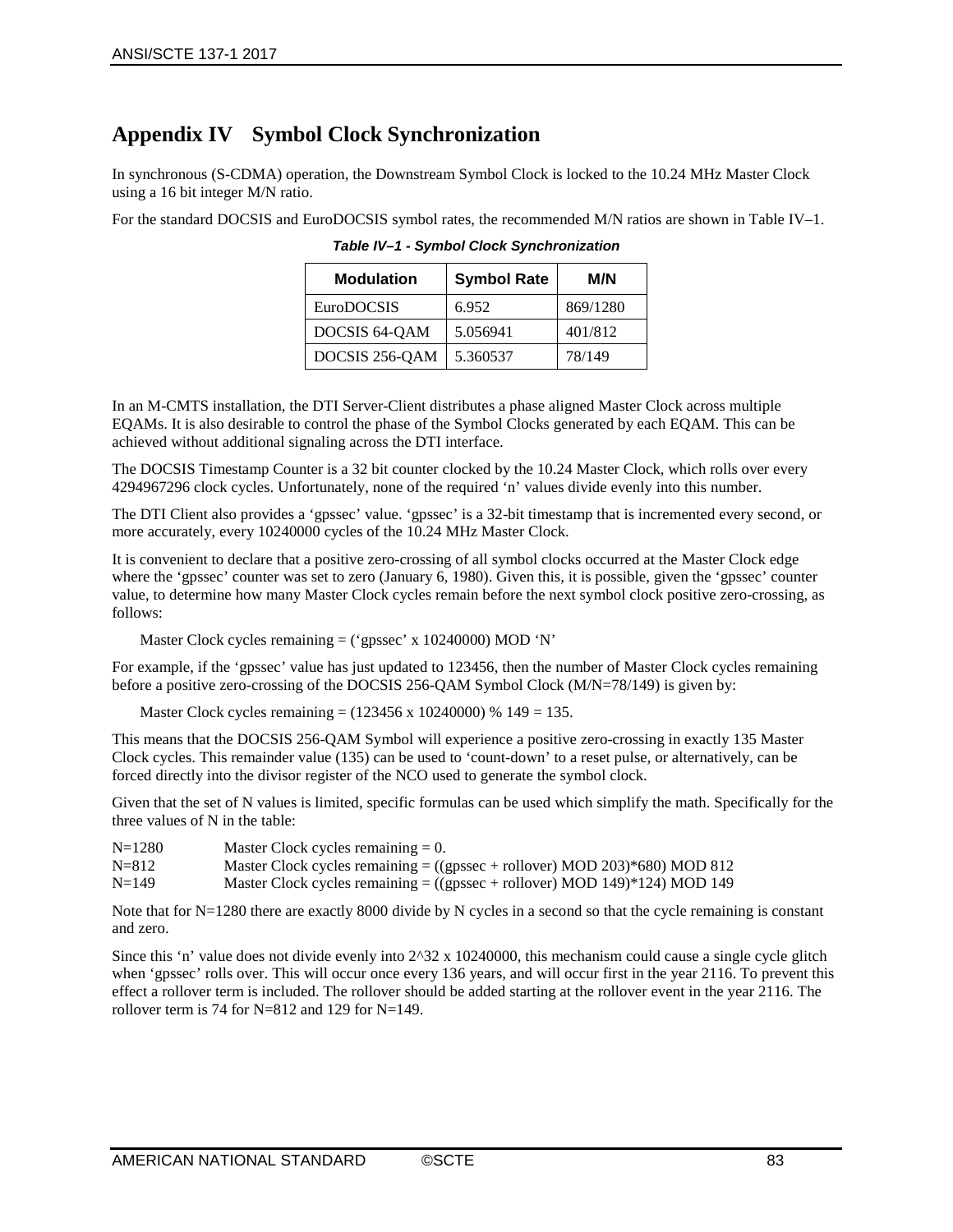# Appendix IV Symbol Clock Synchronization

In synchronous (S-CDMA) operation, the Downstream Symbol Clock is locked to the 10.24 MHz Master Clock using a 16 bit integer M/N ratio.

For the standard DOCSIS and EuroDOCSIS symbol rates, the recommended M/N ratios are shown in Table IV–1.

***Table IV–1 - Symbol Clock Synchronization***

| Modulation | Symbol Rate | M/N |
|---|---|---|
| EuroDOCSIS | 6.952 | 869/1280 |
| DOCSIS 64-QAM | 5.056941 | 401/812 |
| DOCSIS 256-QAM | 5.360537 | 78/149 |

In an M-CMTS installation, the DTI Server-Client distributes a phase aligned Master Clock across multiple EQAMs. It is also desirable to control the phase of the Symbol Clocks generated by each EQAM. This can be achieved without additional signaling across the DTI interface.

The DOCSIS Timestamp Counter is a 32 bit counter clocked by the 10.24 Master Clock, which rolls over every 4294967296 clock cycles. Unfortunately, none of the required 'n' values divide evenly into this number.

The DTI Client also provides a 'gpssec' value. 'gpssec' is a 32-bit timestamp that is incremented every second, or more accurately, every 10240000 cycles of the 10.24 MHz Master Clock.

It is convenient to declare that a positive zero-crossing of all symbol clocks occurred at the Master Clock edge where the 'gpssec' counter was set to zero (January 6, 1980). Given this, it is possible, given the 'gpssec' counter value, to determine how many Master Clock cycles remain before the next symbol clock positive zero-crossing, as follows:

> Master Clock cycles remaining = ('gpssec' x 10240000) MOD 'N'

For example, if the 'gpssec' value has just updated to 123456, then the number of Master Clock cycles remaining before a positive zero-crossing of the DOCSIS 256-QAM Symbol Clock (M/N=78/149) is given by:

> Master Clock cycles remaining = (123456 x 10240000) % 149 = 135.

This means that the DOCSIS 256-QAM Symbol will experience a positive zero-crossing in exactly 135 Master Clock cycles. This remainder value (135) can be used to 'count-down' to a reset pulse, or alternatively, can be forced directly into the divisor register of the NCO used to generate the symbol clock.

Given that the set of N values is limited, specific formulas can be used which simplify the math. Specifically for the three values of N in the table:

| | |
|---|---|
| N=1280 | Master Clock cycles remaining = 0. |
| N=812 | Master Clock cycles remaining = ((gpssec + rollover) MOD 203)*680) MOD 812 |
| N=149 | Master Clock cycles remaining = ((gpssec + rollover) MOD 149)*124) MOD 149 |

Note that for N=1280 there are exactly 8000 divide by N cycles in a second so that the cycle remaining is constant and zero.

Since this 'n' value does not divide evenly into 2^32 x 10240000, this mechanism could cause a single cycle glitch when 'gpssec' rolls over. This will occur once every 136 years, and will occur first in the year 2116. To prevent this effect a rollover term is included. The rollover should be added starting at the rollover event in the year 2116. The rollover term is 74 for N=812 and 129 for N=149.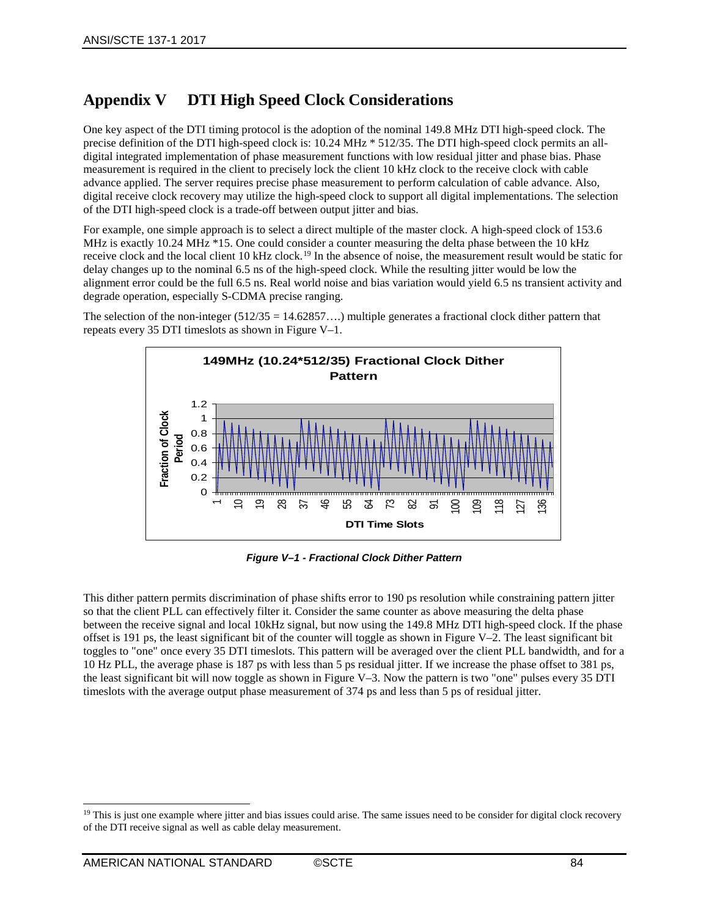# Appendix V DTI High Speed Clock Considerations

One key aspect of the DTI timing protocol is the adoption of the nominal 149.8 MHz DTI high-speed clock. The precise definition of the DTI high-speed clock is: 10.24 MHz * 512/35. The DTI high-speed clock permits an all-digital integrated implementation of phase measurement functions with low residual jitter and phase bias. Phase measurement is required in the client to precisely lock the client 10 kHz clock to the receive clock with cable advance applied. The server requires precise phase measurement to perform calculation of cable advance. Also, digital receive clock recovery may utilize the high-speed clock to support all digital implementations. The selection of the DTI high-speed clock is a trade-off between output jitter and bias.

For example, one simple approach is to select a direct multiple of the master clock. A high-speed clock of 153.6 MHz is exactly 10.24 MHz *15. One could consider a counter measuring the delta phase between the 10 kHz receive clock and the local client 10 kHz clock.[19] In the absence of noise, the measurement result would be static for delay changes up to the nominal 6.5 ns of the high-speed clock. While the resulting jitter would be low the alignment error could be the full 6.5 ns. Real world noise and bias variation would yield 6.5 ns transient activity and degrade operation, especially S-CDMA precise ranging.

The selection of the non-integer (512/35 = 14.62857….) multiple generates a fractional clock dither pattern that repeats every 35 DTI timeslots as shown in Figure V–1.

*Figure V–1 - Fractional Clock Dither Pattern*

This dither pattern permits discrimination of phase shifts error to 190 ps resolution while constraining pattern jitter so that the client PLL can effectively filter it. Consider the same counter as above measuring the delta phase between the receive signal and local 10kHz signal, but now using the 149.8 MHz DTI high-speed clock. If the phase offset is 191 ps, the least significant bit of the counter will toggle as shown in Figure V–2. The least significant bit toggles to "one" once every 35 DTI timeslots. This pattern will be averaged over the client PLL bandwidth, and for a 10 Hz PLL, the average phase is 187 ps with less than 5 ps residual jitter. If we increase the phase offset to 381 ps, the least significant bit will now toggle as shown in Figure V–3. Now the pattern is two "one" pulses every 35 DTI timeslots with the average output phase measurement of 374 ps and less than 5 ps of residual jitter.

[19] This is just one example where jitter and bias issues could arise. The same issues need to be consider for digital clock recovery of the DTI receive signal as well as cable delay measurement.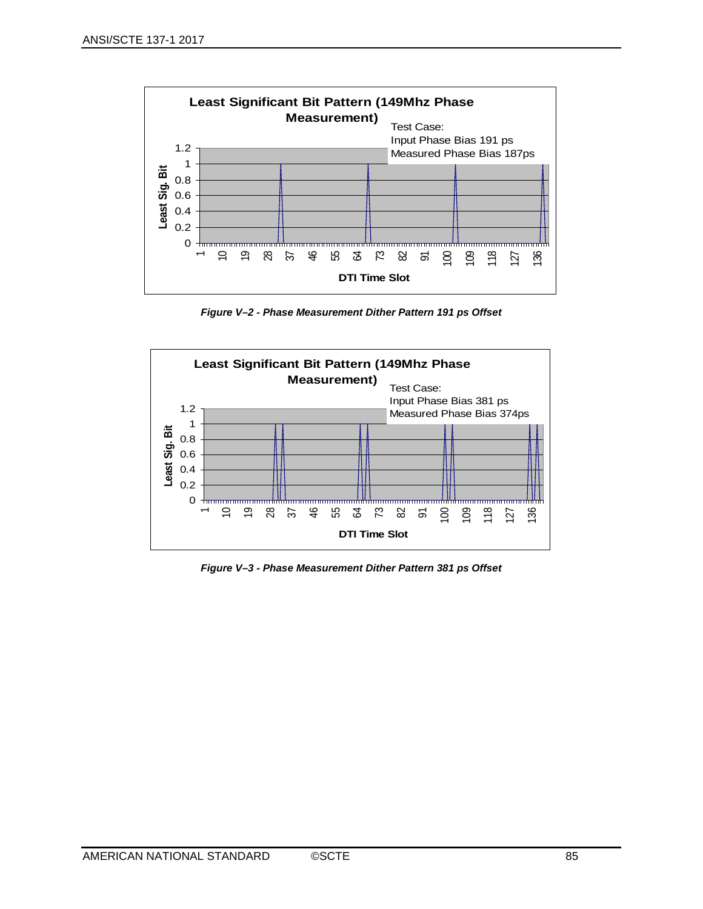Least Significant Bit Pattern (149Mhz Phase Measurement)

Test Case:
Input Phase Bias 191 ps
Measured Phase Bias 187ps

*Figure V–2 - Phase Measurement Dither Pattern 191 ps Offset*

Least Significant Bit Pattern (149Mhz Phase Measurement)

Test Case:
Input Phase Bias 381 ps
Measured Phase Bias 374ps

*Figure V–3 - Phase Measurement Dither Pattern 381 ps Offset*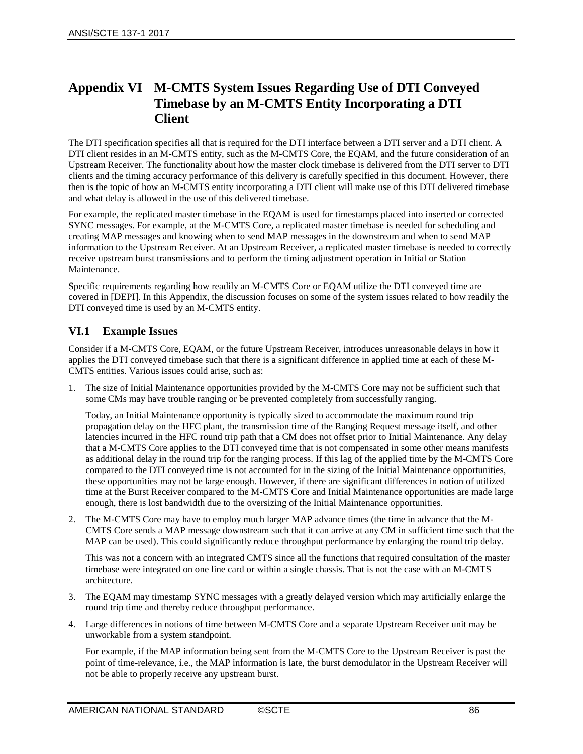# Appendix VI M-CMTS System Issues Regarding Use of DTI Conveyed Timebase by an M-CMTS Entity Incorporating a DTI Client

The DTI specification specifies all that is required for the DTI interface between a DTI server and a DTI client. A DTI client resides in an M-CMTS entity, such as the M-CMTS Core, the EQAM, and the future consideration of an Upstream Receiver. The functionality about how the master clock timebase is delivered from the DTI server to DTI clients and the timing accuracy performance of this delivery is carefully specified in this document. However, there then is the topic of how an M-CMTS entity incorporating a DTI client will make use of this DTI delivered timebase and what delay is allowed in the use of this delivered timebase.

For example, the replicated master timebase in the EQAM is used for timestamps placed into inserted or corrected SYNC messages. For example, at the M-CMTS Core, a replicated master timebase is needed for scheduling and creating MAP messages and knowing when to send MAP messages in the downstream and when to send MAP information to the Upstream Receiver. At an Upstream Receiver, a replicated master timebase is needed to correctly receive upstream burst transmissions and to perform the timing adjustment operation in Initial or Station Maintenance.

Specific requirements regarding how readily an M-CMTS Core or EQAM utilize the DTI conveyed time are covered in [DEPI]. In this Appendix, the discussion focuses on some of the system issues related to how readily the DTI conveyed time is used by an M-CMTS entity.

## VI.1 Example Issues

Consider if a M-CMTS Core, EQAM, or the future Upstream Receiver, introduces unreasonable delays in how it applies the DTI conveyed timebase such that there is a significant difference in applied time at each of these M-CMTS entities. Various issues could arise, such as:

1. The size of Initial Maintenance opportunities provided by the M-CMTS Core may not be sufficient such that some CMs may have trouble ranging or be prevented completely from successfully ranging.

   Today, an Initial Maintenance opportunity is typically sized to accommodate the maximum round trip propagation delay on the HFC plant, the transmission time of the Ranging Request message itself, and other latencies incurred in the HFC round trip path that a CM does not offset prior to Initial Maintenance. Any delay that a M-CMTS Core applies to the DTI conveyed time that is not compensated in some other means manifests as additional delay in the round trip for the ranging process. If this lag of the applied time by the M-CMTS Core compared to the DTI conveyed time is not accounted for in the sizing of the Initial Maintenance opportunities, these opportunities may not be large enough. However, if there are significant differences in notion of utilized time at the Burst Receiver compared to the M-CMTS Core and Initial Maintenance opportunities are made large enough, there is lost bandwidth due to the oversizing of the Initial Maintenance opportunities.

2. The M-CMTS Core may have to employ much larger MAP advance times (the time in advance that the M-CMTS Core sends a MAP message downstream such that it can arrive at any CM in sufficient time such that the MAP can be used). This could significantly reduce throughput performance by enlarging the round trip delay.

   This was not a concern with an integrated CMTS since all the functions that required consultation of the master timebase were integrated on one line card or within a single chassis. That is not the case with an M-CMTS architecture.

3. The EQAM may timestamp SYNC messages with a greatly delayed version which may artificially enlarge the round trip time and thereby reduce throughput performance.

4. Large differences in notions of time between M-CMTS Core and a separate Upstream Receiver unit may be unworkable from a system standpoint.

   For example, if the MAP information being sent from the M-CMTS Core to the Upstream Receiver is past the point of time-relevance, i.e., the MAP information is late, the burst demodulator in the Upstream Receiver will not be able to properly receive any upstream burst.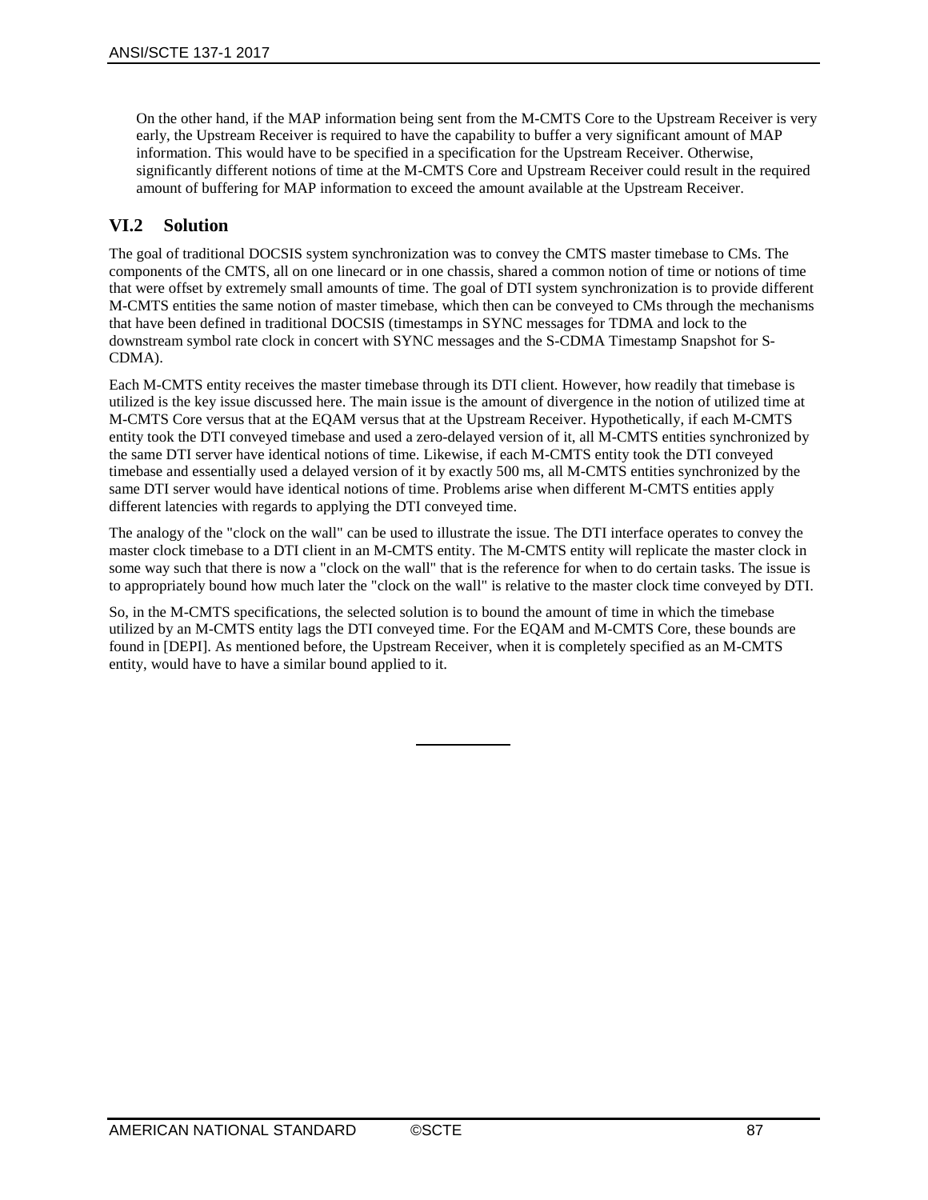On the other hand, if the MAP information being sent from the M-CMTS Core to the Upstream Receiver is very early, the Upstream Receiver is required to have the capability to buffer a very significant amount of MAP information. This would have to be specified in a specification for the Upstream Receiver. Otherwise, significantly different notions of time at the M-CMTS Core and Upstream Receiver could result in the required amount of buffering for MAP information to exceed the amount available at the Upstream Receiver.

## VI.2 Solution

The goal of traditional DOCSIS system synchronization was to convey the CMTS master timebase to CMs. The components of the CMTS, all on one linecard or in one chassis, shared a common notion of time or notions of time that were offset by extremely small amounts of time. The goal of DTI system synchronization is to provide different M-CMTS entities the same notion of master timebase, which then can be conveyed to CMs through the mechanisms that have been defined in traditional DOCSIS (timestamps in SYNC messages for TDMA and lock to the downstream symbol rate clock in concert with SYNC messages and the S-CDMA Timestamp Snapshot for S-CDMA).

Each M-CMTS entity receives the master timebase through its DTI client. However, how readily that timebase is utilized is the key issue discussed here. The main issue is the amount of divergence in the notion of utilized time at M-CMTS Core versus that at the EQAM versus that at the Upstream Receiver. Hypothetically, if each M-CMTS entity took the DTI conveyed timebase and used a zero-delayed version of it, all M-CMTS entities synchronized by the same DTI server have identical notions of time. Likewise, if each M-CMTS entity took the DTI conveyed timebase and essentially used a delayed version of it by exactly 500 ms, all M-CMTS entities synchronized by the same DTI server would have identical notions of time. Problems arise when different M-CMTS entities apply different latencies with regards to applying the DTI conveyed time.

The analogy of the "clock on the wall" can be used to illustrate the issue. The DTI interface operates to convey the master clock timebase to a DTI client in an M-CMTS entity. The M-CMTS entity will replicate the master clock in some way such that there is now a "clock on the wall" that is the reference for when to do certain tasks. The issue is to appropriately bound how much later the "clock on the wall" is relative to the master clock time conveyed by DTI.

So, in the M-CMTS specifications, the selected solution is to bound the amount of time in which the timebase utilized by an M-CMTS entity lags the DTI conveyed time. For the EQAM and M-CMTS Core, these bounds are found in [DEPI]. As mentioned before, the Upstream Receiver, when it is completely specified as an M-CMTS entity, would have to have a similar bound applied to it.